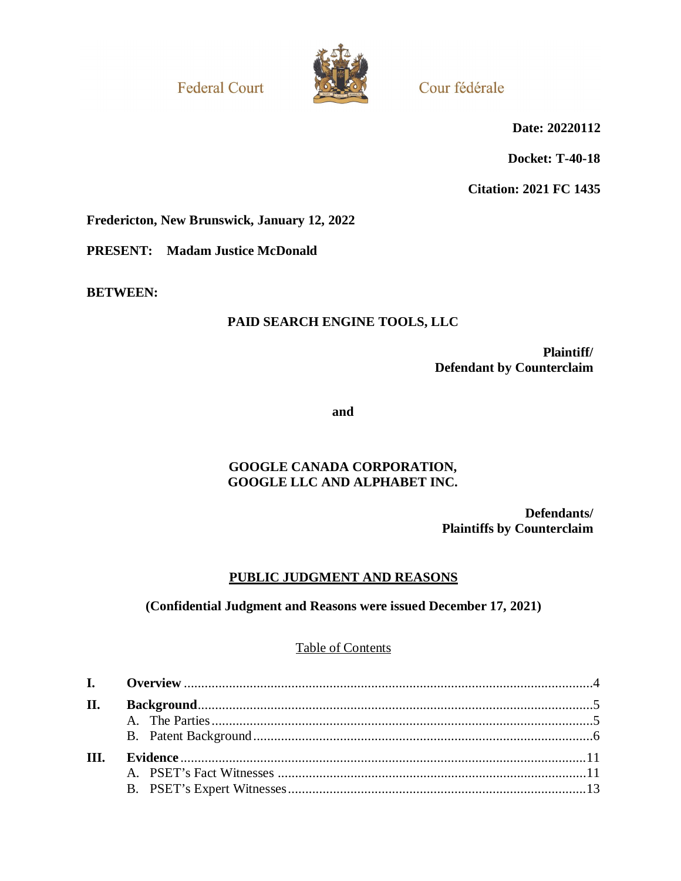Federal Court | Cour fédérale

**Date: 20220112**

**Docket: T-40-18**

**Citation: 2021 FC 1435**

**Fredericton, New Brunswick, January 12, 2022**

**PRESENT: Madam Justice McDonald**

**BETWEEN:**

**PAID SEARCH ENGINE TOOLS, LLC**

**Plaintiff/ Defendant by Counterclaim**

**and**

**GOOGLE CANADA CORPORATION, GOOGLE LLC AND ALPHABET INC.**

**Defendants/ Plaintiffs by Counterclaim**

**PUBLIC JUDGMENT AND REASONS**

**(Confidential Judgment and Reasons were issued December 17, 2021)**

Table of Contents

- **I. Overview** ....................................................................................................4
- **II. Background**................................................................................................5
  - A. The Parties ..............................................................................................5
  - B. Patent Background ..................................................................................6
- **III. Evidence** ..................................................................................................11
  - A. PSET's Fact Witnesses ..........................................................................11
  - B. PSET's Expert Witnesses .......................................................................13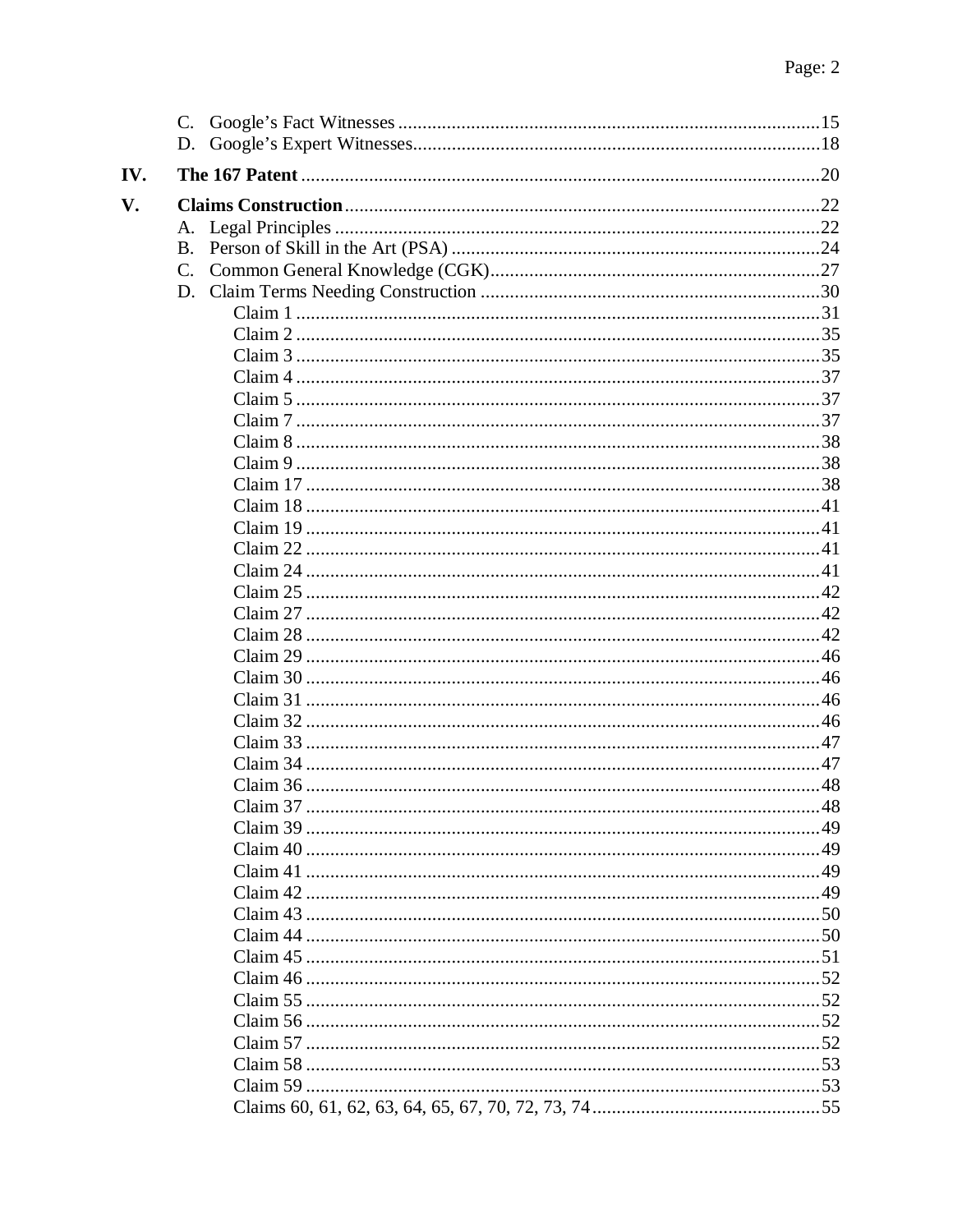- C. Google's Fact Witnesses ....................................................................................15
- D. Google's Expert Witnesses.................................................................................18

**IV. The 167 Patent** ..........................................................................................................20

**V. Claims Construction** ..................................................................................................22

- A. Legal Principles ..................................................................................................22
- B. Person of Skill in the Art (PSA) ..........................................................................24
- C. Common General Knowledge (CGK)..................................................................27
- D. Claim Terms Needing Construction ....................................................................30
  - Claim 1 ..........................................................................................................31
  - Claim 2 ..........................................................................................................35
  - Claim 3 ..........................................................................................................35
  - Claim 4 ..........................................................................................................37
  - Claim 5 ..........................................................................................................37
  - Claim 7 ..........................................................................................................37
  - Claim 8 ..........................................................................................................38
  - Claim 9 ..........................................................................................................38
  - Claim 17 ........................................................................................................38
  - Claim 18 ........................................................................................................41
  - Claim 19 ........................................................................................................41
  - Claim 22 ........................................................................................................41
  - Claim 24 ........................................................................................................41
  - Claim 25 ........................................................................................................42
  - Claim 27 ........................................................................................................42
  - Claim 28 ........................................................................................................42
  - Claim 29 ........................................................................................................46
  - Claim 30 ........................................................................................................46
  - Claim 31 ........................................................................................................46
  - Claim 32 ........................................................................................................46
  - Claim 33 ........................................................................................................47
  - Claim 34 ........................................................................................................47
  - Claim 36 ........................................................................................................48
  - Claim 37 ........................................................................................................48
  - Claim 39 ........................................................................................................49
  - Claim 40 ........................................................................................................49
  - Claim 41 ........................................................................................................49
  - Claim 42 ........................................................................................................49
  - Claim 43 ........................................................................................................50
  - Claim 44 ........................................................................................................50
  - Claim 45 ........................................................................................................51
  - Claim 46 ........................................................................................................52
  - Claim 55 ........................................................................................................52
  - Claim 56 ........................................................................................................52
  - Claim 57 ........................................................................................................52
  - Claim 58 ........................................................................................................53
  - Claim 59 ........................................................................................................53
  - Claims 60, 61, 62, 63, 64, 65, 67, 70, 72, 73, 74.............................................55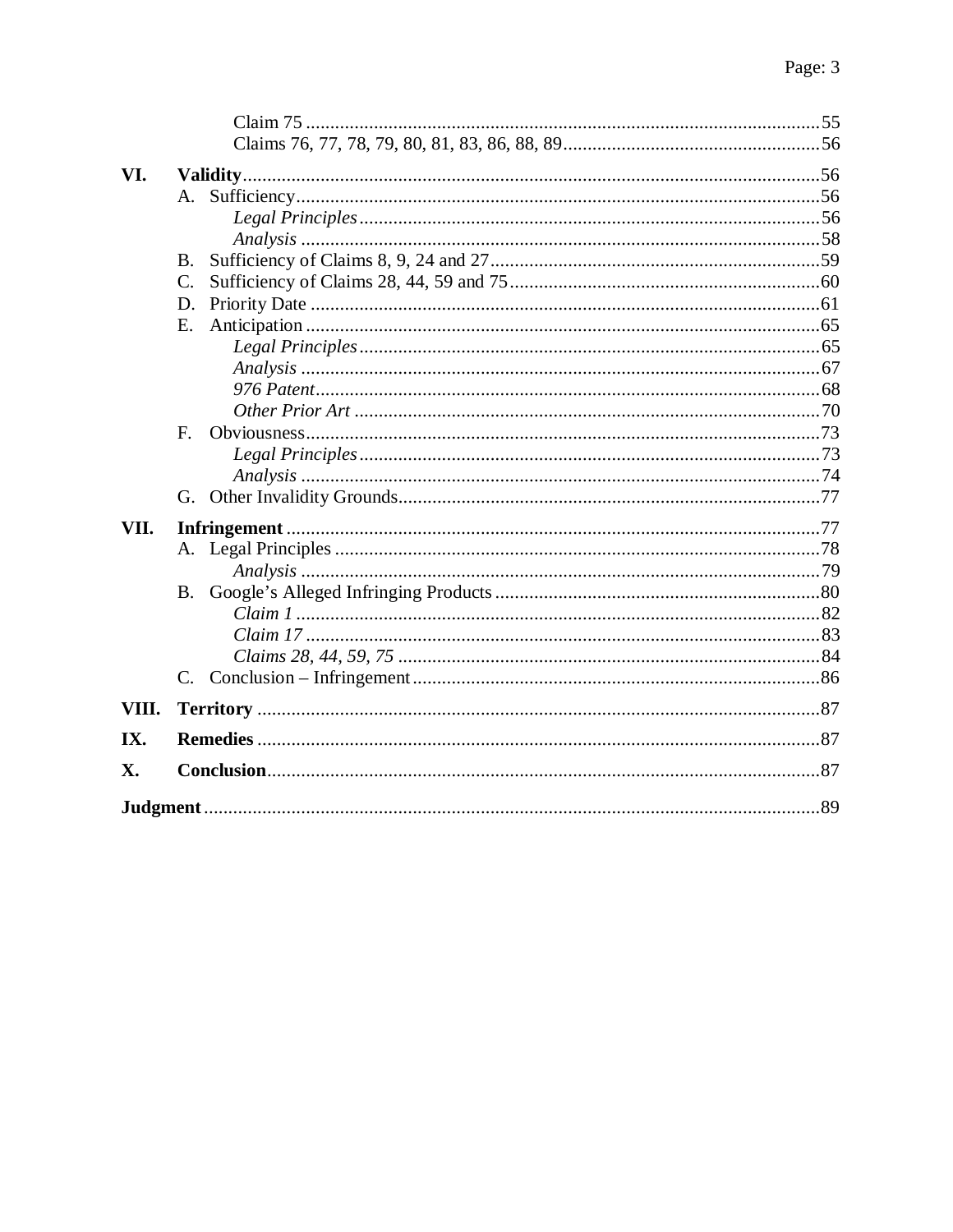Claim 75 ......... 55
Claims 76, 77, 78, 79, 80, 81, 83, 86, 88, 89 ......... 56

**VI. Validity** ......... 56

- A. Sufficiency ......... 56
  - *Legal Principles* ......... 56
  - *Analysis* ......... 58
- B. Sufficiency of Claims 8, 9, 24 and 27 ......... 59
- C. Sufficiency of Claims 28, 44, 59 and 75 ......... 60
- D. Priority Date ......... 61
- E. Anticipation ......... 65
  - *Legal Principles* ......... 65
  - *Analysis* ......... 67
  - *976 Patent* ......... 68
  - *Other Prior Art* ......... 70
- F. Obviousness ......... 73
  - *Legal Principles* ......... 73
  - *Analysis* ......... 74
- G. Other Invalidity Grounds ......... 77

**VII. Infringement** ......... 77

- A. Legal Principles ......... 78
  - *Analysis* ......... 79
- B. Google's Alleged Infringing Products ......... 80
  - *Claim 1* ......... 82
  - *Claim 17* ......... 83
  - *Claims 28, 44, 59, 75* ......... 84
- C. Conclusion – Infringement ......... 86

**VIII. Territory** ......... 87

**IX. Remedies** ......... 87

**X. Conclusion** ......... 87

**Judgment** ......... 89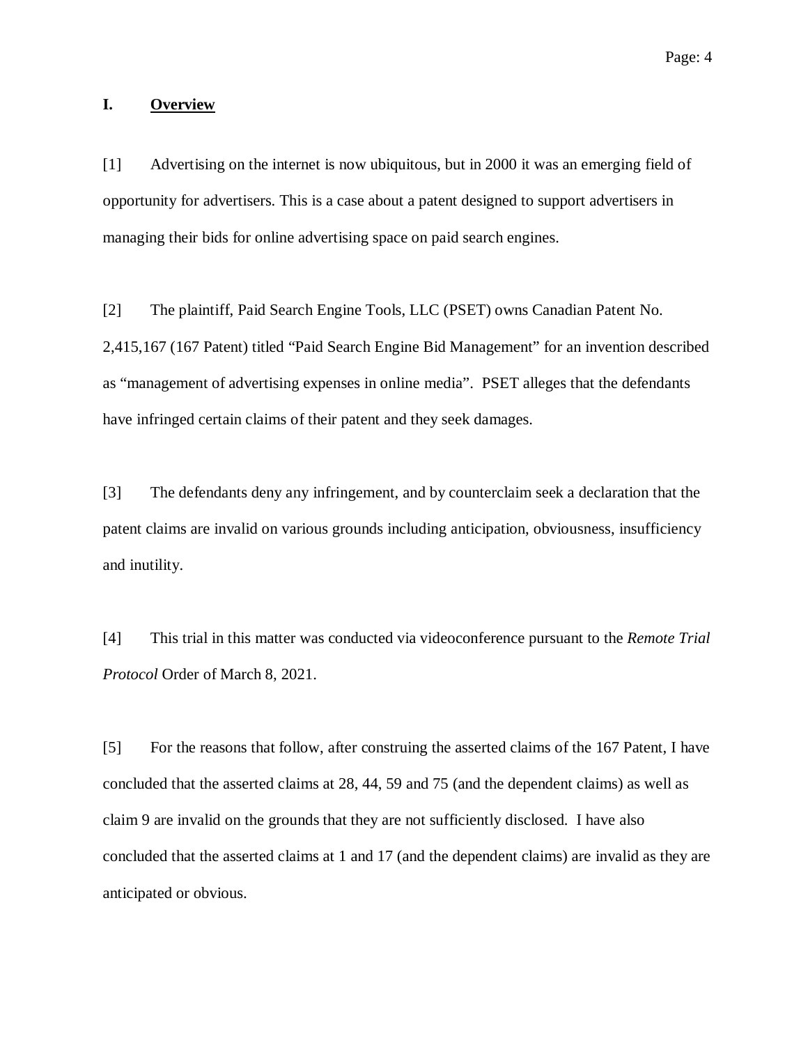## I. Overview

[1] Advertising on the internet is now ubiquitous, but in 2000 it was an emerging field of opportunity for advertisers. This is a case about a patent designed to support advertisers in managing their bids for online advertising space on paid search engines.

[2] The plaintiff, Paid Search Engine Tools, LLC (PSET) owns Canadian Patent No. 2,415,167 (167 Patent) titled "Paid Search Engine Bid Management" for an invention described as "management of advertising expenses in online media". PSET alleges that the defendants have infringed certain claims of their patent and they seek damages.

[3] The defendants deny any infringement, and by counterclaim seek a declaration that the patent claims are invalid on various grounds including anticipation, obviousness, insufficiency and inutility.

[4] This trial in this matter was conducted via videoconference pursuant to the *Remote Trial Protocol* Order of March 8, 2021.

[5] For the reasons that follow, after construing the asserted claims of the 167 Patent, I have concluded that the asserted claims at 28, 44, 59 and 75 (and the dependent claims) as well as claim 9 are invalid on the grounds that they are not sufficiently disclosed. I have also concluded that the asserted claims at 1 and 17 (and the dependent claims) are invalid as they are anticipated or obvious.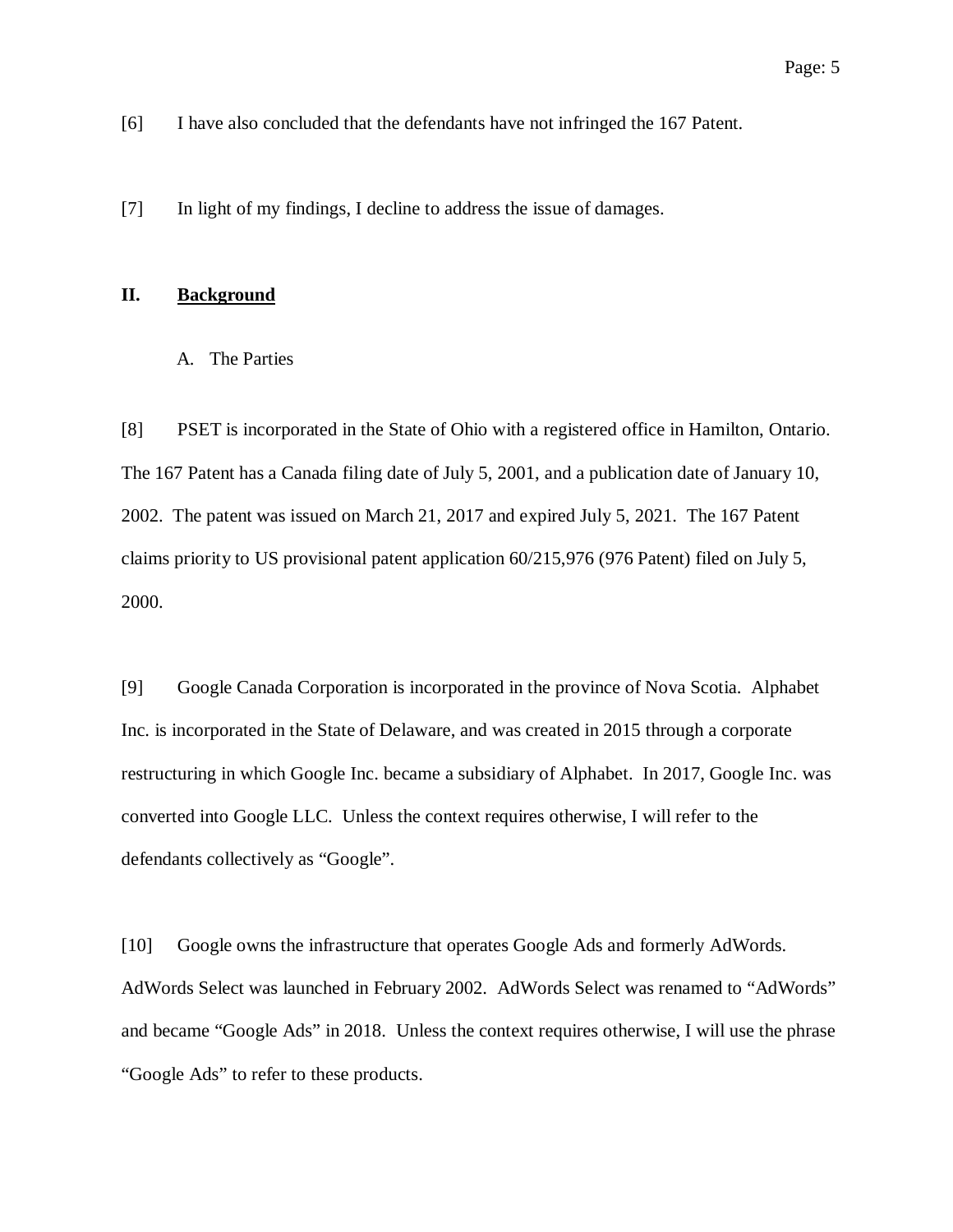[6] I have also concluded that the defendants have not infringed the 167 Patent.

[7] In light of my findings, I decline to address the issue of damages.

## II. **Background**

### A. The Parties

[8] PSET is incorporated in the State of Ohio with a registered office in Hamilton, Ontario. The 167 Patent has a Canada filing date of July 5, 2001, and a publication date of January 10, 2002. The patent was issued on March 21, 2017 and expired July 5, 2021. The 167 Patent claims priority to US provisional patent application 60/215,976 (976 Patent) filed on July 5, 2000.

[9] Google Canada Corporation is incorporated in the province of Nova Scotia. Alphabet Inc. is incorporated in the State of Delaware, and was created in 2015 through a corporate restructuring in which Google Inc. became a subsidiary of Alphabet. In 2017, Google Inc. was converted into Google LLC. Unless the context requires otherwise, I will refer to the defendants collectively as "Google".

[10] Google owns the infrastructure that operates Google Ads and formerly AdWords. AdWords Select was launched in February 2002. AdWords Select was renamed to "AdWords" and became "Google Ads" in 2018. Unless the context requires otherwise, I will use the phrase "Google Ads" to refer to these products.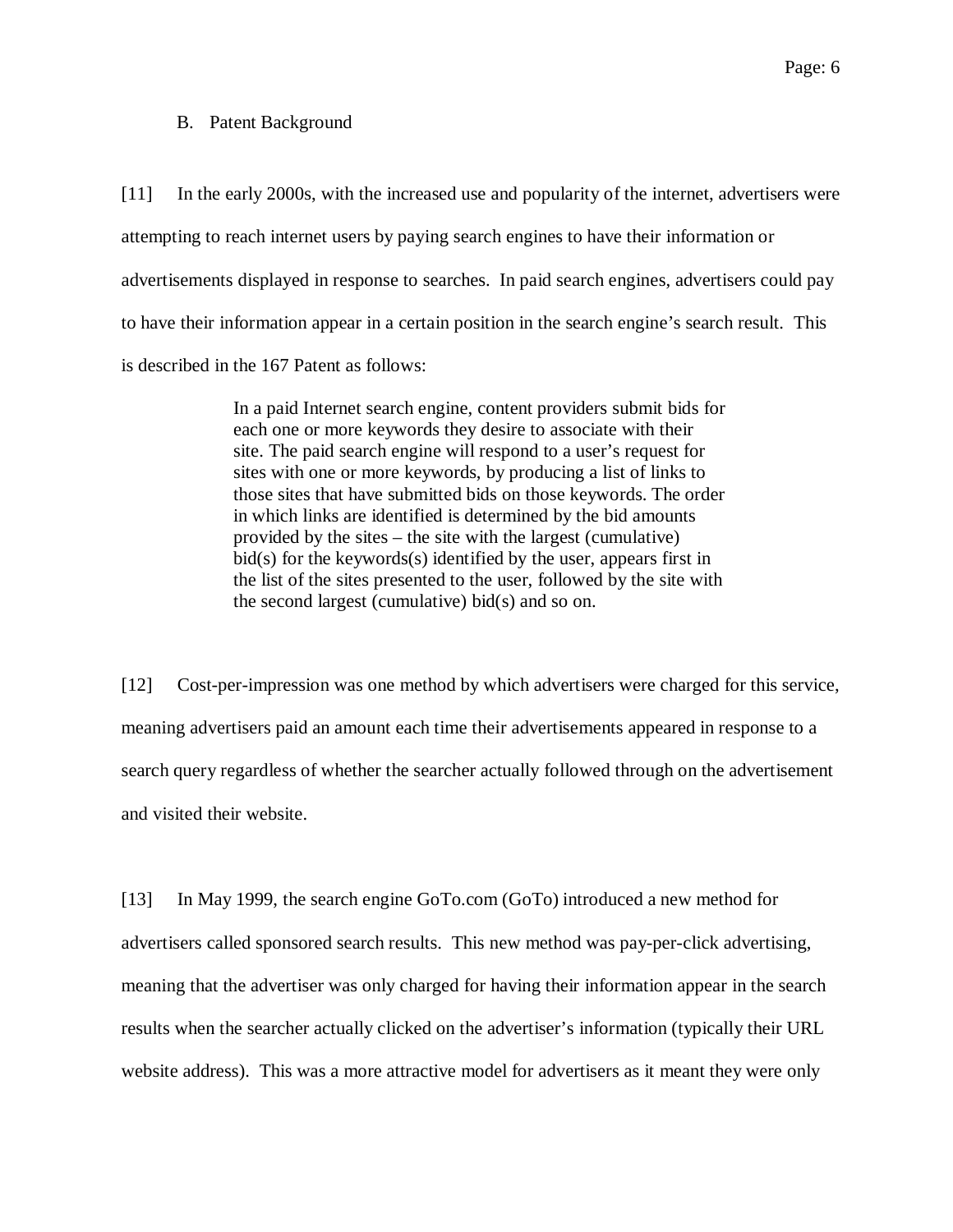### B. Patent Background

[11] In the early 2000s, with the increased use and popularity of the internet, advertisers were attempting to reach internet users by paying search engines to have their information or advertisements displayed in response to searches. In paid search engines, advertisers could pay to have their information appear in a certain position in the search engine's search result. This is described in the 167 Patent as follows:

> In a paid Internet search engine, content providers submit bids for each one or more keywords they desire to associate with their site. The paid search engine will respond to a user's request for sites with one or more keywords, by producing a list of links to those sites that have submitted bids on those keywords. The order in which links are identified is determined by the bid amounts provided by the sites – the site with the largest (cumulative) bid(s) for the keywords(s) identified by the user, appears first in the list of the sites presented to the user, followed by the site with the second largest (cumulative) bid(s) and so on.

[12] Cost-per-impression was one method by which advertisers were charged for this service, meaning advertisers paid an amount each time their advertisements appeared in response to a search query regardless of whether the searcher actually followed through on the advertisement and visited their website.

[13] In May 1999, the search engine GoTo.com (GoTo) introduced a new method for advertisers called sponsored search results. This new method was pay-per-click advertising, meaning that the advertiser was only charged for having their information appear in the search results when the searcher actually clicked on the advertiser's information (typically their URL website address). This was a more attractive model for advertisers as it meant they were only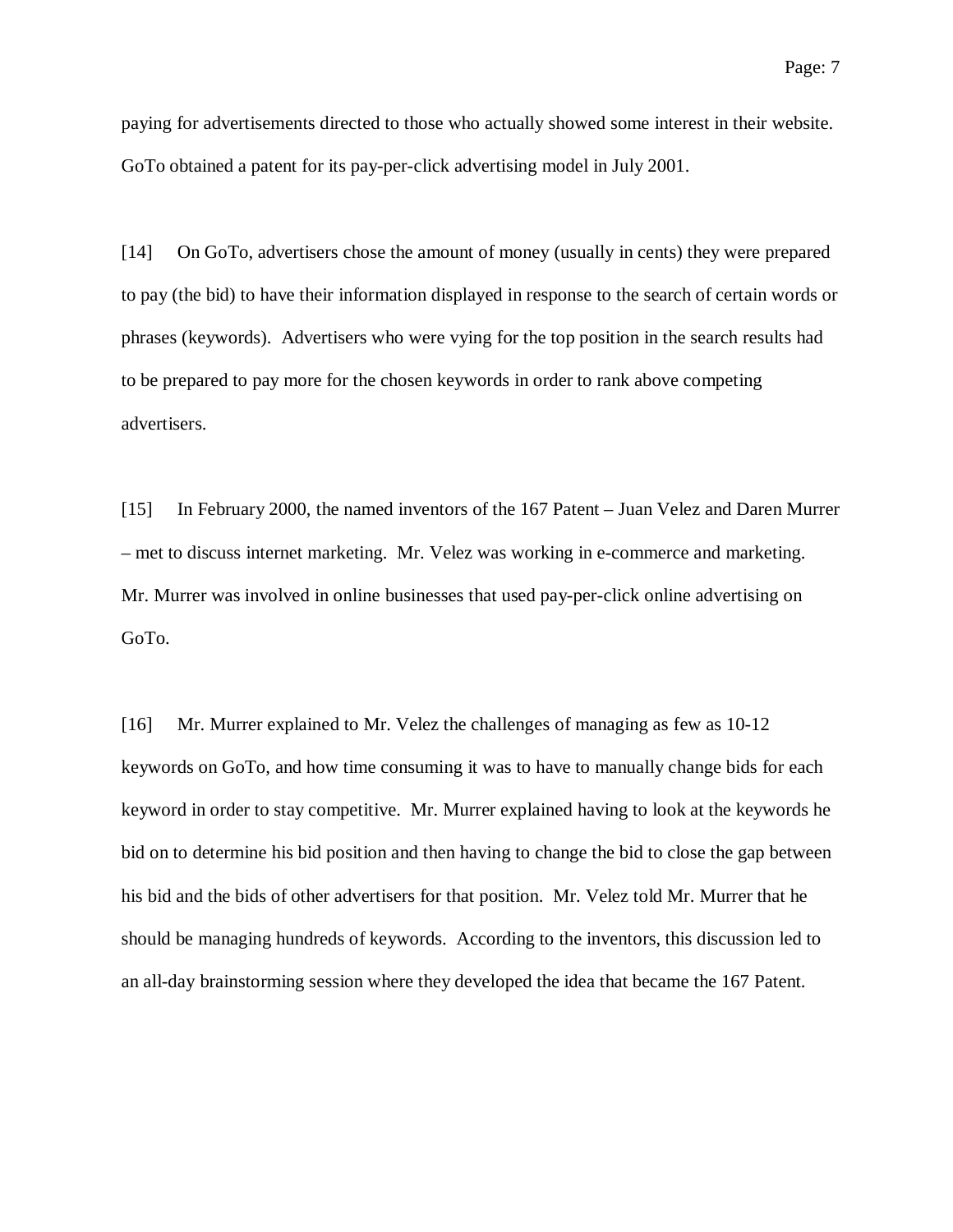paying for advertisements directed to those who actually showed some interest in their website. GoTo obtained a patent for its pay-per-click advertising model in July 2001.

[14] On GoTo, advertisers chose the amount of money (usually in cents) they were prepared to pay (the bid) to have their information displayed in response to the search of certain words or phrases (keywords). Advertisers who were vying for the top position in the search results had to be prepared to pay more for the chosen keywords in order to rank above competing advertisers.

[15] In February 2000, the named inventors of the 167 Patent – Juan Velez and Daren Murrer – met to discuss internet marketing. Mr. Velez was working in e-commerce and marketing. Mr. Murrer was involved in online businesses that used pay-per-click online advertising on GoTo.

[16] Mr. Murrer explained to Mr. Velez the challenges of managing as few as 10-12 keywords on GoTo, and how time consuming it was to have to manually change bids for each keyword in order to stay competitive. Mr. Murrer explained having to look at the keywords he bid on to determine his bid position and then having to change the bid to close the gap between his bid and the bids of other advertisers for that position. Mr. Velez told Mr. Murrer that he should be managing hundreds of keywords. According to the inventors, this discussion led to an all-day brainstorming session where they developed the idea that became the 167 Patent.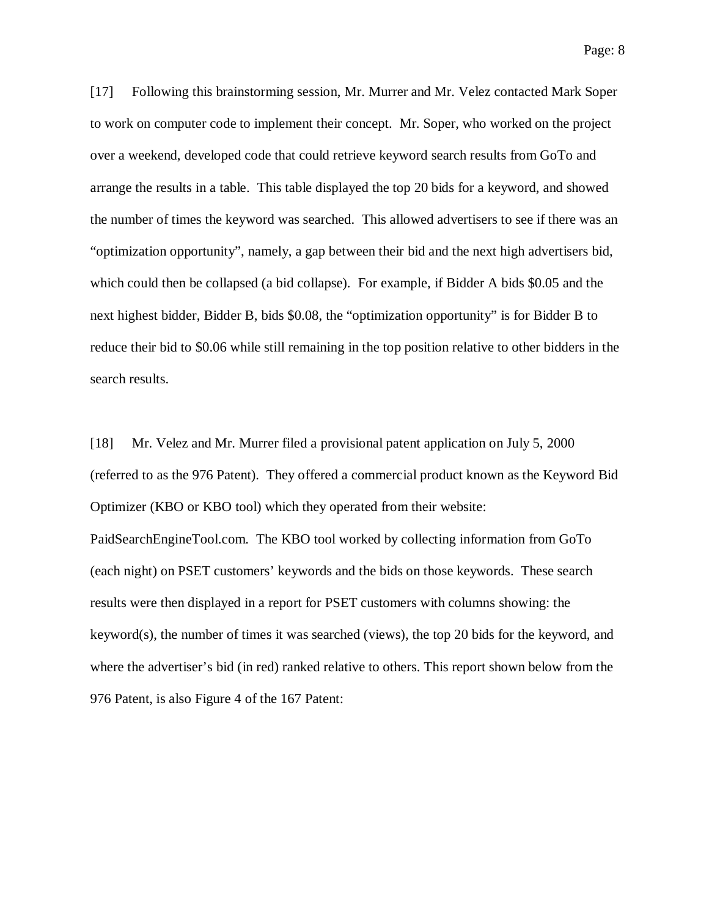[17] Following this brainstorming session, Mr. Murrer and Mr. Velez contacted Mark Soper to work on computer code to implement their concept. Mr. Soper, who worked on the project over a weekend, developed code that could retrieve keyword search results from GoTo and arrange the results in a table. This table displayed the top 20 bids for a keyword, and showed the number of times the keyword was searched. This allowed advertisers to see if there was an "optimization opportunity", namely, a gap between their bid and the next high advertisers bid, which could then be collapsed (a bid collapse). For example, if Bidder A bids $0.05 and the next highest bidder, Bidder B, bids $0.08, the "optimization opportunity" is for Bidder B to reduce their bid to $0.06 while still remaining in the top position relative to other bidders in the search results.

[18] Mr. Velez and Mr. Murrer filed a provisional patent application on July 5, 2000 (referred to as the 976 Patent). They offered a commercial product known as the Keyword Bid Optimizer (KBO or KBO tool) which they operated from their website: PaidSearchEngineTool.com. The KBO tool worked by collecting information from GoTo (each night) on PSET customers' keywords and the bids on those keywords. These search results were then displayed in a report for PSET customers with columns showing: the keyword(s), the number of times it was searched (views), the top 20 bids for the keyword, and where the advertiser's bid (in red) ranked relative to others. This report shown below from the 976 Patent, is also Figure 4 of the 167 Patent: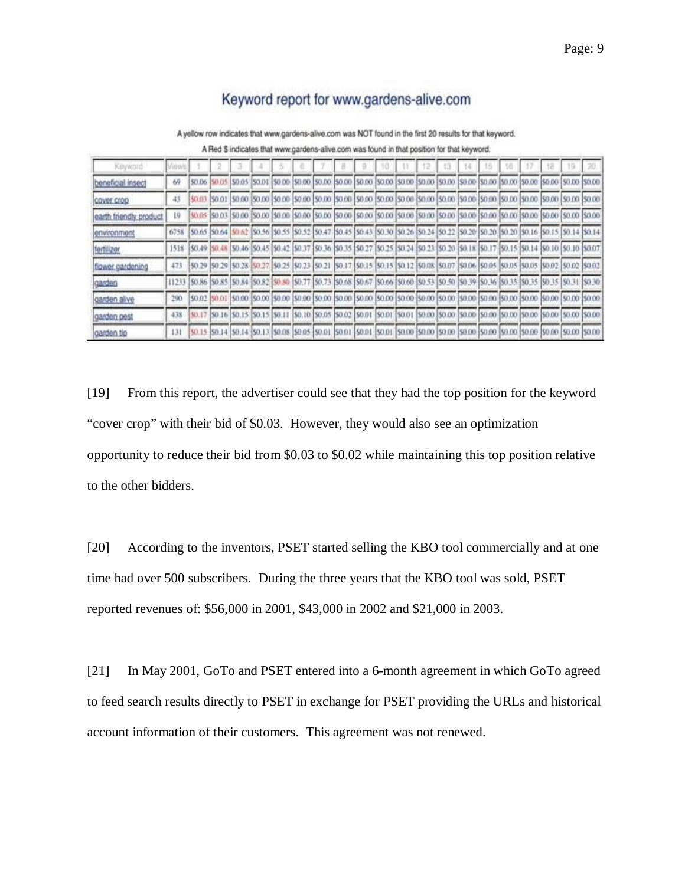## Keyword report for www.gardens-alive.com

A yellow row indicates that www.gardens-alive.com was NOT found in the first 20 results for that keyword.

A Red $ indicates that www.gardens-alive.com was found in that position for that keyword.

| Keyword | Views | 1 | 2 | 3 | 4 | 5 | 6 | 7 | 8 | 9 | 10 | 11 | 12 | 13 | 14 | 15 | 16 | 17 | 18 | 19 | 20 |
|---|---|---|---|---|---|---|---|---|---|---|---|---|---|---|---|---|---|---|---|---|---|
| beneficial insect | 69 | $0.06 | $0.05 | $0.05 | $0.01 | $0.00 | $0.00 | $0.00 | $0.00 | $0.00 | $0.00 | $0.00 | $0.00 | $0.00 | $0.00 | $0.00 | $0.00 | $0.00 | $0.00 | $0.00 | $0.00 |
| cover crop | 43 | $0.03 | $0.01 | $0.00 | $0.00 | $0.00 | $0.00 | $0.00 | $0.00 | $0.00 | $0.00 | $0.00 | $0.00 | $0.00 | $0.00 | $0.00 | $0.00 | $0.00 | $0.00 | $0.00 | $0.00 |
| earth friendly product | 19 | $0.05 | $0.03 | $0.00 | $0.00 | $0.00 | $0.00 | $0.00 | $0.00 | $0.00 | $0.00 | $0.00 | $0.00 | $0.00 | $0.00 | $0.00 | $0.00 | $0.00 | $0.00 | $0.00 | $0.00 |
| environment | 6758 | $0.65 | $0.64 | $0.62 | $0.56 | $0.55 | $0.52 | $0.47 | $0.45 | $0.43 | $0.30 | $0.26 | $0.24 | $0.22 | $0.20 | $0.20 | $0.20 | $0.16 | $0.15 | $0.14 | $0.14 |
| fertilizer | 1518 | $0.49 | $0.48 | $0.46 | $0.45 | $0.42 | $0.37 | $0.36 | $0.35 | $0.27 | $0.25 | $0.24 | $0.23 | $0.20 | $0.18 | $0.17 | $0.15 | $0.14 | $0.10 | $0.10 | $0.07 |
| flower gardening | 473 | $0.29 | $0.29 | $0.28 | $0.27 | $0.25 | $0.23 | $0.21 | $0.17 | $0.15 | $0.15 | $0.12 | $0.08 | $0.07 | $0.06 | $0.05 | $0.05 | $0.05 | $0.02 | $0.02 | $0.02 |
| garden | 11233 | $0.86 | $0.85 | $0.84 | $0.82 | $0.80 | $0.77 | $0.73 | $0.68 | $0.67 | $0.66 | $0.60 | $0.53 | $0.50 | $0.39 | $0.36 | $0.35 | $0.35 | $0.35 | $0.31 | $0.30 |
| garden alive | 290 | $0.02 | $0.01 | $0.00 | $0.00 | $0.00 | $0.00 | $0.00 | $0.00 | $0.00 | $0.00 | $0.00 | $0.00 | $0.00 | $0.00 | $0.00 | $0.00 | $0.00 | $0.00 | $0.00 | $0.00 |
| garden pest | 438 | $0.17 | $0.16 | $0.15 | $0.15 | $0.11 | $0.10 | $0.05 | $0.02 | $0.01 | $0.01 | $0.01 | $0.00 | $0.00 | $0.00 | $0.00 | $0.00 | $0.00 | $0.00 | $0.00 | $0.00 |
| garden tip | 131 | $0.15 | $0.14 | $0.14 | $0.13 | $0.08 | $0.05 | $0.01 | $0.01 | $0.01 | $0.01 | $0.00 | $0.00 | $0.00 | $0.00 | $0.00 | $0.00 | $0.00 | $0.00 | $0.00 | $0.00 |

[19] From this report, the advertiser could see that they had the top position for the keyword "cover crop" with their bid of $0.03. However, they would also see an optimization opportunity to reduce their bid from $0.03 to $0.02 while maintaining this top position relative to the other bidders.

[20] According to the inventors, PSET started selling the KBO tool commercially and at one time had over 500 subscribers. During the three years that the KBO tool was sold, PSET reported revenues of: $56,000 in 2001, $43,000 in 2002 and $21,000 in 2003.

[21] In May 2001, GoTo and PSET entered into a 6-month agreement in which GoTo agreed to feed search results directly to PSET in exchange for PSET providing the URLs and historical account information of their customers. This agreement was not renewed.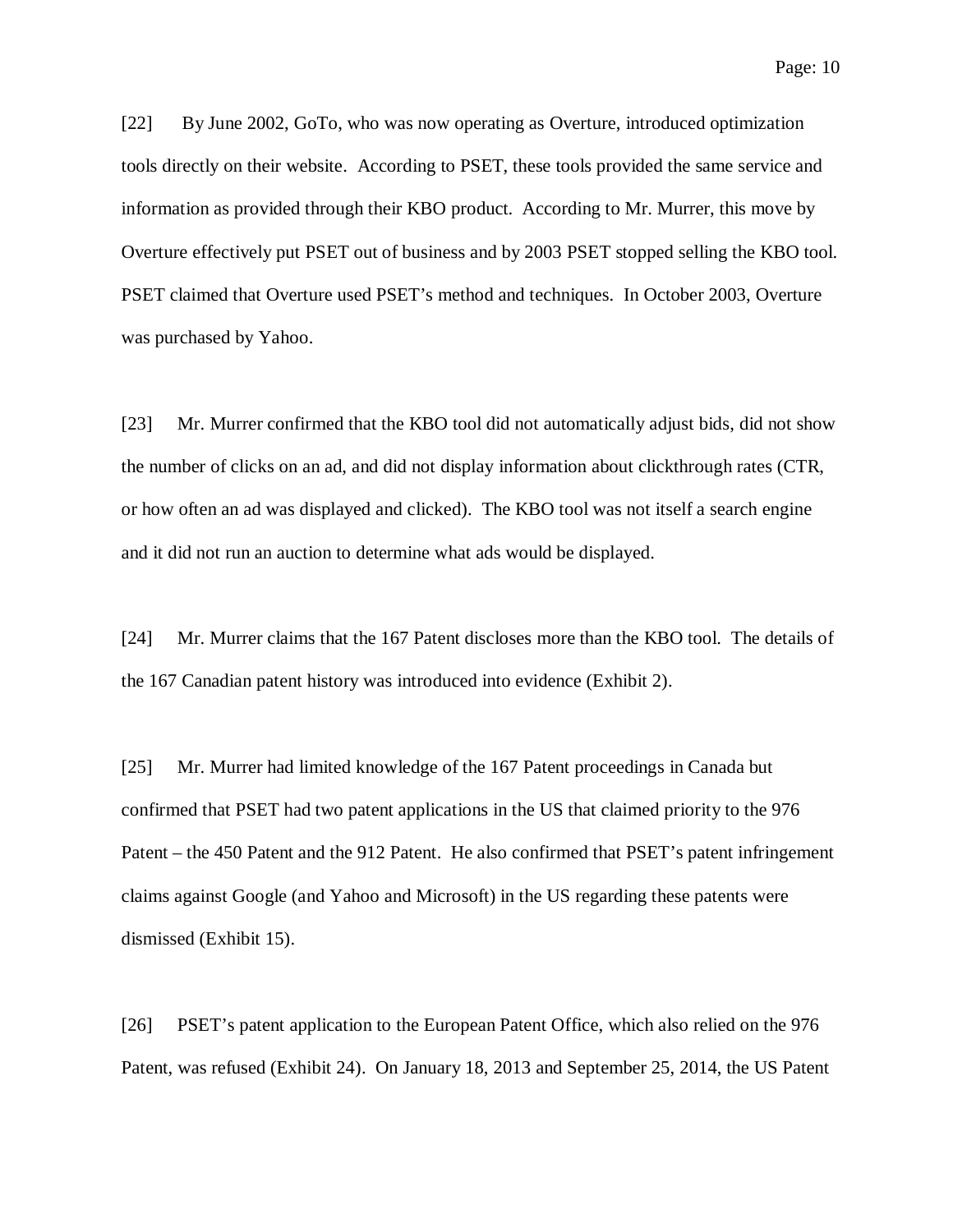[22] By June 2002, GoTo, who was now operating as Overture, introduced optimization tools directly on their website. According to PSET, these tools provided the same service and information as provided through their KBO product. According to Mr. Murrer, this move by Overture effectively put PSET out of business and by 2003 PSET stopped selling the KBO tool. PSET claimed that Overture used PSET's method and techniques. In October 2003, Overture was purchased by Yahoo.

[23] Mr. Murrer confirmed that the KBO tool did not automatically adjust bids, did not show the number of clicks on an ad, and did not display information about clickthrough rates (CTR, or how often an ad was displayed and clicked). The KBO tool was not itself a search engine and it did not run an auction to determine what ads would be displayed.

[24] Mr. Murrer claims that the 167 Patent discloses more than the KBO tool. The details of the 167 Canadian patent history was introduced into evidence (Exhibit 2).

[25] Mr. Murrer had limited knowledge of the 167 Patent proceedings in Canada but confirmed that PSET had two patent applications in the US that claimed priority to the 976 Patent – the 450 Patent and the 912 Patent. He also confirmed that PSET's patent infringement claims against Google (and Yahoo and Microsoft) in the US regarding these patents were dismissed (Exhibit 15).

[26] PSET's patent application to the European Patent Office, which also relied on the 976 Patent, was refused (Exhibit 24). On January 18, 2013 and September 25, 2014, the US Patent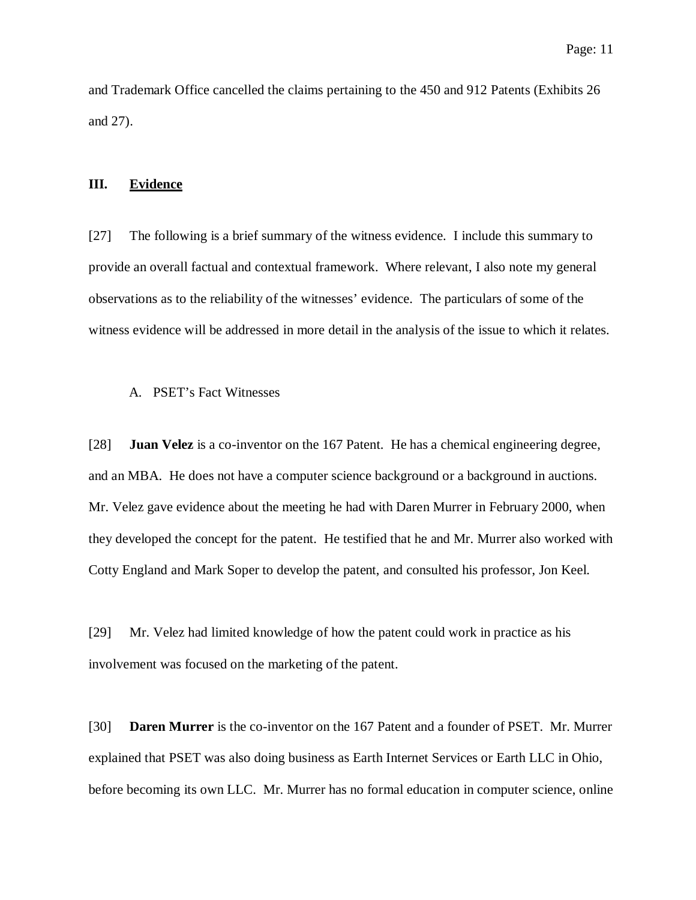and Trademark Office cancelled the claims pertaining to the 450 and 912 Patents (Exhibits 26 and 27).

## III. Evidence

[27] The following is a brief summary of the witness evidence. I include this summary to provide an overall factual and contextual framework. Where relevant, I also note my general observations as to the reliability of the witnesses' evidence. The particulars of some of the witness evidence will be addressed in more detail in the analysis of the issue to which it relates.

### A. PSET's Fact Witnesses

[28] **Juan Velez** is a co-inventor on the 167 Patent. He has a chemical engineering degree, and an MBA. He does not have a computer science background or a background in auctions. Mr. Velez gave evidence about the meeting he had with Daren Murrer in February 2000, when they developed the concept for the patent. He testified that he and Mr. Murrer also worked with Cotty England and Mark Soper to develop the patent, and consulted his professor, Jon Keel.

[29] Mr. Velez had limited knowledge of how the patent could work in practice as his involvement was focused on the marketing of the patent.

[30] **Daren Murrer** is the co-inventor on the 167 Patent and a founder of PSET. Mr. Murrer explained that PSET was also doing business as Earth Internet Services or Earth LLC in Ohio, before becoming its own LLC. Mr. Murrer has no formal education in computer science, online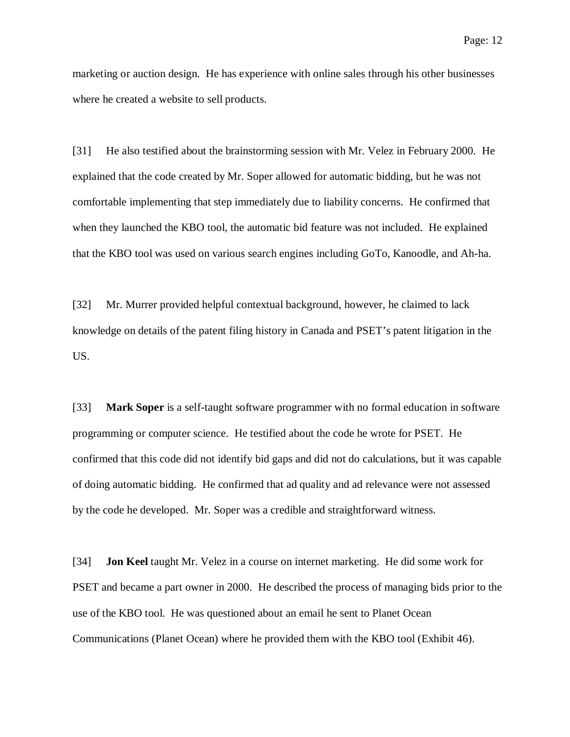marketing or auction design. He has experience with online sales through his other businesses where he created a website to sell products.

[31] He also testified about the brainstorming session with Mr. Velez in February 2000. He explained that the code created by Mr. Soper allowed for automatic bidding, but he was not comfortable implementing that step immediately due to liability concerns. He confirmed that when they launched the KBO tool, the automatic bid feature was not included. He explained that the KBO tool was used on various search engines including GoTo, Kanoodle, and Ah-ha.

[32] Mr. Murrer provided helpful contextual background, however, he claimed to lack knowledge on details of the patent filing history in Canada and PSET's patent litigation in the US.

[33] **Mark Soper** is a self-taught software programmer with no formal education in software programming or computer science. He testified about the code he wrote for PSET. He confirmed that this code did not identify bid gaps and did not do calculations, but it was capable of doing automatic bidding. He confirmed that ad quality and ad relevance were not assessed by the code he developed. Mr. Soper was a credible and straightforward witness.

[34] **Jon Keel** taught Mr. Velez in a course on internet marketing. He did some work for PSET and became a part owner in 2000. He described the process of managing bids prior to the use of the KBO tool. He was questioned about an email he sent to Planet Ocean Communications (Planet Ocean) where he provided them with the KBO tool (Exhibit 46).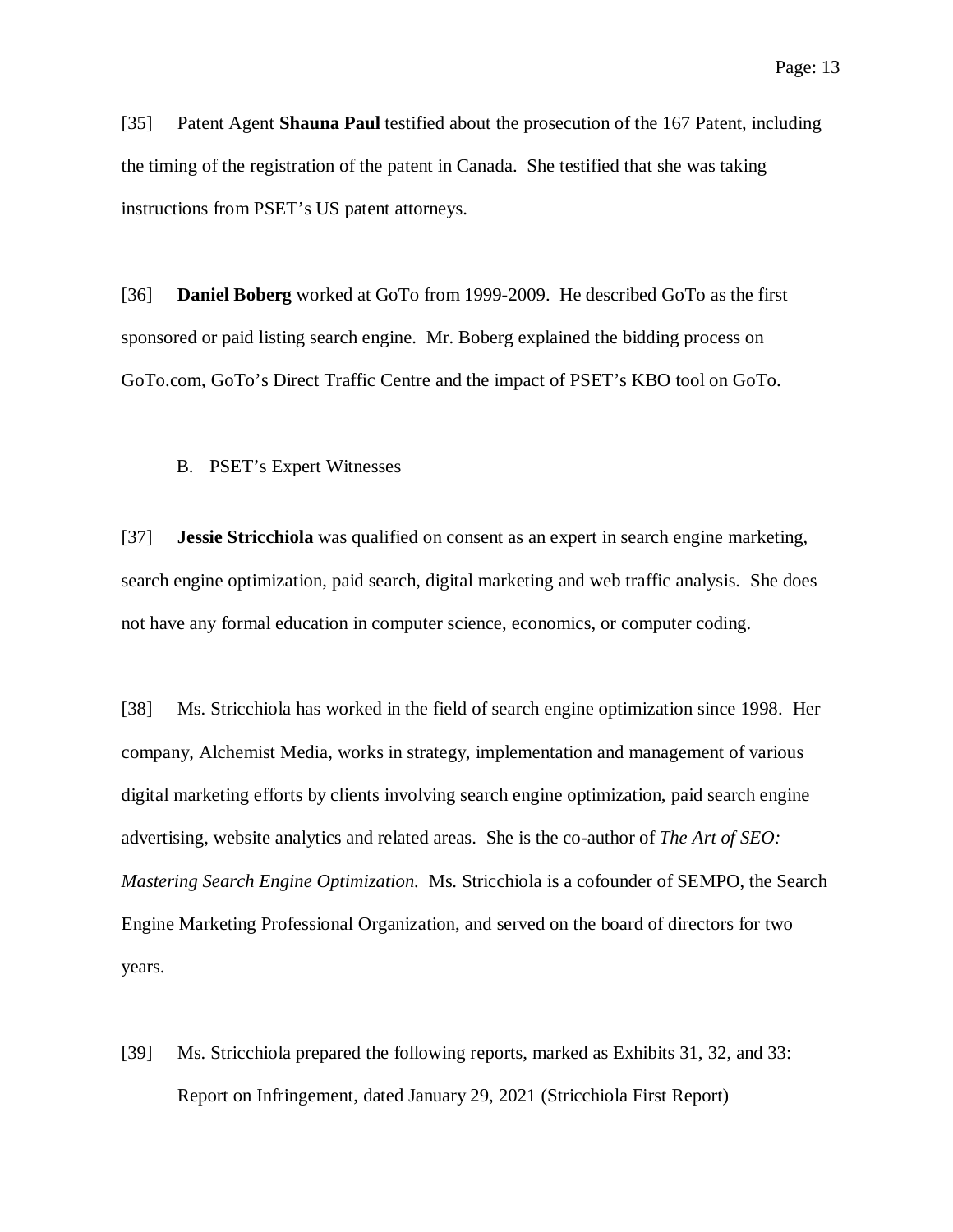[35] Patent Agent **Shauna Paul** testified about the prosecution of the 167 Patent, including the timing of the registration of the patent in Canada. She testified that she was taking instructions from PSET's US patent attorneys.

[36] **Daniel Boberg** worked at GoTo from 1999-2009. He described GoTo as the first sponsored or paid listing search engine. Mr. Boberg explained the bidding process on GoTo.com, GoTo's Direct Traffic Centre and the impact of PSET's KBO tool on GoTo.

### B. PSET's Expert Witnesses

[37] **Jessie Stricchiola** was qualified on consent as an expert in search engine marketing, search engine optimization, paid search, digital marketing and web traffic analysis. She does not have any formal education in computer science, economics, or computer coding.

[38] Ms. Stricchiola has worked in the field of search engine optimization since 1998. Her company, Alchemist Media, works in strategy, implementation and management of various digital marketing efforts by clients involving search engine optimization, paid search engine advertising, website analytics and related areas. She is the co-author of *The Art of SEO: Mastering Search Engine Optimization.* Ms. Stricchiola is a cofounder of SEMPO, the Search Engine Marketing Professional Organization, and served on the board of directors for two years.

[39] Ms. Stricchiola prepared the following reports, marked as Exhibits 31, 32, and 33:

Report on Infringement, dated January 29, 2021 (Stricchiola First Report)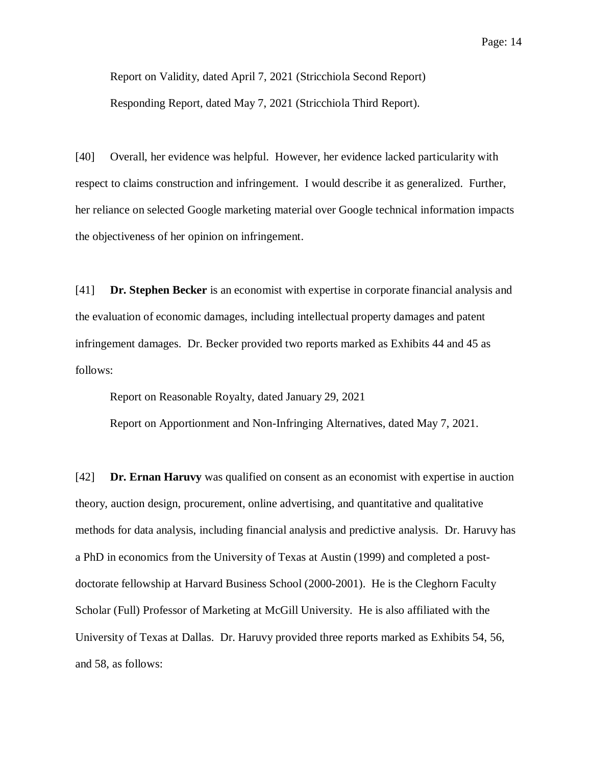Report on Validity, dated April 7, 2021 (Stricchiola Second Report)

Responding Report, dated May 7, 2021 (Stricchiola Third Report).

[40] Overall, her evidence was helpful. However, her evidence lacked particularity with respect to claims construction and infringement. I would describe it as generalized. Further, her reliance on selected Google marketing material over Google technical information impacts the objectiveness of her opinion on infringement.

[41] **Dr. Stephen Becker** is an economist with expertise in corporate financial analysis and the evaluation of economic damages, including intellectual property damages and patent infringement damages. Dr. Becker provided two reports marked as Exhibits 44 and 45 as follows:

Report on Reasonable Royalty, dated January 29, 2021

Report on Apportionment and Non-Infringing Alternatives, dated May 7, 2021.

[42] **Dr. Ernan Haruvy** was qualified on consent as an economist with expertise in auction theory, auction design, procurement, online advertising, and quantitative and qualitative methods for data analysis, including financial analysis and predictive analysis. Dr. Haruvy has a PhD in economics from the University of Texas at Austin (1999) and completed a post-doctorate fellowship at Harvard Business School (2000-2001). He is the Cleghorn Faculty Scholar (Full) Professor of Marketing at McGill University. He is also affiliated with the University of Texas at Dallas. Dr. Haruvy provided three reports marked as Exhibits 54, 56, and 58, as follows: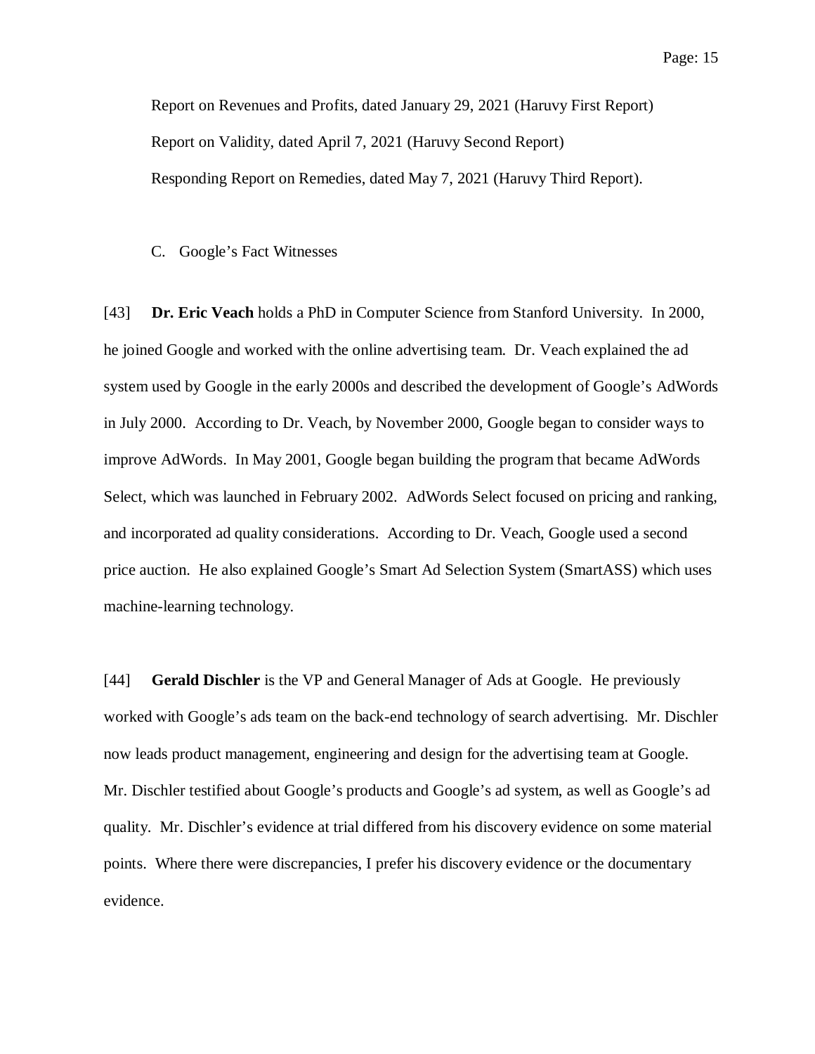Report on Revenues and Profits, dated January 29, 2021 (Haruvy First Report)

Report on Validity, dated April 7, 2021 (Haruvy Second Report)

Responding Report on Remedies, dated May 7, 2021 (Haruvy Third Report).

### C. Google's Fact Witnesses

[43] **Dr. Eric Veach** holds a PhD in Computer Science from Stanford University. In 2000, he joined Google and worked with the online advertising team. Dr. Veach explained the ad system used by Google in the early 2000s and described the development of Google's AdWords in July 2000. According to Dr. Veach, by November 2000, Google began to consider ways to improve AdWords. In May 2001, Google began building the program that became AdWords Select, which was launched in February 2002. AdWords Select focused on pricing and ranking, and incorporated ad quality considerations. According to Dr. Veach, Google used a second price auction. He also explained Google's Smart Ad Selection System (SmartASS) which uses machine-learning technology.

[44] **Gerald Dischler** is the VP and General Manager of Ads at Google. He previously worked with Google's ads team on the back-end technology of search advertising. Mr. Dischler now leads product management, engineering and design for the advertising team at Google. Mr. Dischler testified about Google's products and Google's ad system, as well as Google's ad quality. Mr. Dischler's evidence at trial differed from his discovery evidence on some material points. Where there were discrepancies, I prefer his discovery evidence or the documentary evidence.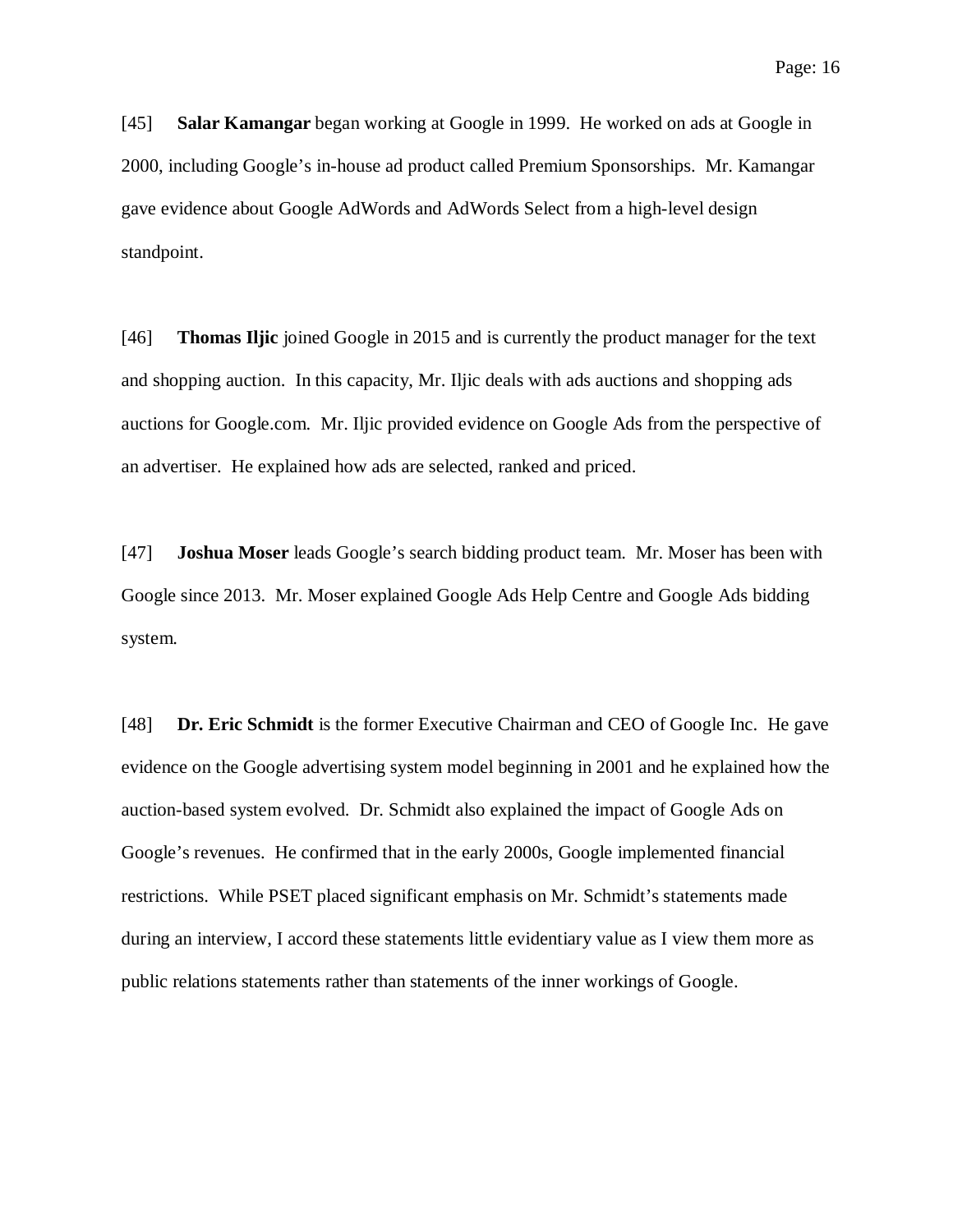[45] **Salar Kamangar** began working at Google in 1999. He worked on ads at Google in 2000, including Google's in-house ad product called Premium Sponsorships. Mr. Kamangar gave evidence about Google AdWords and AdWords Select from a high-level design standpoint.

[46] **Thomas Iljic** joined Google in 2015 and is currently the product manager for the text and shopping auction. In this capacity, Mr. Iljic deals with ads auctions and shopping ads auctions for Google.com. Mr. Iljic provided evidence on Google Ads from the perspective of an advertiser. He explained how ads are selected, ranked and priced.

[47] **Joshua Moser** leads Google's search bidding product team. Mr. Moser has been with Google since 2013. Mr. Moser explained Google Ads Help Centre and Google Ads bidding system.

[48] **Dr. Eric Schmidt** is the former Executive Chairman and CEO of Google Inc. He gave evidence on the Google advertising system model beginning in 2001 and he explained how the auction-based system evolved. Dr. Schmidt also explained the impact of Google Ads on Google's revenues. He confirmed that in the early 2000s, Google implemented financial restrictions. While PSET placed significant emphasis on Mr. Schmidt's statements made during an interview, I accord these statements little evidentiary value as I view them more as public relations statements rather than statements of the inner workings of Google.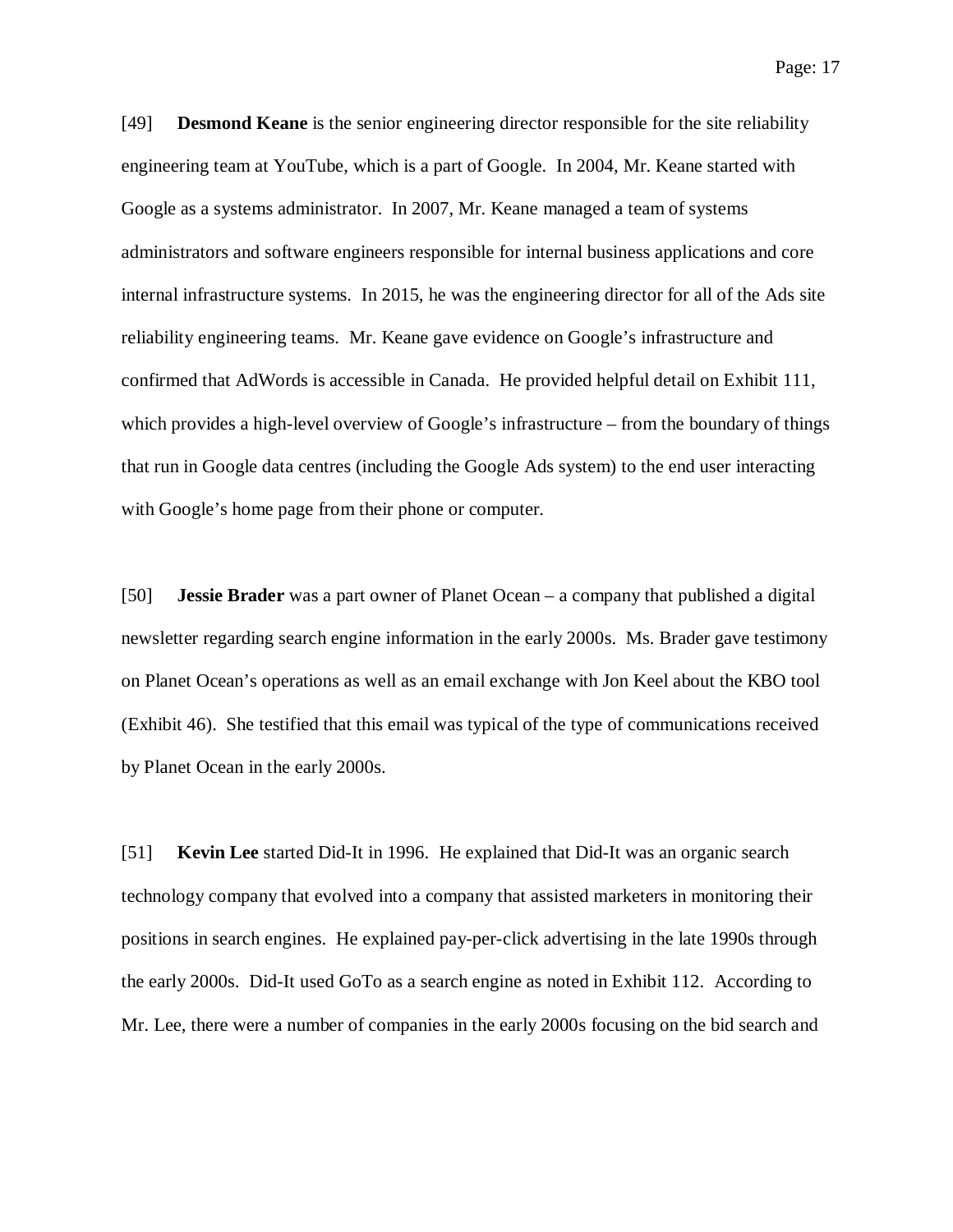[49] **Desmond Keane** is the senior engineering director responsible for the site reliability engineering team at YouTube, which is a part of Google. In 2004, Mr. Keane started with Google as a systems administrator. In 2007, Mr. Keane managed a team of systems administrators and software engineers responsible for internal business applications and core internal infrastructure systems. In 2015, he was the engineering director for all of the Ads site reliability engineering teams. Mr. Keane gave evidence on Google's infrastructure and confirmed that AdWords is accessible in Canada. He provided helpful detail on Exhibit 111, which provides a high-level overview of Google's infrastructure – from the boundary of things that run in Google data centres (including the Google Ads system) to the end user interacting with Google's home page from their phone or computer.

[50] **Jessie Brader** was a part owner of Planet Ocean – a company that published a digital newsletter regarding search engine information in the early 2000s. Ms. Brader gave testimony on Planet Ocean's operations as well as an email exchange with Jon Keel about the KBO tool (Exhibit 46). She testified that this email was typical of the type of communications received by Planet Ocean in the early 2000s.

[51] **Kevin Lee** started Did-It in 1996. He explained that Did-It was an organic search technology company that evolved into a company that assisted marketers in monitoring their positions in search engines. He explained pay-per-click advertising in the late 1990s through the early 2000s. Did-It used GoTo as a search engine as noted in Exhibit 112. According to Mr. Lee, there were a number of companies in the early 2000s focusing on the bid search and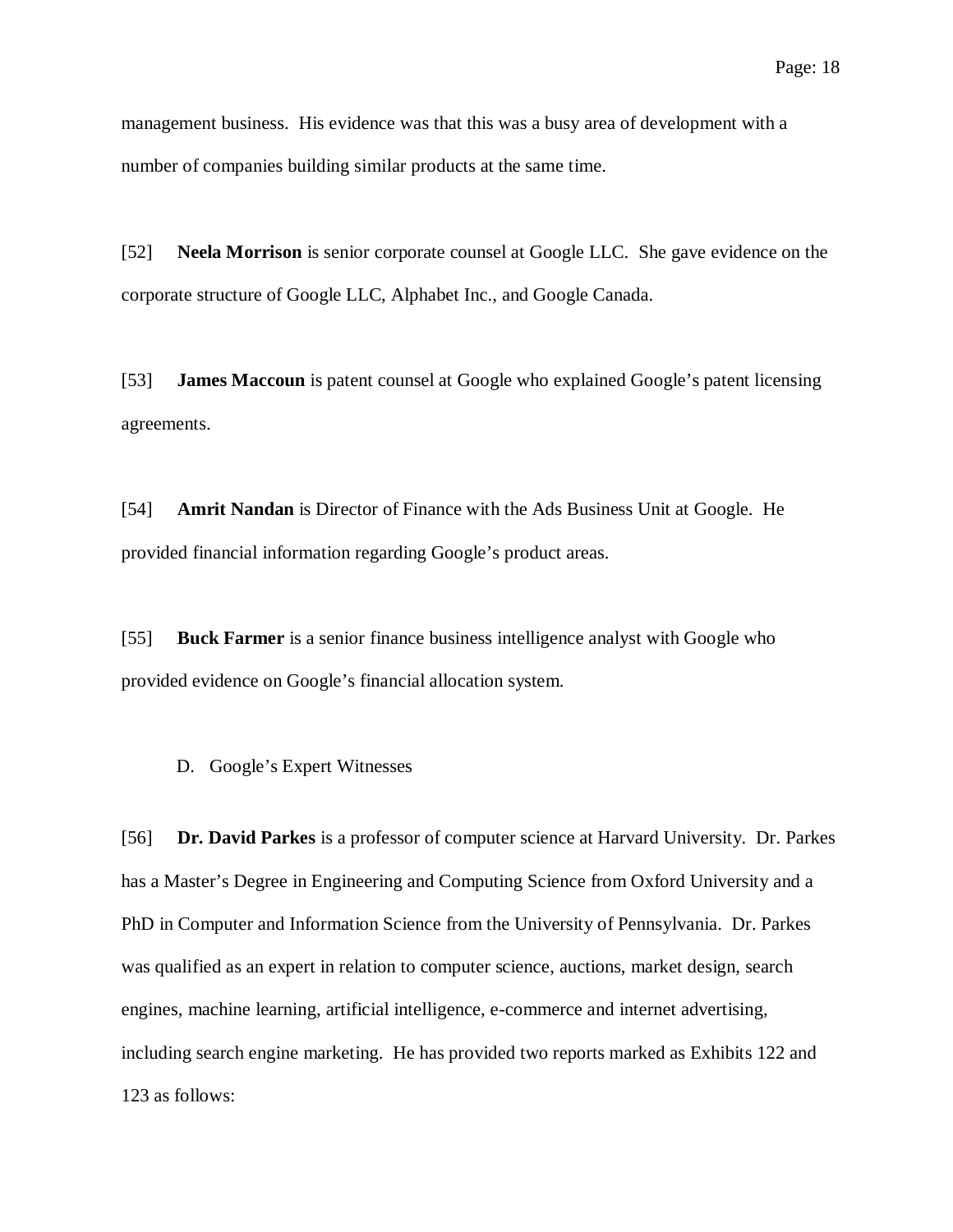management business. His evidence was that this was a busy area of development with a number of companies building similar products at the same time.

[52] **Neela Morrison** is senior corporate counsel at Google LLC. She gave evidence on the corporate structure of Google LLC, Alphabet Inc., and Google Canada.

[53] **James Maccoun** is patent counsel at Google who explained Google's patent licensing agreements.

[54] **Amrit Nandan** is Director of Finance with the Ads Business Unit at Google. He provided financial information regarding Google's product areas.

[55] **Buck Farmer** is a senior finance business intelligence analyst with Google who provided evidence on Google's financial allocation system.

### D. Google's Expert Witnesses

[56] **Dr. David Parkes** is a professor of computer science at Harvard University. Dr. Parkes has a Master's Degree in Engineering and Computing Science from Oxford University and a PhD in Computer and Information Science from the University of Pennsylvania. Dr. Parkes was qualified as an expert in relation to computer science, auctions, market design, search engines, machine learning, artificial intelligence, e-commerce and internet advertising, including search engine marketing. He has provided two reports marked as Exhibits 122 and 123 as follows: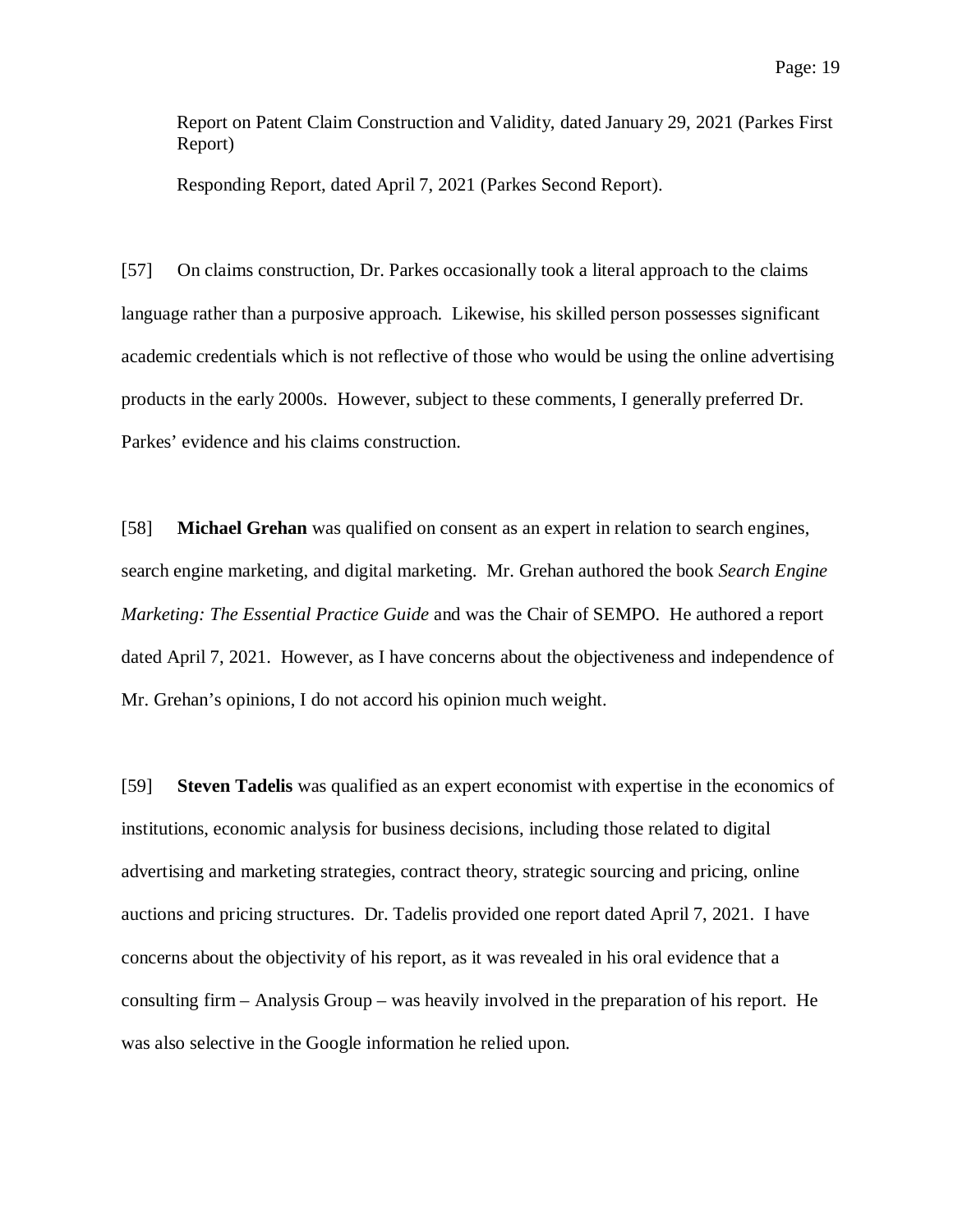Report on Patent Claim Construction and Validity, dated January 29, 2021 (Parkes First Report)

Responding Report, dated April 7, 2021 (Parkes Second Report).

[57] On claims construction, Dr. Parkes occasionally took a literal approach to the claims language rather than a purposive approach. Likewise, his skilled person possesses significant academic credentials which is not reflective of those who would be using the online advertising products in the early 2000s. However, subject to these comments, I generally preferred Dr. Parkes' evidence and his claims construction.

[58] **Michael Grehan** was qualified on consent as an expert in relation to search engines, search engine marketing, and digital marketing. Mr. Grehan authored the book *Search Engine Marketing: The Essential Practice Guide* and was the Chair of SEMPO. He authored a report dated April 7, 2021. However, as I have concerns about the objectiveness and independence of Mr. Grehan's opinions, I do not accord his opinion much weight.

[59] **Steven Tadelis** was qualified as an expert economist with expertise in the economics of institutions, economic analysis for business decisions, including those related to digital advertising and marketing strategies, contract theory, strategic sourcing and pricing, online auctions and pricing structures. Dr. Tadelis provided one report dated April 7, 2021. I have concerns about the objectivity of his report, as it was revealed in his oral evidence that a consulting firm – Analysis Group – was heavily involved in the preparation of his report. He was also selective in the Google information he relied upon.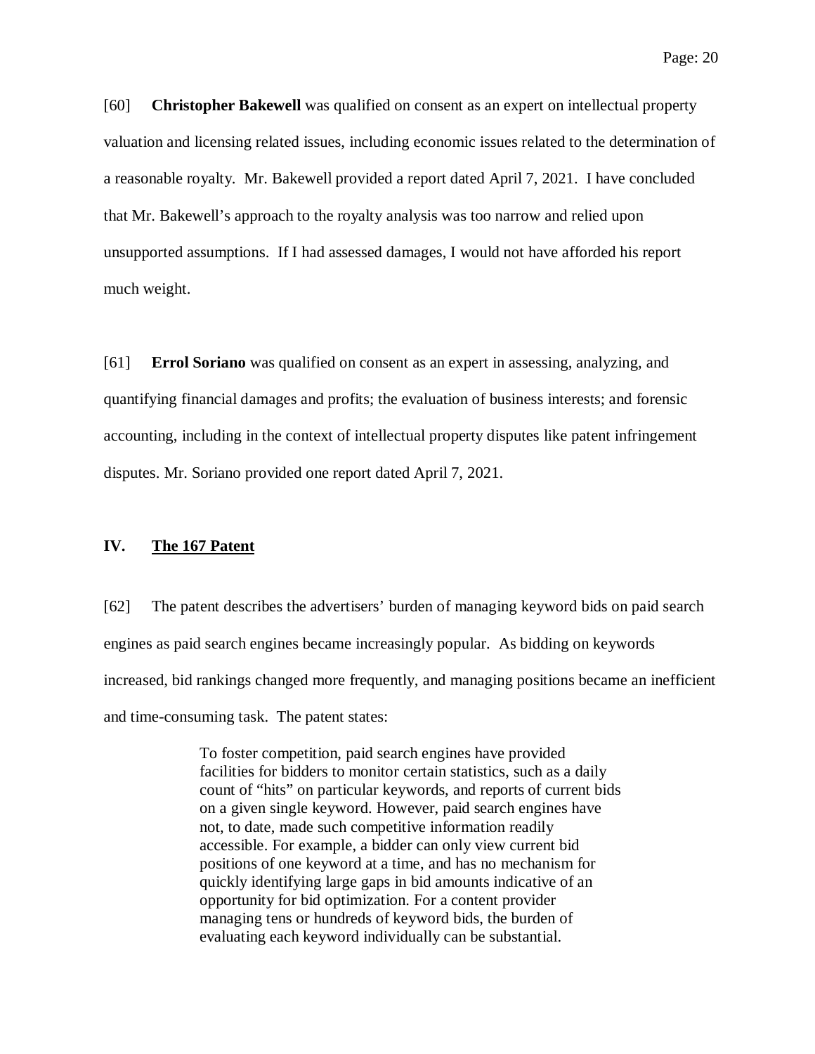[60] **Christopher Bakewell** was qualified on consent as an expert on intellectual property valuation and licensing related issues, including economic issues related to the determination of a reasonable royalty. Mr. Bakewell provided a report dated April 7, 2021. I have concluded that Mr. Bakewell's approach to the royalty analysis was too narrow and relied upon unsupported assumptions. If I had assessed damages, I would not have afforded his report much weight.

[61] **Errol Soriano** was qualified on consent as an expert in assessing, analyzing, and quantifying financial damages and profits; the evaluation of business interests; and forensic accounting, including in the context of intellectual property disputes like patent infringement disputes. Mr. Soriano provided one report dated April 7, 2021.

## IV. The 167 Patent

[62] The patent describes the advertisers' burden of managing keyword bids on paid search engines as paid search engines became increasingly popular. As bidding on keywords increased, bid rankings changed more frequently, and managing positions became an inefficient and time-consuming task. The patent states:

> To foster competition, paid search engines have provided facilities for bidders to monitor certain statistics, such as a daily count of "hits" on particular keywords, and reports of current bids on a given single keyword. However, paid search engines have not, to date, made such competitive information readily accessible. For example, a bidder can only view current bid positions of one keyword at a time, and has no mechanism for quickly identifying large gaps in bid amounts indicative of an opportunity for bid optimization. For a content provider managing tens or hundreds of keyword bids, the burden of evaluating each keyword individually can be substantial.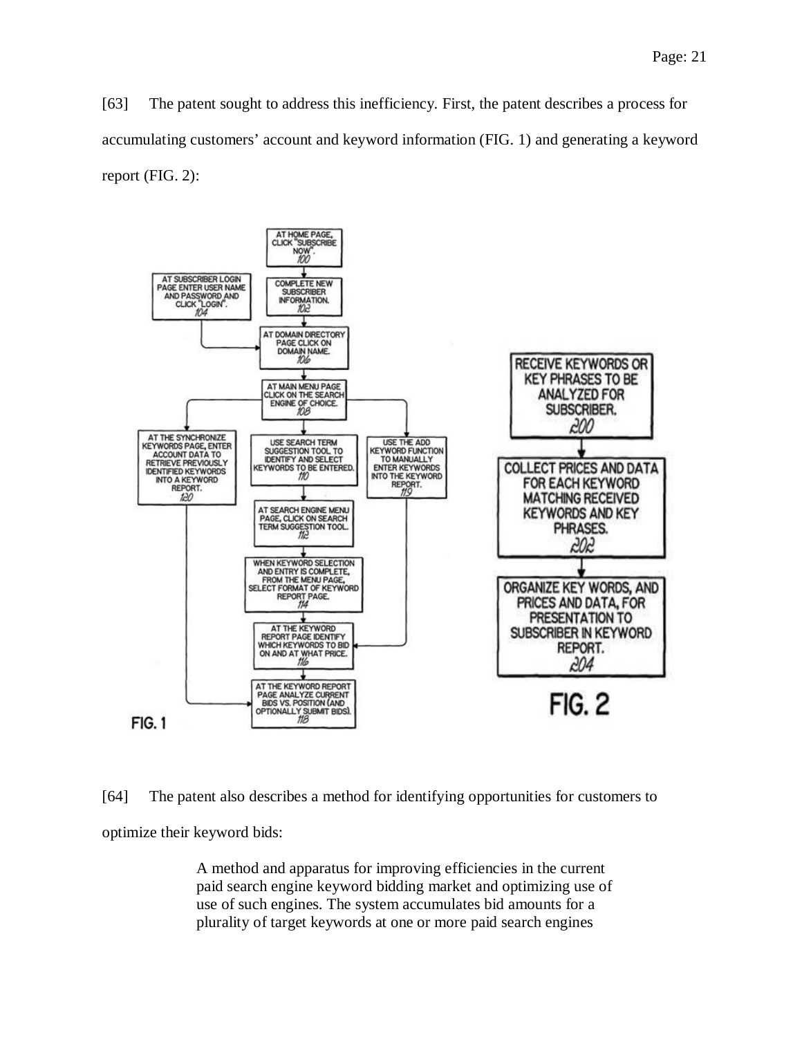[63] The patent sought to address this inefficiency. First, the patent describes a process for accumulating customers' account and keyword information (FIG. 1) and generating a keyword report (FIG. 2):

AT HOME PAGE, CLICK "SUBSCRIBE NOW". 100

COMPLETE NEW SUBSCRIBER INFORMATION. 102

AT SUBSCRIBER LOGIN PAGE ENTER USER NAME AND PASSWORD AND CLICK "LOGIN". 104

AT DOMAIN DIRECTORY PAGE CLICK ON DOMAIN NAME. 106

AT MAIN MENU PAGE CLICK ON THE SEARCH ENGINE OF CHOICE. 108

AT THE SYNCHRONIZE KEYWORDS PAGE, ENTER ACCOUNT DATA TO RETRIEVE PREVIOUSLY IDENTIFIED KEYWORDS INTO A KEYWORD REPORT. 120

USE SEARCH TERM SUGGESTION TOOL TO IDENTIFY AND SELECT KEYWORDS TO BE ENTERED. 110

USE THE ADD KEYWORD FUNCTION TO MANUALLY ENTER KEYWORDS INTO THE KEYWORD REPORT. 119

AT SEARCH ENGINE MENU PAGE, CLICK ON SEARCH TERM SUGGESTION TOOL. 112

WHEN KEYWORD SELECTION AND ENTRY IS COMPLETE, FROM THE MENU PAGE, SELECT FORMAT OF KEYWORD REPORT PAGE. 114

AT THE KEYWORD REPORT PAGE IDENTIFY WHICH KEYWORDS TO BID ON AND AT WHAT PRICE. 116

AT THE KEYWORD REPORT PAGE ANALYZE CURRENT BIDS VS. POSITION (AND OPTIONALLY SUBMIT BIDS). 118

FIG. 1

RECEIVE KEYWORDS OR KEY PHRASES TO BE ANALYZED FOR SUBSCRIBER. 200

COLLECT PRICES AND DATA FOR EACH KEYWORD MATCHING RECEIVED KEYWORDS AND KEY PHRASES. 202

ORGANIZE KEY WORDS, AND PRICES AND DATA, FOR PRESENTATION TO SUBSCRIBER IN KEYWORD REPORT. 204

FIG. 2

[64] The patent also describes a method for identifying opportunities for customers to optimize their keyword bids:

> A method and apparatus for improving efficiencies in the current paid search engine keyword bidding market and optimizing use of use of such engines. The system accumulates bid amounts for a plurality of target keywords at one or more paid search engines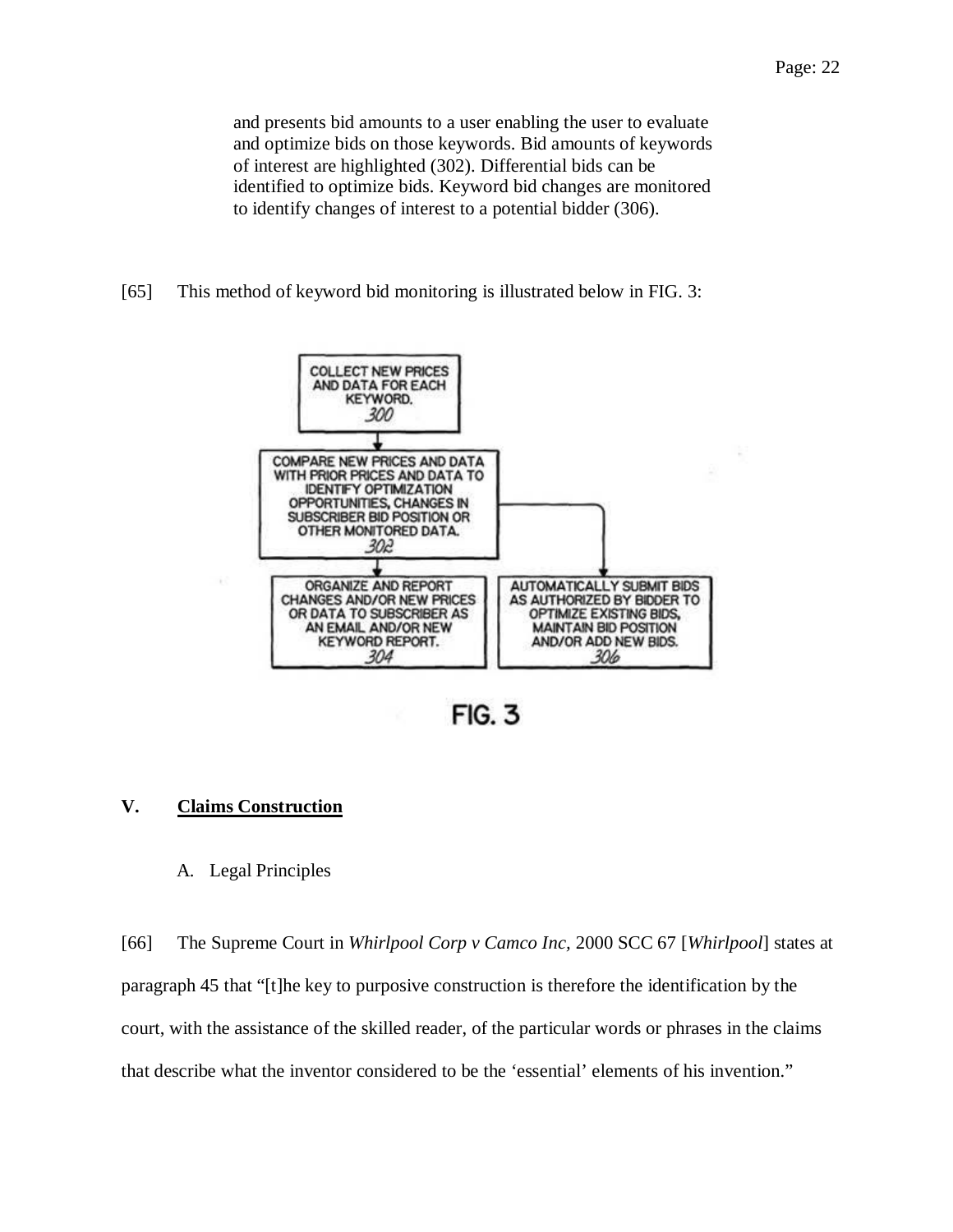> and presents bid amounts to a user enabling the user to evaluate and optimize bids on those keywords. Bid amounts of keywords of interest are highlighted (302). Differential bids can be identified to optimize bids. Keyword bid changes are monitored to identify changes of interest to a potential bidder (306).

[65] This method of keyword bid monitoring is illustrated below in FIG. 3:

COLLECT NEW PRICES AND DATA FOR EACH KEYWORD. 300

COMPARE NEW PRICES AND DATA WITH PRIOR PRICES AND DATA TO IDENTIFY OPTIMIZATION OPPORTUNITIES, CHANGES IN SUBSCRIBER BID POSITION OR OTHER MONITORED DATA. 302

ORGANIZE AND REPORT CHANGES AND/OR NEW PRICES OR DATA TO SUBSCRIBER AS AN EMAIL AND/OR NEW KEYWORD REPORT. 304

AUTOMATICALLY SUBMIT BIDS AS AUTHORIZED BY BIDDER TO OPTIMIZE EXISTING BIDS, MAINTAIN BID POSITION AND/OR ADD NEW BIDS. 306

FIG. 3

## V. Claims Construction

### A. Legal Principles

[66] The Supreme Court in *Whirlpool Corp v Camco Inc*, 2000 SCC 67 [*Whirlpool*] states at paragraph 45 that "[t]he key to purposive construction is therefore the identification by the court, with the assistance of the skilled reader, of the particular words or phrases in the claims that describe what the inventor considered to be the 'essential' elements of his invention."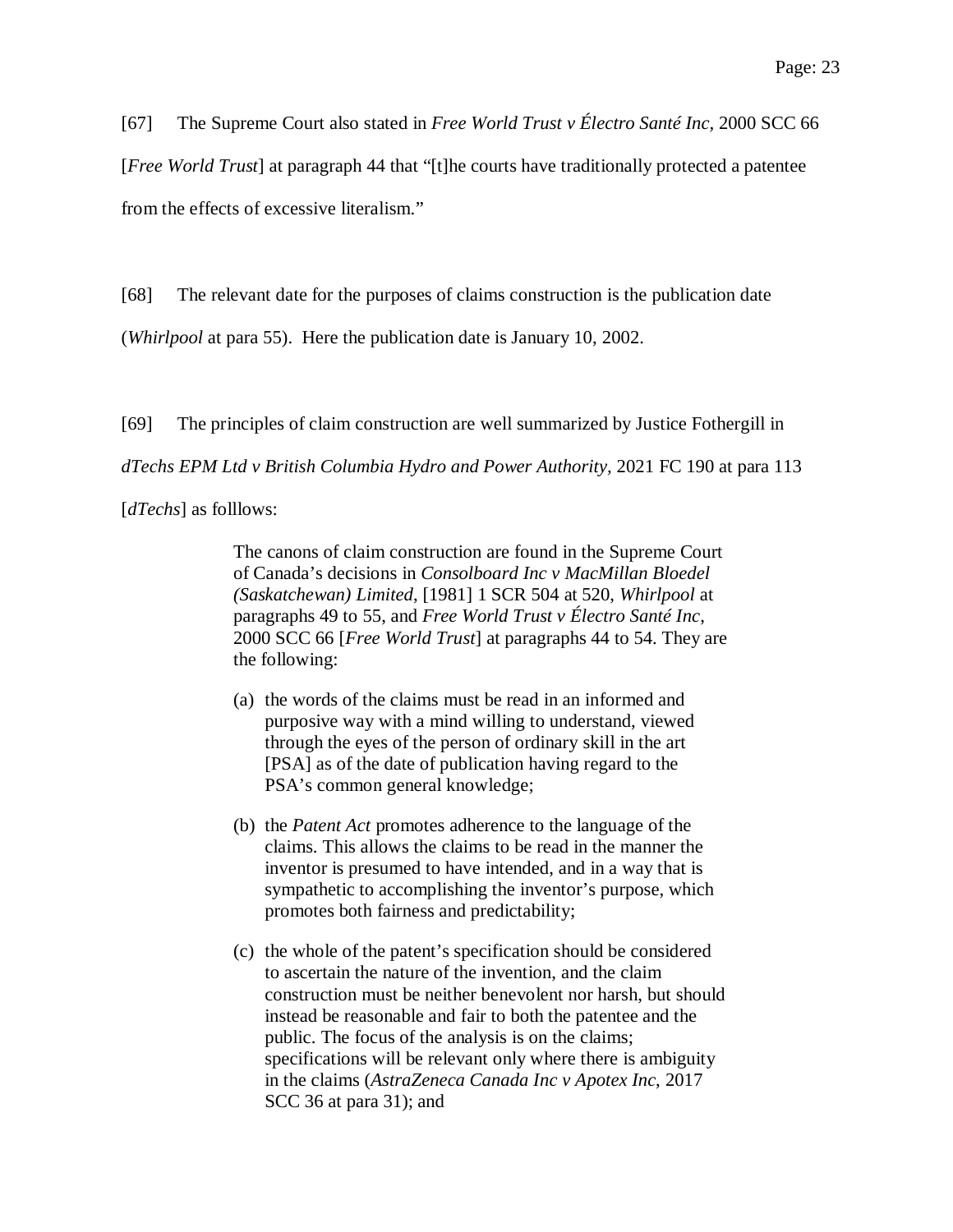[67] The Supreme Court also stated in *Free World Trust v Électro Santé Inc*, 2000 SCC 66 [*Free World Trust*] at paragraph 44 that "[t]he courts have traditionally protected a patentee from the effects of excessive literalism."

[68] The relevant date for the purposes of claims construction is the publication date (*Whirlpool* at para 55). Here the publication date is January 10, 2002.

[69] The principles of claim construction are well summarized by Justice Fothergill in *dTechs EPM Ltd v British Columbia Hydro and Power Authority*, 2021 FC 190 at para 113 [*dTechs*] as folllows:

> The canons of claim construction are found in the Supreme Court of Canada's decisions in *Consolboard Inc v MacMillan Bloedel (Saskatchewan) Limited*, [1981] 1 SCR 504 at 520, *Whirlpool* at paragraphs 49 to 55, and *Free World Trust v Électro Santé Inc*, 2000 SCC 66 [*Free World Trust*] at paragraphs 44 to 54. They are the following:
>
> (a) the words of the claims must be read in an informed and purposive way with a mind willing to understand, viewed through the eyes of the person of ordinary skill in the art [PSA] as of the date of publication having regard to the PSA's common general knowledge;
>
> (b) the *Patent Act* promotes adherence to the language of the claims. This allows the claims to be read in the manner the inventor is presumed to have intended, and in a way that is sympathetic to accomplishing the inventor's purpose, which promotes both fairness and predictability;
>
> (c) the whole of the patent's specification should be considered to ascertain the nature of the invention, and the claim construction must be neither benevolent nor harsh, but should instead be reasonable and fair to both the patentee and the public. The focus of the analysis is on the claims; specifications will be relevant only where there is ambiguity in the claims (*AstraZeneca Canada Inc v Apotex Inc*, 2017 SCC 36 at para 31); and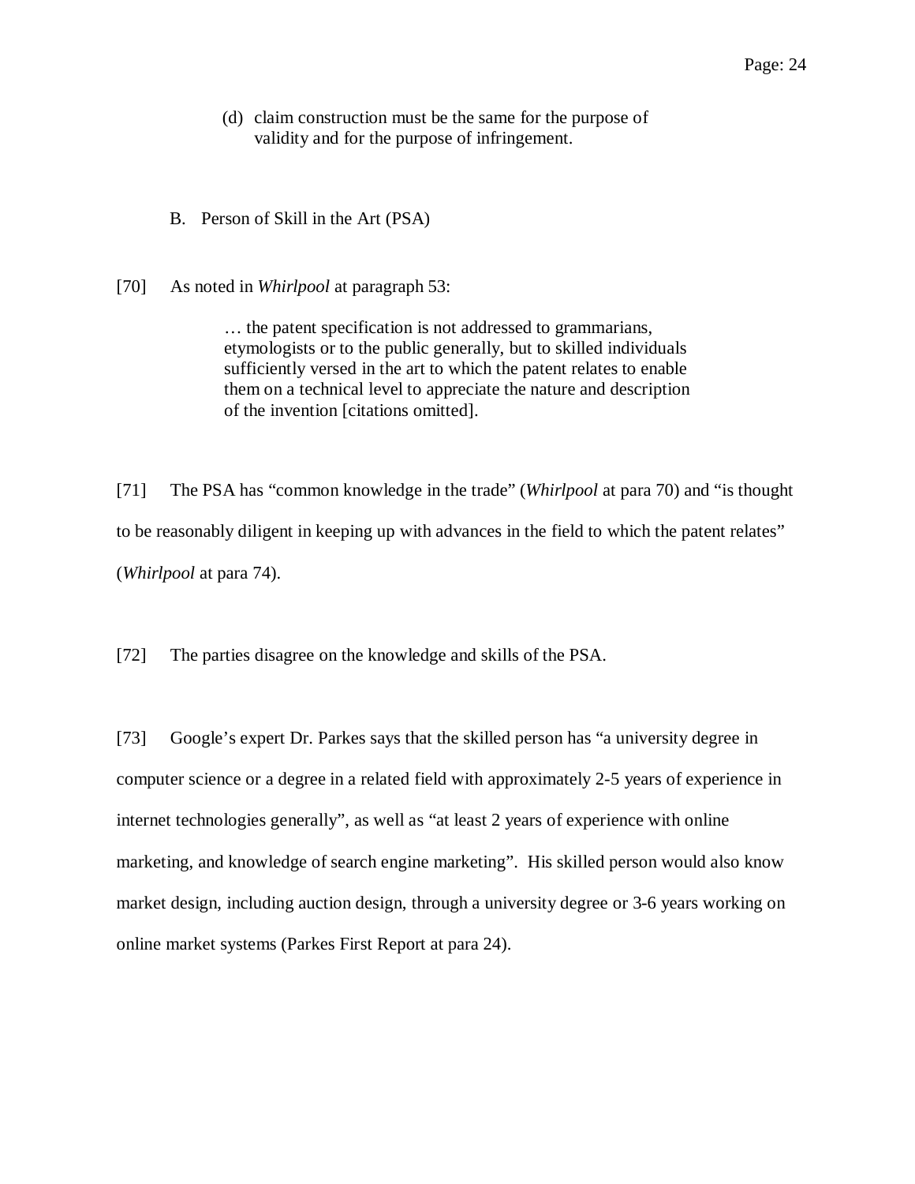(d) claim construction must be the same for the purpose of validity and for the purpose of infringement.

## B. Person of Skill in the Art (PSA)

[70] As noted in *Whirlpool* at paragraph 53:

> … the patent specification is not addressed to grammarians, etymologists or to the public generally, but to skilled individuals sufficiently versed in the art to which the patent relates to enable them on a technical level to appreciate the nature and description of the invention [citations omitted].

[71] The PSA has "common knowledge in the trade" (*Whirlpool* at para 70) and "is thought to be reasonably diligent in keeping up with advances in the field to which the patent relates" (*Whirlpool* at para 74).

[72] The parties disagree on the knowledge and skills of the PSA.

[73] Google's expert Dr. Parkes says that the skilled person has "a university degree in computer science or a degree in a related field with approximately 2-5 years of experience in internet technologies generally", as well as "at least 2 years of experience with online marketing, and knowledge of search engine marketing". His skilled person would also know market design, including auction design, through a university degree or 3-6 years working on online market systems (Parkes First Report at para 24).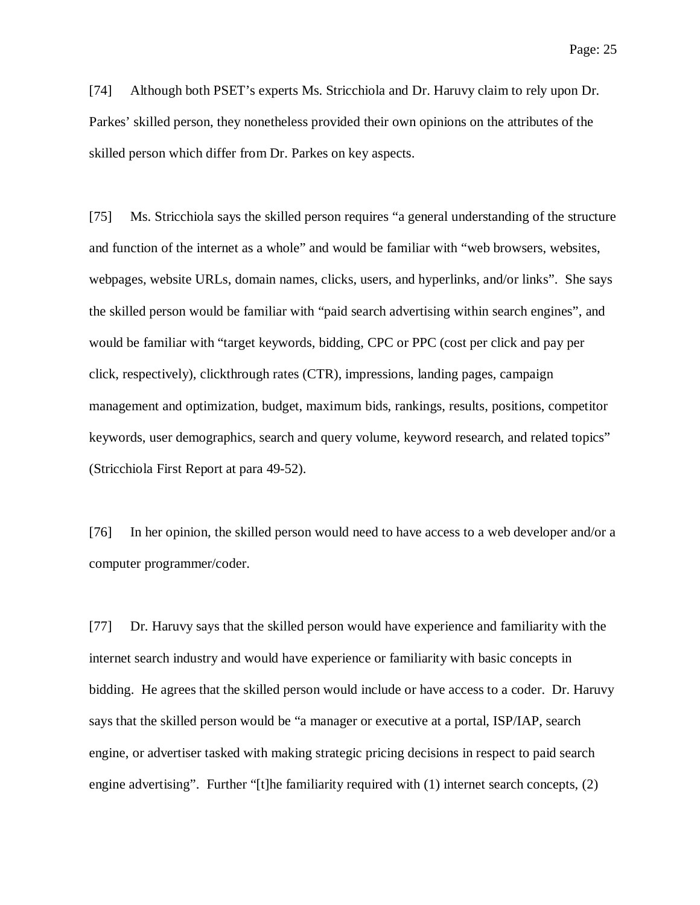[74] Although both PSET's experts Ms. Stricchiola and Dr. Haruvy claim to rely upon Dr. Parkes' skilled person, they nonetheless provided their own opinions on the attributes of the skilled person which differ from Dr. Parkes on key aspects.

[75] Ms. Stricchiola says the skilled person requires "a general understanding of the structure and function of the internet as a whole" and would be familiar with "web browsers, websites, webpages, website URLs, domain names, clicks, users, and hyperlinks, and/or links". She says the skilled person would be familiar with "paid search advertising within search engines", and would be familiar with "target keywords, bidding, CPC or PPC (cost per click and pay per click, respectively), clickthrough rates (CTR), impressions, landing pages, campaign management and optimization, budget, maximum bids, rankings, results, positions, competitor keywords, user demographics, search and query volume, keyword research, and related topics" (Stricchiola First Report at para 49-52).

[76] In her opinion, the skilled person would need to have access to a web developer and/or a computer programmer/coder.

[77] Dr. Haruvy says that the skilled person would have experience and familiarity with the internet search industry and would have experience or familiarity with basic concepts in bidding. He agrees that the skilled person would include or have access to a coder. Dr. Haruvy says that the skilled person would be "a manager or executive at a portal, ISP/IAP, search engine, or advertiser tasked with making strategic pricing decisions in respect to paid search engine advertising". Further "[t]he familiarity required with (1) internet search concepts, (2)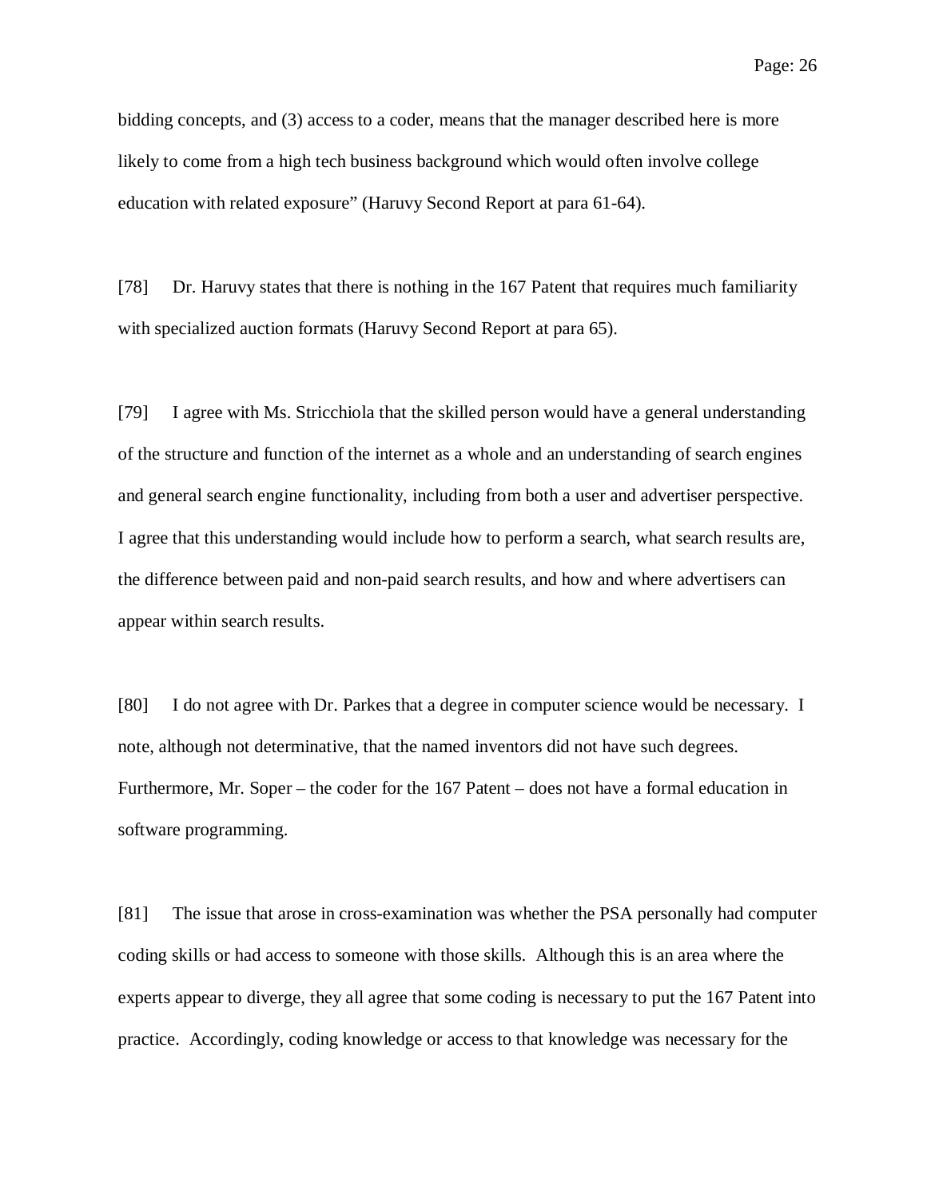bidding concepts, and (3) access to a coder, means that the manager described here is more likely to come from a high tech business background which would often involve college education with related exposure" (Haruvy Second Report at para 61-64).

[78] Dr. Haruvy states that there is nothing in the 167 Patent that requires much familiarity with specialized auction formats (Haruvy Second Report at para 65).

[79] I agree with Ms. Stricchiola that the skilled person would have a general understanding of the structure and function of the internet as a whole and an understanding of search engines and general search engine functionality, including from both a user and advertiser perspective. I agree that this understanding would include how to perform a search, what search results are, the difference between paid and non-paid search results, and how and where advertisers can appear within search results.

[80] I do not agree with Dr. Parkes that a degree in computer science would be necessary. I note, although not determinative, that the named inventors did not have such degrees. Furthermore, Mr. Soper – the coder for the 167 Patent – does not have a formal education in software programming.

[81] The issue that arose in cross-examination was whether the PSA personally had computer coding skills or had access to someone with those skills. Although this is an area where the experts appear to diverge, they all agree that some coding is necessary to put the 167 Patent into practice. Accordingly, coding knowledge or access to that knowledge was necessary for the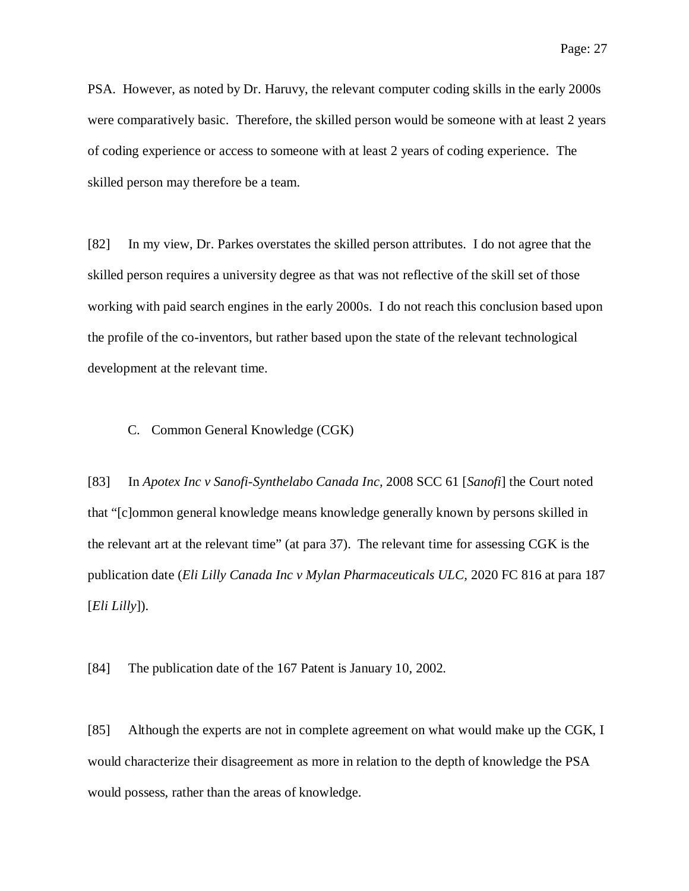PSA. However, as noted by Dr. Haruvy, the relevant computer coding skills in the early 2000s were comparatively basic. Therefore, the skilled person would be someone with at least 2 years of coding experience or access to someone with at least 2 years of coding experience. The skilled person may therefore be a team.

[82] In my view, Dr. Parkes overstates the skilled person attributes. I do not agree that the skilled person requires a university degree as that was not reflective of the skill set of those working with paid search engines in the early 2000s. I do not reach this conclusion based upon the profile of the co-inventors, but rather based upon the state of the relevant technological development at the relevant time.

### C. Common General Knowledge (CGK)

[83] In *Apotex Inc v Sanofi-Synthelabo Canada Inc*, 2008 SCC 61 [*Sanofi*] the Court noted that "[c]ommon general knowledge means knowledge generally known by persons skilled in the relevant art at the relevant time" (at para 37). The relevant time for assessing CGK is the publication date (*Eli Lilly Canada Inc v Mylan Pharmaceuticals ULC*, 2020 FC 816 at para 187 [*Eli Lilly*]).

[84] The publication date of the 167 Patent is January 10, 2002.

[85] Although the experts are not in complete agreement on what would make up the CGK, I would characterize their disagreement as more in relation to the depth of knowledge the PSA would possess, rather than the areas of knowledge.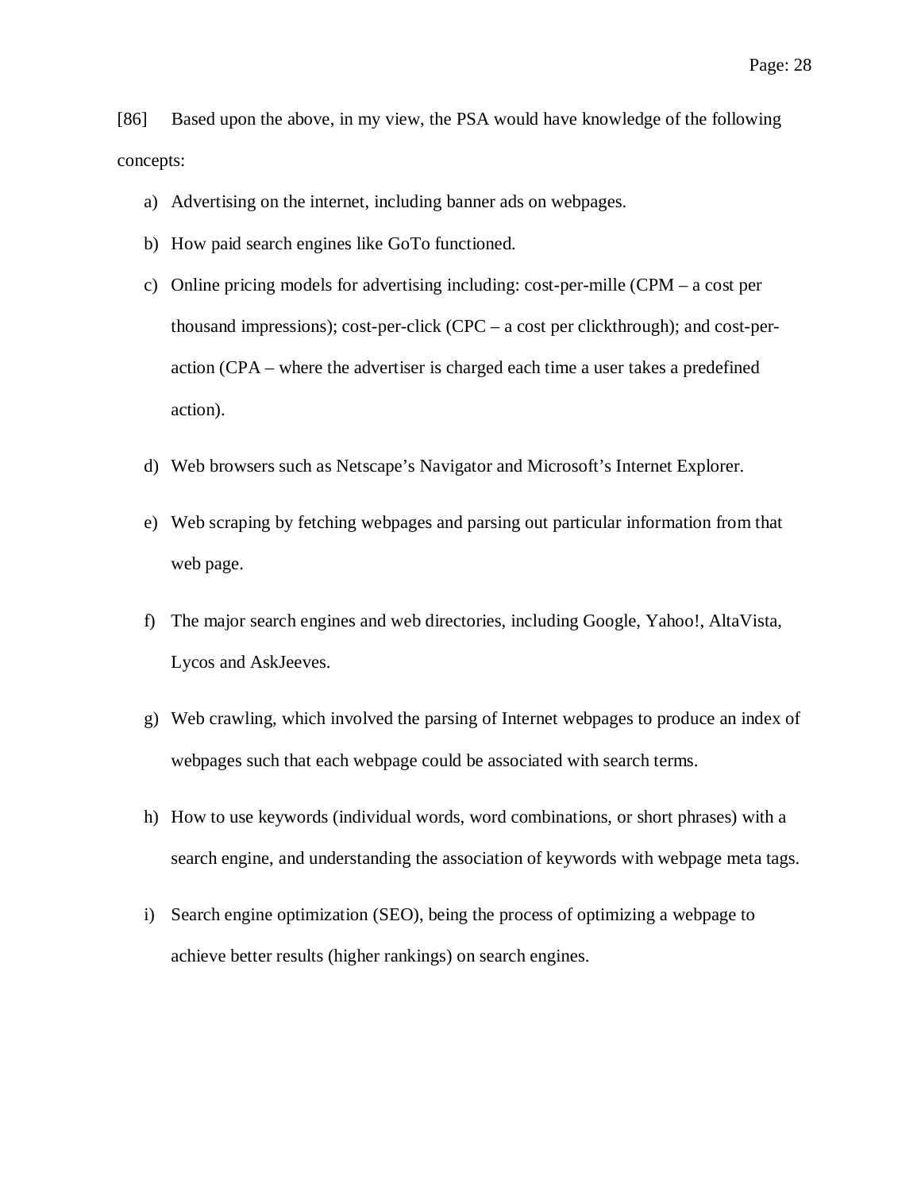[86] Based upon the above, in my view, the PSA would have knowledge of the following concepts:

a) Advertising on the internet, including banner ads on webpages.

b) How paid search engines like GoTo functioned.

c) Online pricing models for advertising including: cost-per-mille (CPM – a cost per thousand impressions); cost-per-click (CPC – a cost per clickthrough); and cost-per-action (CPA – where the advertiser is charged each time a user takes a predefined action).

d) Web browsers such as Netscape's Navigator and Microsoft's Internet Explorer.

e) Web scraping by fetching webpages and parsing out particular information from that web page.

f) The major search engines and web directories, including Google, Yahoo!, AltaVista, Lycos and AskJeeves.

g) Web crawling, which involved the parsing of Internet webpages to produce an index of webpages such that each webpage could be associated with search terms.

h) How to use keywords (individual words, word combinations, or short phrases) with a search engine, and understanding the association of keywords with webpage meta tags.

i) Search engine optimization (SEO), being the process of optimizing a webpage to achieve better results (higher rankings) on search engines.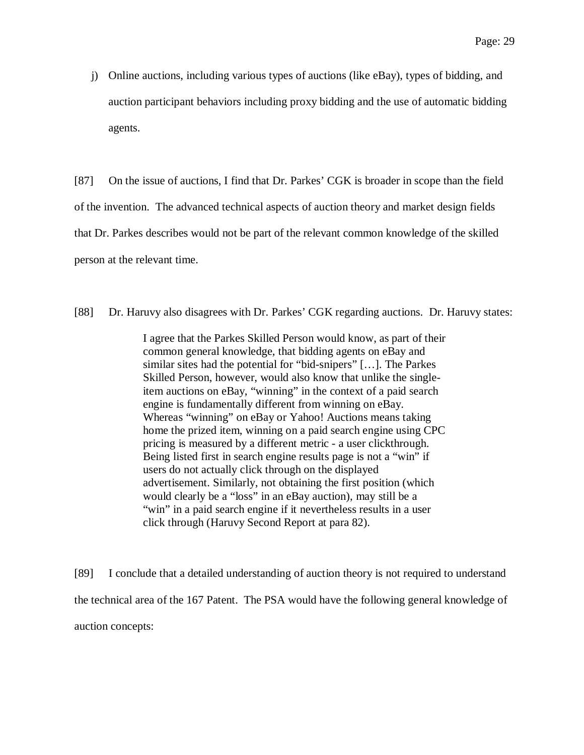j) Online auctions, including various types of auctions (like eBay), types of bidding, and auction participant behaviors including proxy bidding and the use of automatic bidding agents.

[87] On the issue of auctions, I find that Dr. Parkes' CGK is broader in scope than the field of the invention. The advanced technical aspects of auction theory and market design fields that Dr. Parkes describes would not be part of the relevant common knowledge of the skilled person at the relevant time.

[88] Dr. Haruvy also disagrees with Dr. Parkes' CGK regarding auctions. Dr. Haruvy states:

> I agree that the Parkes Skilled Person would know, as part of their common general knowledge, that bidding agents on eBay and similar sites had the potential for "bid-snipers" […]. The Parkes Skilled Person, however, would also know that unlike the single-item auctions on eBay, "winning" in the context of a paid search engine is fundamentally different from winning on eBay. Whereas "winning" on eBay or Yahoo! Auctions means taking home the prized item, winning on a paid search engine using CPC pricing is measured by a different metric - a user clickthrough. Being listed first in search engine results page is not a "win" if users do not actually click through on the displayed advertisement. Similarly, not obtaining the first position (which would clearly be a "loss" in an eBay auction), may still be a "win" in a paid search engine if it nevertheless results in a user click through (Haruvy Second Report at para 82).

[89] I conclude that a detailed understanding of auction theory is not required to understand the technical area of the 167 Patent. The PSA would have the following general knowledge of auction concepts: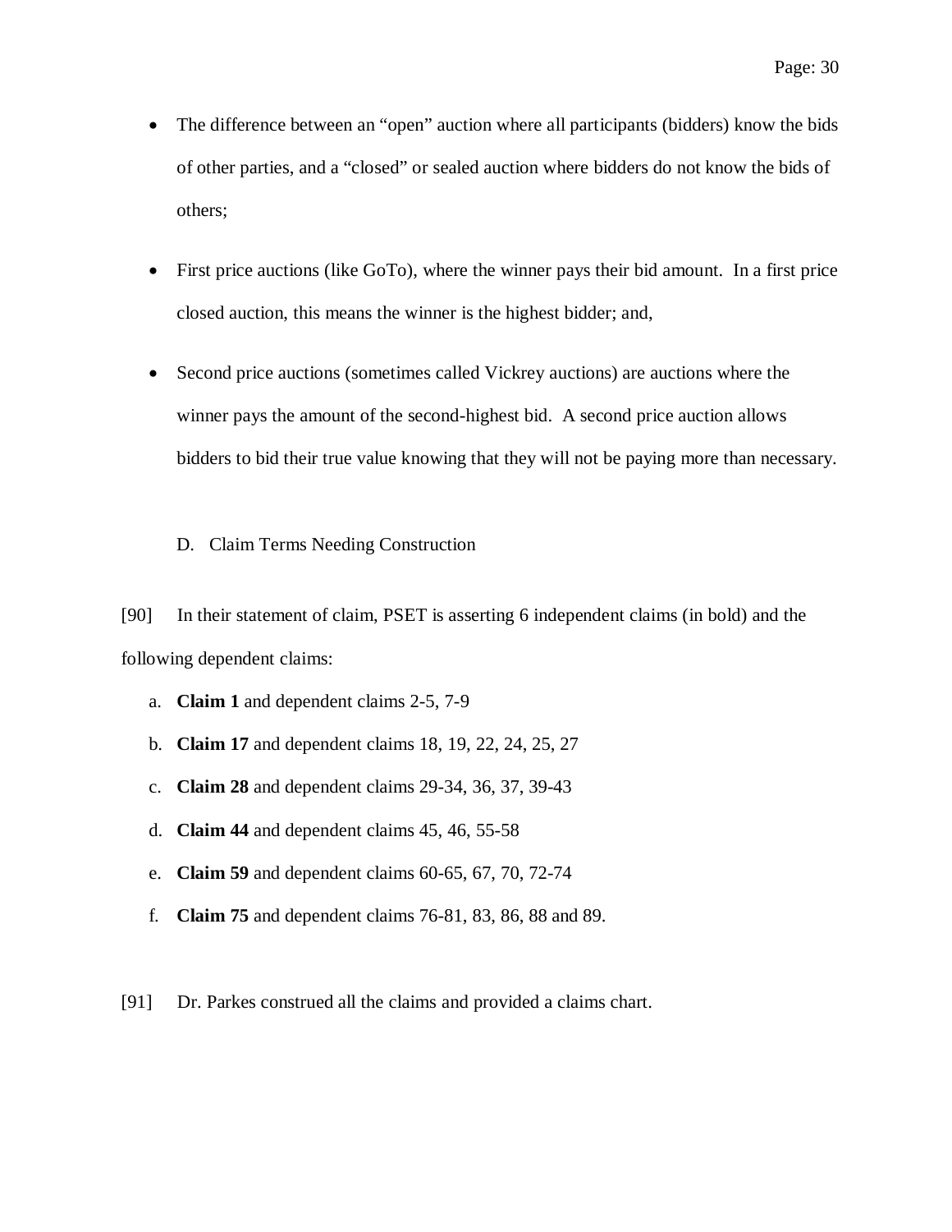- The difference between an "open" auction where all participants (bidders) know the bids of other parties, and a "closed" or sealed auction where bidders do not know the bids of others;

- First price auctions (like GoTo), where the winner pays their bid amount. In a first price closed auction, this means the winner is the highest bidder; and,

- Second price auctions (sometimes called Vickrey auctions) are auctions where the winner pays the amount of the second-highest bid. A second price auction allows bidders to bid their true value knowing that they will not be paying more than necessary.

### D. Claim Terms Needing Construction

[90] In their statement of claim, PSET is asserting 6 independent claims (in bold) and the following dependent claims:

a. **Claim 1** and dependent claims 2-5, 7-9

b. **Claim 17** and dependent claims 18, 19, 22, 24, 25, 27

c. **Claim 28** and dependent claims 29-34, 36, 37, 39-43

d. **Claim 44** and dependent claims 45, 46, 55-58

e. **Claim 59** and dependent claims 60-65, 67, 70, 72-74

f. **Claim 75** and dependent claims 76-81, 83, 86, 88 and 89.

[91] Dr. Parkes construed all the claims and provided a claims chart.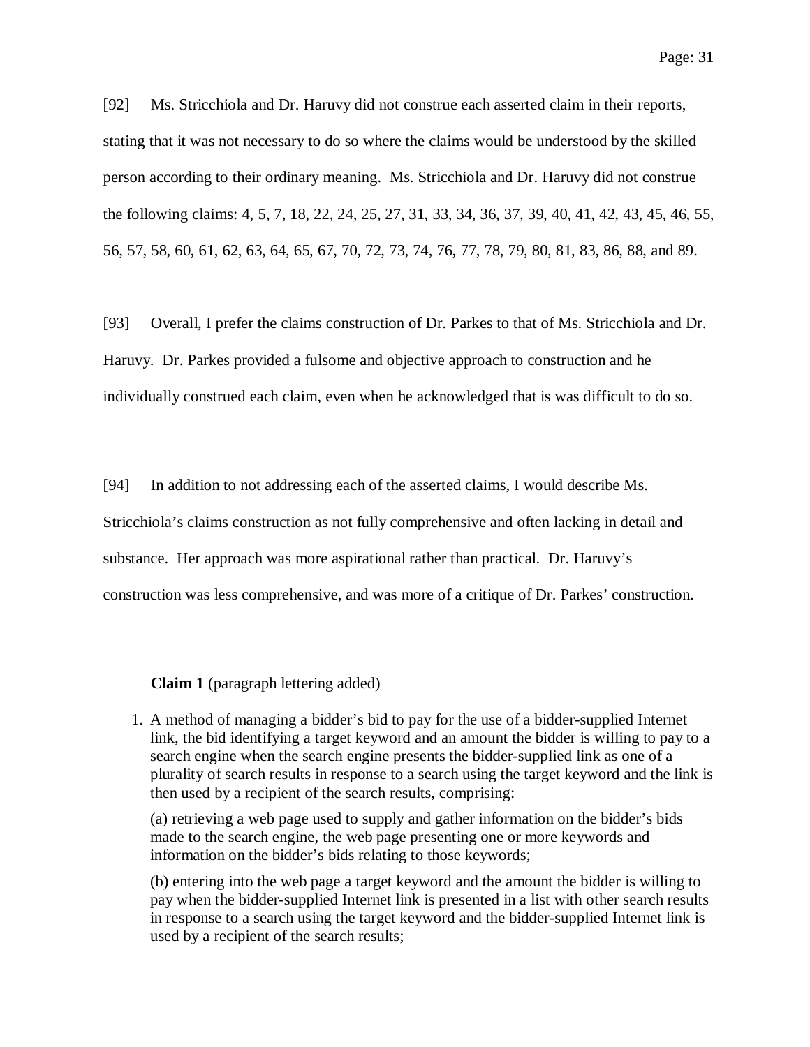[92] Ms. Stricchiola and Dr. Haruvy did not construe each asserted claim in their reports, stating that it was not necessary to do so where the claims would be understood by the skilled person according to their ordinary meaning. Ms. Stricchiola and Dr. Haruvy did not construe the following claims: 4, 5, 7, 18, 22, 24, 25, 27, 31, 33, 34, 36, 37, 39, 40, 41, 42, 43, 45, 46, 55, 56, 57, 58, 60, 61, 62, 63, 64, 65, 67, 70, 72, 73, 74, 76, 77, 78, 79, 80, 81, 83, 86, 88, and 89.

[93] Overall, I prefer the claims construction of Dr. Parkes to that of Ms. Stricchiola and Dr. Haruvy. Dr. Parkes provided a fulsome and objective approach to construction and he individually construed each claim, even when he acknowledged that is was difficult to do so.

[94] In addition to not addressing each of the asserted claims, I would describe Ms. Stricchiola's claims construction as not fully comprehensive and often lacking in detail and substance. Her approach was more aspirational rather than practical. Dr. Haruvy's construction was less comprehensive, and was more of a critique of Dr. Parkes' construction.

**Claim 1** (paragraph lettering added)

1. A method of managing a bidder's bid to pay for the use of a bidder-supplied Internet link, the bid identifying a target keyword and an amount the bidder is willing to pay to a search engine when the search engine presents the bidder-supplied link as one of a plurality of search results in response to a search using the target keyword and the link is then used by a recipient of the search results, comprising:

   (a) retrieving a web page used to supply and gather information on the bidder's bids made to the search engine, the web page presenting one or more keywords and information on the bidder's bids relating to those keywords;

   (b) entering into the web page a target keyword and the amount the bidder is willing to pay when the bidder-supplied Internet link is presented in a list with other search results in response to a search using the target keyword and the bidder-supplied Internet link is used by a recipient of the search results;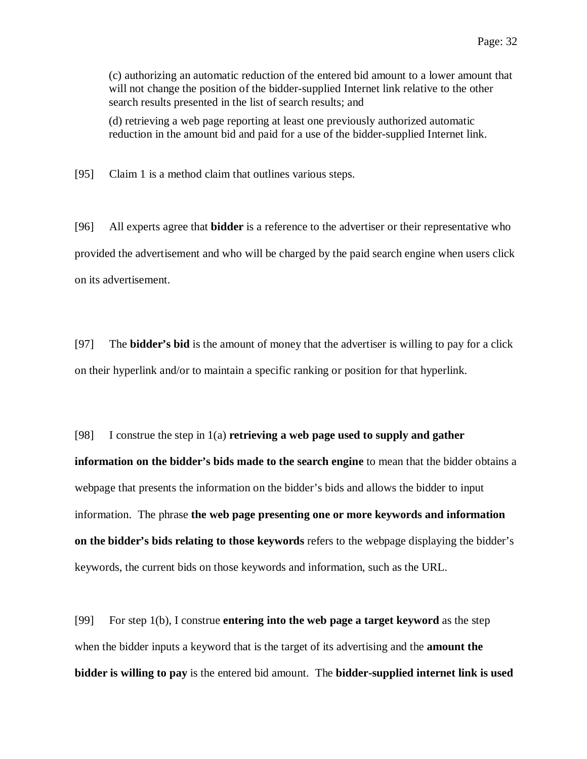(c) authorizing an automatic reduction of the entered bid amount to a lower amount that will not change the position of the bidder-supplied Internet link relative to the other search results presented in the list of search results; and

(d) retrieving a web page reporting at least one previously authorized automatic reduction in the amount bid and paid for a use of the bidder-supplied Internet link.

[95] Claim 1 is a method claim that outlines various steps.

[96] All experts agree that **bidder** is a reference to the advertiser or their representative who provided the advertisement and who will be charged by the paid search engine when users click on its advertisement.

[97] The **bidder's bid** is the amount of money that the advertiser is willing to pay for a click on their hyperlink and/or to maintain a specific ranking or position for that hyperlink.

[98] I construe the step in 1(a) **retrieving a web page used to supply and gather information on the bidder's bids made to the search engine** to mean that the bidder obtains a webpage that presents the information on the bidder's bids and allows the bidder to input information. The phrase **the web page presenting one or more keywords and information on the bidder's bids relating to those keywords** refers to the webpage displaying the bidder's keywords, the current bids on those keywords and information, such as the URL.

[99] For step 1(b), I construe **entering into the web page a target keyword** as the step when the bidder inputs a keyword that is the target of its advertising and the **amount the bidder is willing to pay** is the entered bid amount. The **bidder-supplied internet link is used**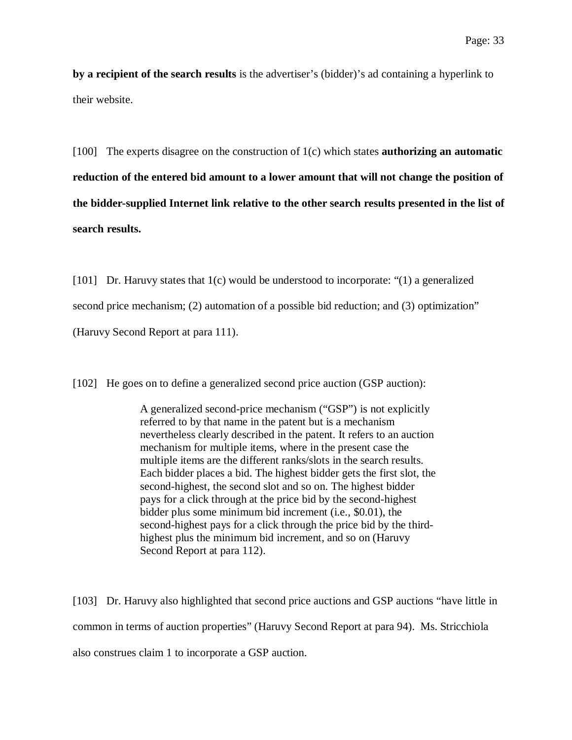**by a recipient of the search results** is the advertiser's (bidder)'s ad containing a hyperlink to their website.

[100] The experts disagree on the construction of 1(c) which states **authorizing an automatic reduction of the entered bid amount to a lower amount that will not change the position of the bidder-supplied Internet link relative to the other search results presented in the list of search results.**

[101] Dr. Haruvy states that 1(c) would be understood to incorporate: "(1) a generalized second price mechanism; (2) automation of a possible bid reduction; and (3) optimization" (Haruvy Second Report at para 111).

[102] He goes on to define a generalized second price auction (GSP auction):

> A generalized second-price mechanism ("GSP") is not explicitly referred to by that name in the patent but is a mechanism nevertheless clearly described in the patent. It refers to an auction mechanism for multiple items, where in the present case the multiple items are the different ranks/slots in the search results. Each bidder places a bid. The highest bidder gets the first slot, the second-highest, the second slot and so on. The highest bidder pays for a click through at the price bid by the second-highest bidder plus some minimum bid increment (i.e., $0.01), the second-highest pays for a click through the price bid by the third-highest plus the minimum bid increment, and so on (Haruvy Second Report at para 112).

[103] Dr. Haruvy also highlighted that second price auctions and GSP auctions "have little in common in terms of auction properties" (Haruvy Second Report at para 94). Ms. Stricchiola also construes claim 1 to incorporate a GSP auction.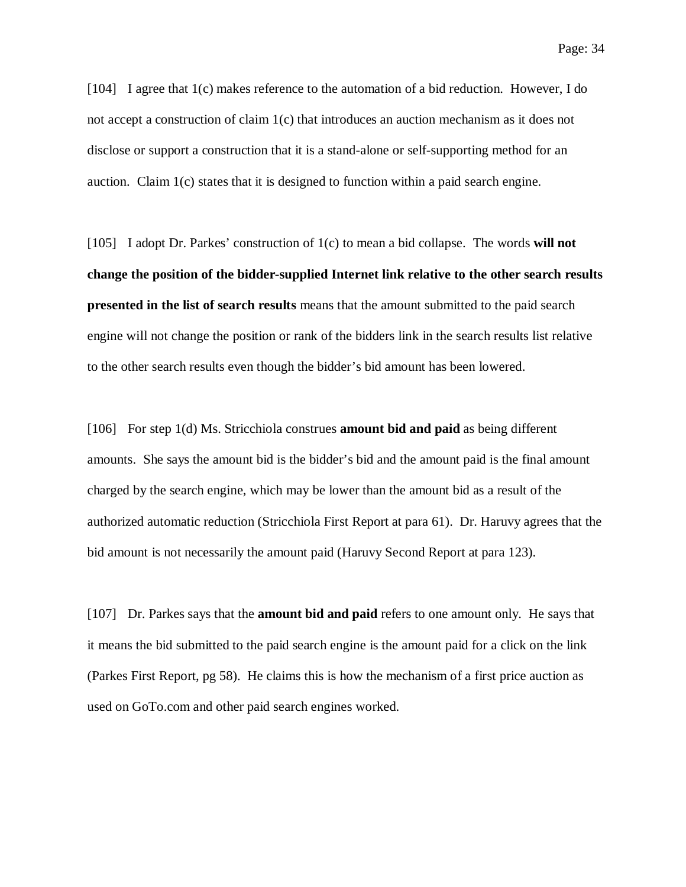[104] I agree that 1(c) makes reference to the automation of a bid reduction. However, I do not accept a construction of claim 1(c) that introduces an auction mechanism as it does not disclose or support a construction that it is a stand-alone or self-supporting method for an auction. Claim 1(c) states that it is designed to function within a paid search engine.

[105] I adopt Dr. Parkes' construction of 1(c) to mean a bid collapse. The words **will not change the position of the bidder-supplied Internet link relative to the other search results presented in the list of search results** means that the amount submitted to the paid search engine will not change the position or rank of the bidders link in the search results list relative to the other search results even though the bidder's bid amount has been lowered.

[106] For step 1(d) Ms. Stricchiola construes **amount bid and paid** as being different amounts. She says the amount bid is the bidder's bid and the amount paid is the final amount charged by the search engine, which may be lower than the amount bid as a result of the authorized automatic reduction (Stricchiola First Report at para 61). Dr. Haruvy agrees that the bid amount is not necessarily the amount paid (Haruvy Second Report at para 123).

[107] Dr. Parkes says that the **amount bid and paid** refers to one amount only. He says that it means the bid submitted to the paid search engine is the amount paid for a click on the link (Parkes First Report, pg 58). He claims this is how the mechanism of a first price auction as used on GoTo.com and other paid search engines worked.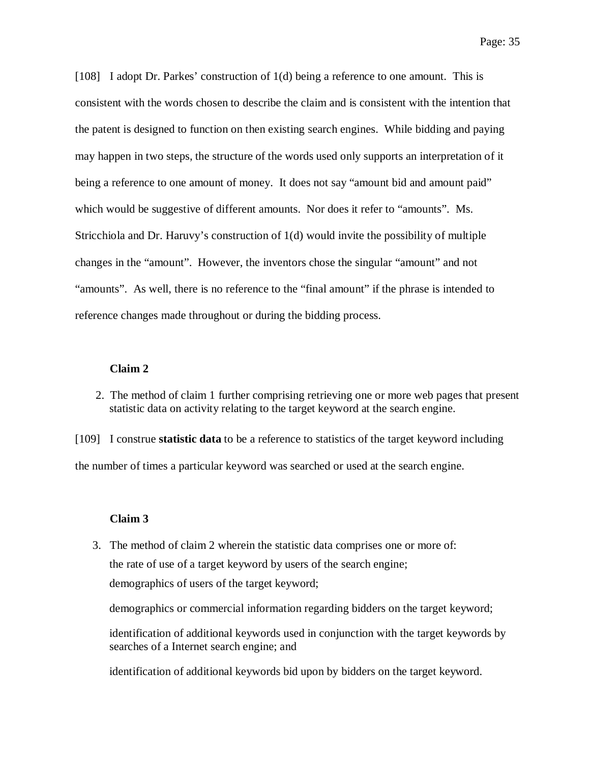[108] I adopt Dr. Parkes' construction of 1(d) being a reference to one amount. This is consistent with the words chosen to describe the claim and is consistent with the intention that the patent is designed to function on then existing search engines. While bidding and paying may happen in two steps, the structure of the words used only supports an interpretation of it being a reference to one amount of money. It does not say "amount bid and amount paid" which would be suggestive of different amounts. Nor does it refer to "amounts". Ms. Stricchiola and Dr. Haruvy's construction of 1(d) would invite the possibility of multiple changes in the "amount". However, the inventors chose the singular "amount" and not "amounts". As well, there is no reference to the "final amount" if the phrase is intended to reference changes made throughout or during the bidding process.

**Claim 2**

2. The method of claim 1 further comprising retrieving one or more web pages that present statistic data on activity relating to the target keyword at the search engine.

[109] I construe **statistic data** to be a reference to statistics of the target keyword including the number of times a particular keyword was searched or used at the search engine.

**Claim 3**

3. The method of claim 2 wherein the statistic data comprises one or more of:

   the rate of use of a target keyword by users of the search engine;

   demographics of users of the target keyword;

   demographics or commercial information regarding bidders on the target keyword;

   identification of additional keywords used in conjunction with the target keywords by searches of a Internet search engine; and

   identification of additional keywords bid upon by bidders on the target keyword.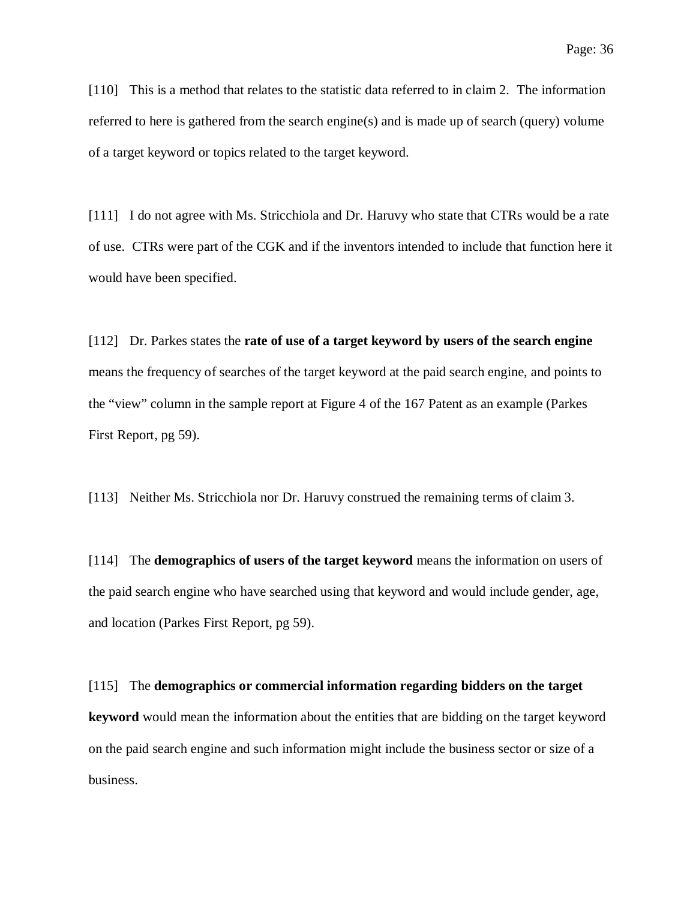[110] This is a method that relates to the statistic data referred to in claim 2. The information referred to here is gathered from the search engine(s) and is made up of search (query) volume of a target keyword or topics related to the target keyword.

[111] I do not agree with Ms. Stricchiola and Dr. Haruvy who state that CTRs would be a rate of use. CTRs were part of the CGK and if the inventors intended to include that function here it would have been specified.

[112] Dr. Parkes states the **rate of use of a target keyword by users of the search engine** means the frequency of searches of the target keyword at the paid search engine, and points to the "view" column in the sample report at Figure 4 of the 167 Patent as an example (Parkes First Report, pg 59).

[113] Neither Ms. Stricchiola nor Dr. Haruvy construed the remaining terms of claim 3.

[114] The **demographics of users of the target keyword** means the information on users of the paid search engine who have searched using that keyword and would include gender, age, and location (Parkes First Report, pg 59).

[115] The **demographics or commercial information regarding bidders on the target keyword** would mean the information about the entities that are bidding on the target keyword on the paid search engine and such information might include the business sector or size of a business.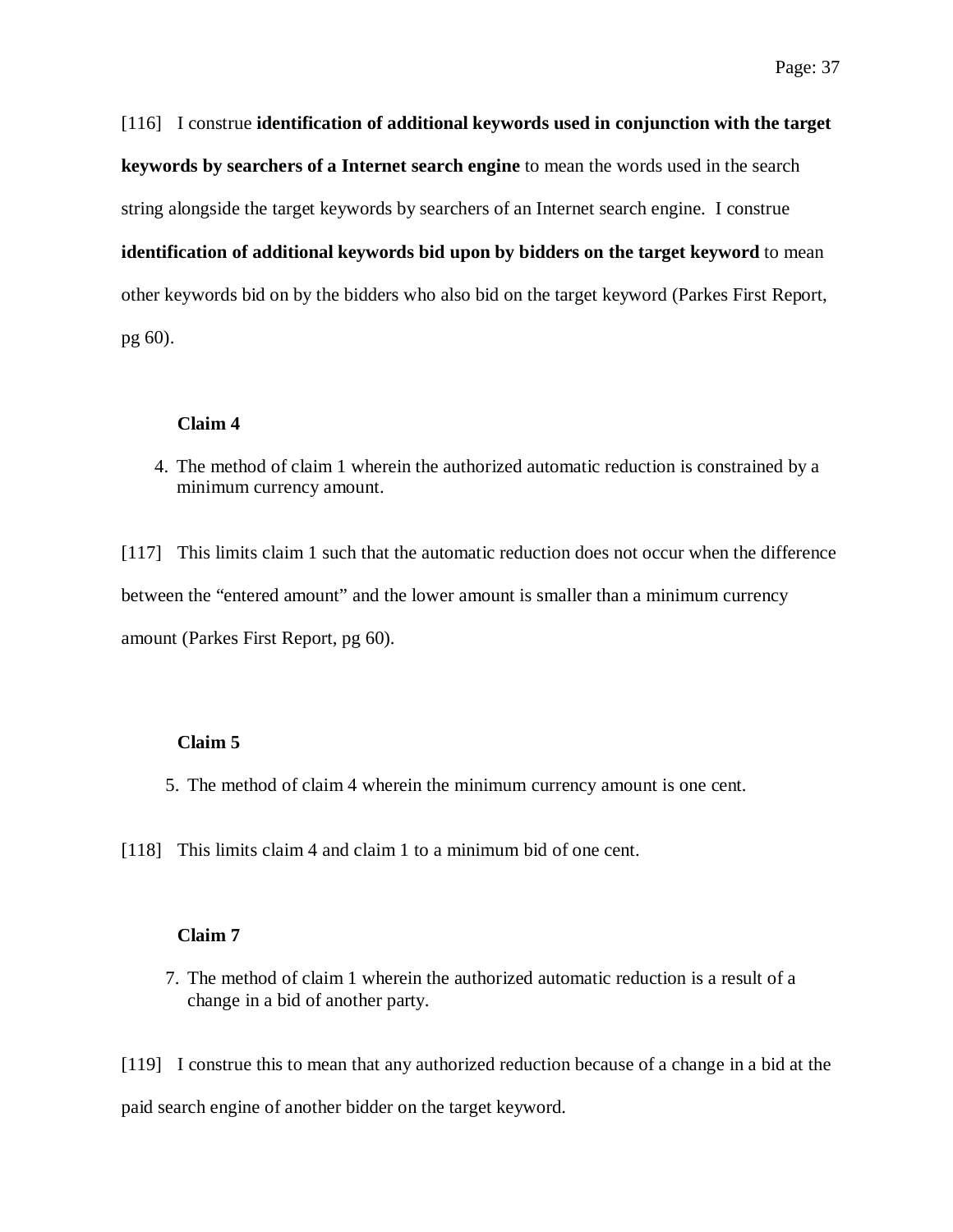[116] I construe **identification of additional keywords used in conjunction with the target keywords by searchers of a Internet search engine** to mean the words used in the search string alongside the target keywords by searchers of an Internet search engine. I construe **identification of additional keywords bid upon by bidders on the target keyword** to mean other keywords bid on by the bidders who also bid on the target keyword (Parkes First Report, pg 60).

**Claim 4**

> 4. The method of claim 1 wherein the authorized automatic reduction is constrained by a minimum currency amount.

[117] This limits claim 1 such that the automatic reduction does not occur when the difference between the "entered amount" and the lower amount is smaller than a minimum currency amount (Parkes First Report, pg 60).

**Claim 5**

> 5. The method of claim 4 wherein the minimum currency amount is one cent.

[118] This limits claim 4 and claim 1 to a minimum bid of one cent.

**Claim 7**

> 7. The method of claim 1 wherein the authorized automatic reduction is a result of a change in a bid of another party.

[119] I construe this to mean that any authorized reduction because of a change in a bid at the paid search engine of another bidder on the target keyword.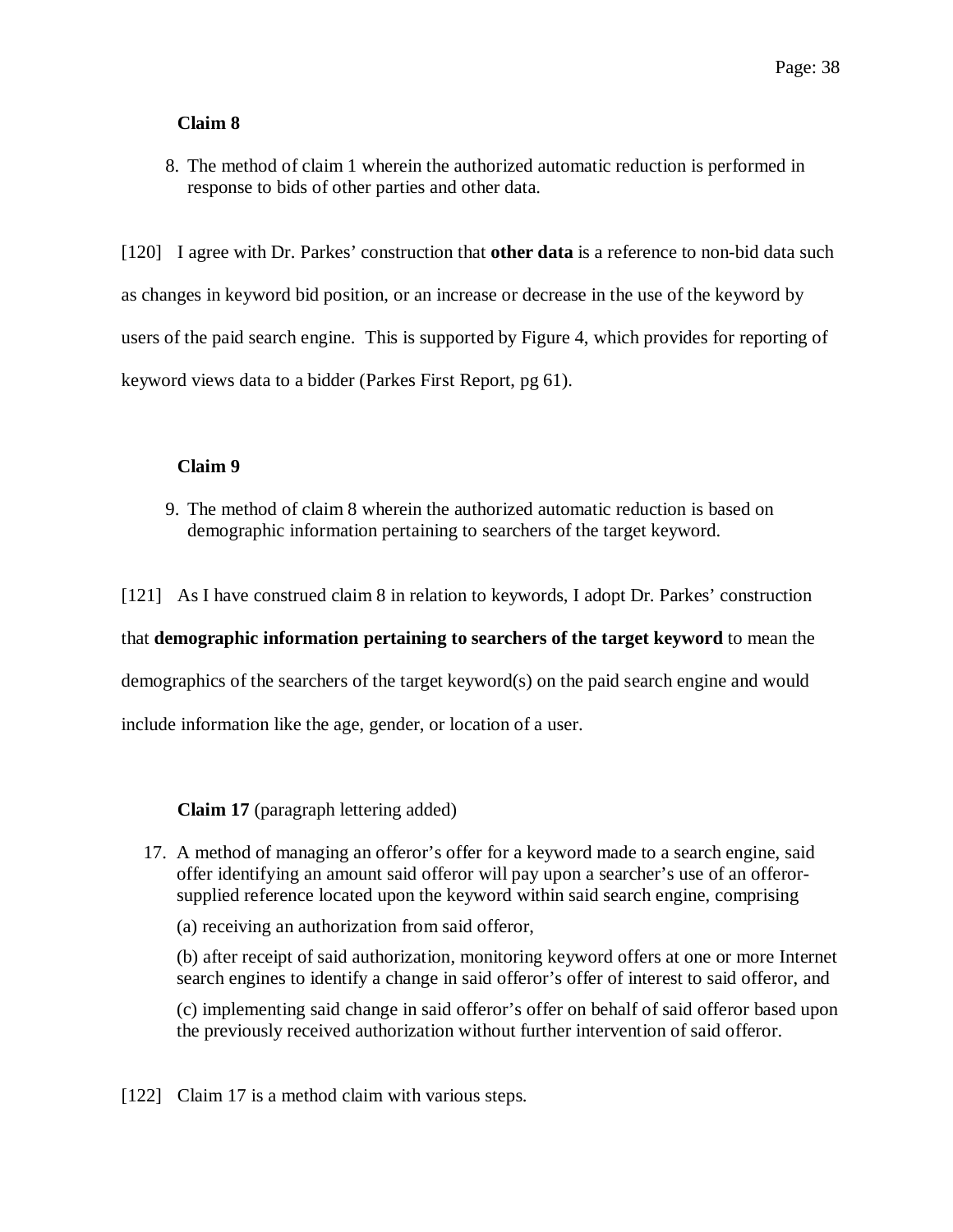**Claim 8**

8. The method of claim 1 wherein the authorized automatic reduction is performed in response to bids of other parties and other data.

[120] I agree with Dr. Parkes' construction that **other data** is a reference to non-bid data such as changes in keyword bid position, or an increase or decrease in the use of the keyword by users of the paid search engine. This is supported by Figure 4, which provides for reporting of keyword views data to a bidder (Parkes First Report, pg 61).

**Claim 9**

9. The method of claim 8 wherein the authorized automatic reduction is based on demographic information pertaining to searchers of the target keyword.

[121] As I have construed claim 8 in relation to keywords, I adopt Dr. Parkes' construction that **demographic information pertaining to searchers of the target keyword** to mean the demographics of the searchers of the target keyword(s) on the paid search engine and would include information like the age, gender, or location of a user.

**Claim 17** (paragraph lettering added)

17. A method of managing an offeror's offer for a keyword made to a search engine, said offer identifying an amount said offeror will pay upon a searcher's use of an offeror-supplied reference located upon the keyword within said search engine, comprising

 (a) receiving an authorization from said offeror,

 (b) after receipt of said authorization, monitoring keyword offers at one or more Internet search engines to identify a change in said offeror's offer of interest to said offeror, and

 (c) implementing said change in said offeror's offer on behalf of said offeror based upon the previously received authorization without further intervention of said offeror.

[122] Claim 17 is a method claim with various steps.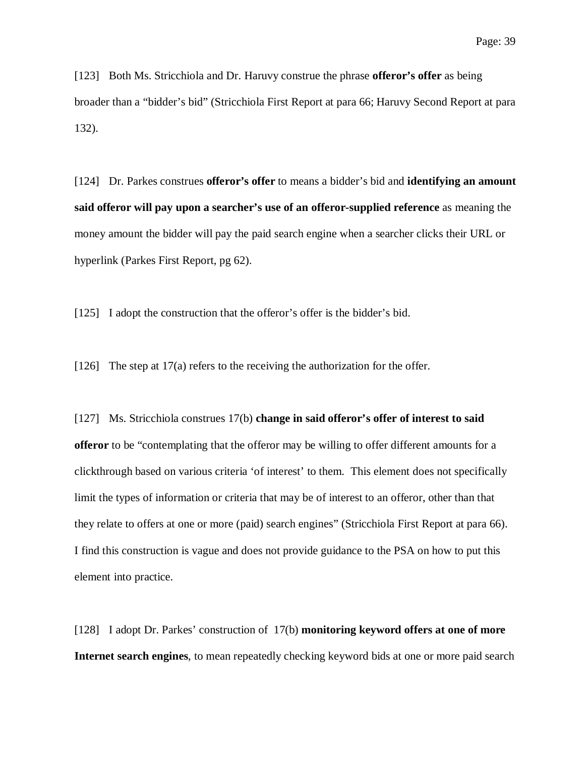[123] Both Ms. Stricchiola and Dr. Haruvy construe the phrase **offeror's offer** as being broader than a "bidder's bid" (Stricchiola First Report at para 66; Haruvy Second Report at para 132).

[124] Dr. Parkes construes **offeror's offer** to means a bidder's bid and **identifying an amount said offeror will pay upon a searcher's use of an offeror-supplied reference** as meaning the money amount the bidder will pay the paid search engine when a searcher clicks their URL or hyperlink (Parkes First Report, pg 62).

[125] I adopt the construction that the offeror's offer is the bidder's bid.

[126] The step at 17(a) refers to the receiving the authorization for the offer.

[127] Ms. Stricchiola construes 17(b) **change in said offeror's offer of interest to said offeror** to be "contemplating that the offeror may be willing to offer different amounts for a clickthrough based on various criteria 'of interest' to them. This element does not specifically limit the types of information or criteria that may be of interest to an offeror, other than that they relate to offers at one or more (paid) search engines" (Stricchiola First Report at para 66). I find this construction is vague and does not provide guidance to the PSA on how to put this element into practice.

[128] I adopt Dr. Parkes' construction of 17(b) **monitoring keyword offers at one of more Internet search engines**, to mean repeatedly checking keyword bids at one or more paid search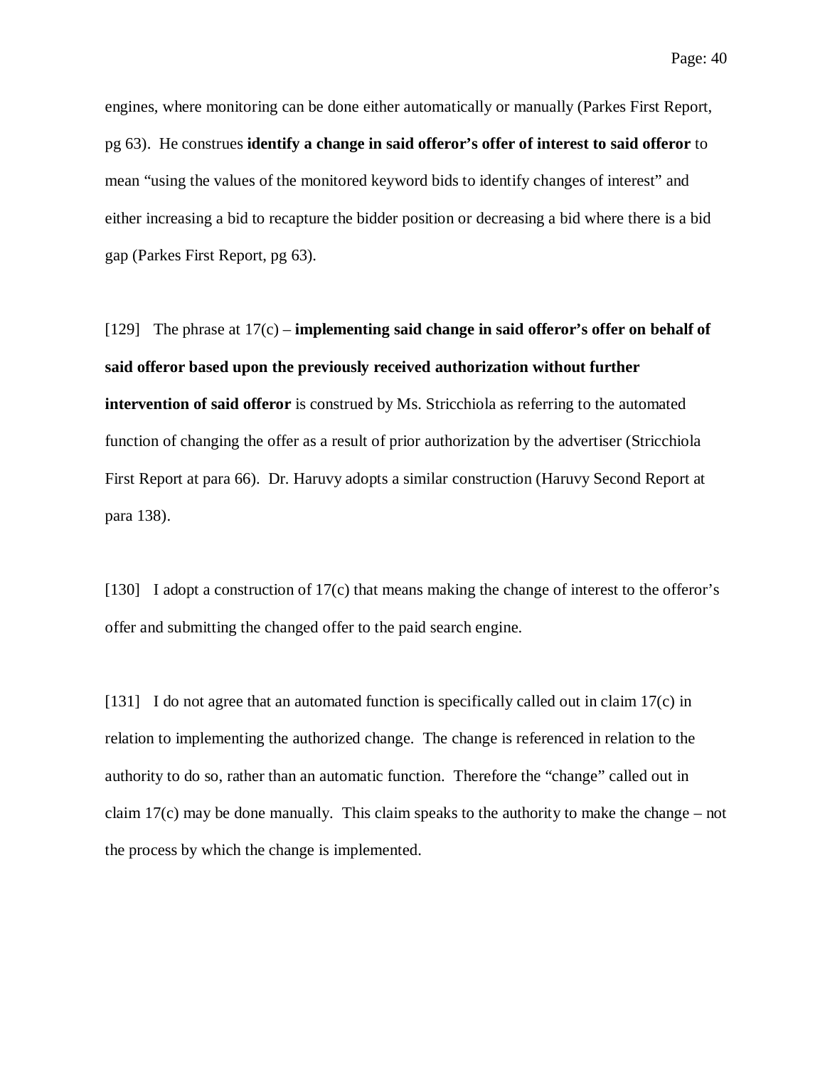engines, where monitoring can be done either automatically or manually (Parkes First Report, pg 63). He construes **identify a change in said offeror's offer of interest to said offeror** to mean "using the values of the monitored keyword bids to identify changes of interest" and either increasing a bid to recapture the bidder position or decreasing a bid where there is a bid gap (Parkes First Report, pg 63).

[129] The phrase at 17(c) – **implementing said change in said offeror's offer on behalf of said offeror based upon the previously received authorization without further intervention of said offeror** is construed by Ms. Stricchiola as referring to the automated function of changing the offer as a result of prior authorization by the advertiser (Stricchiola First Report at para 66). Dr. Haruvy adopts a similar construction (Haruvy Second Report at para 138).

[130] I adopt a construction of 17(c) that means making the change of interest to the offeror's offer and submitting the changed offer to the paid search engine.

[131] I do not agree that an automated function is specifically called out in claim 17(c) in relation to implementing the authorized change. The change is referenced in relation to the authority to do so, rather than an automatic function. Therefore the "change" called out in claim 17(c) may be done manually. This claim speaks to the authority to make the change – not the process by which the change is implemented.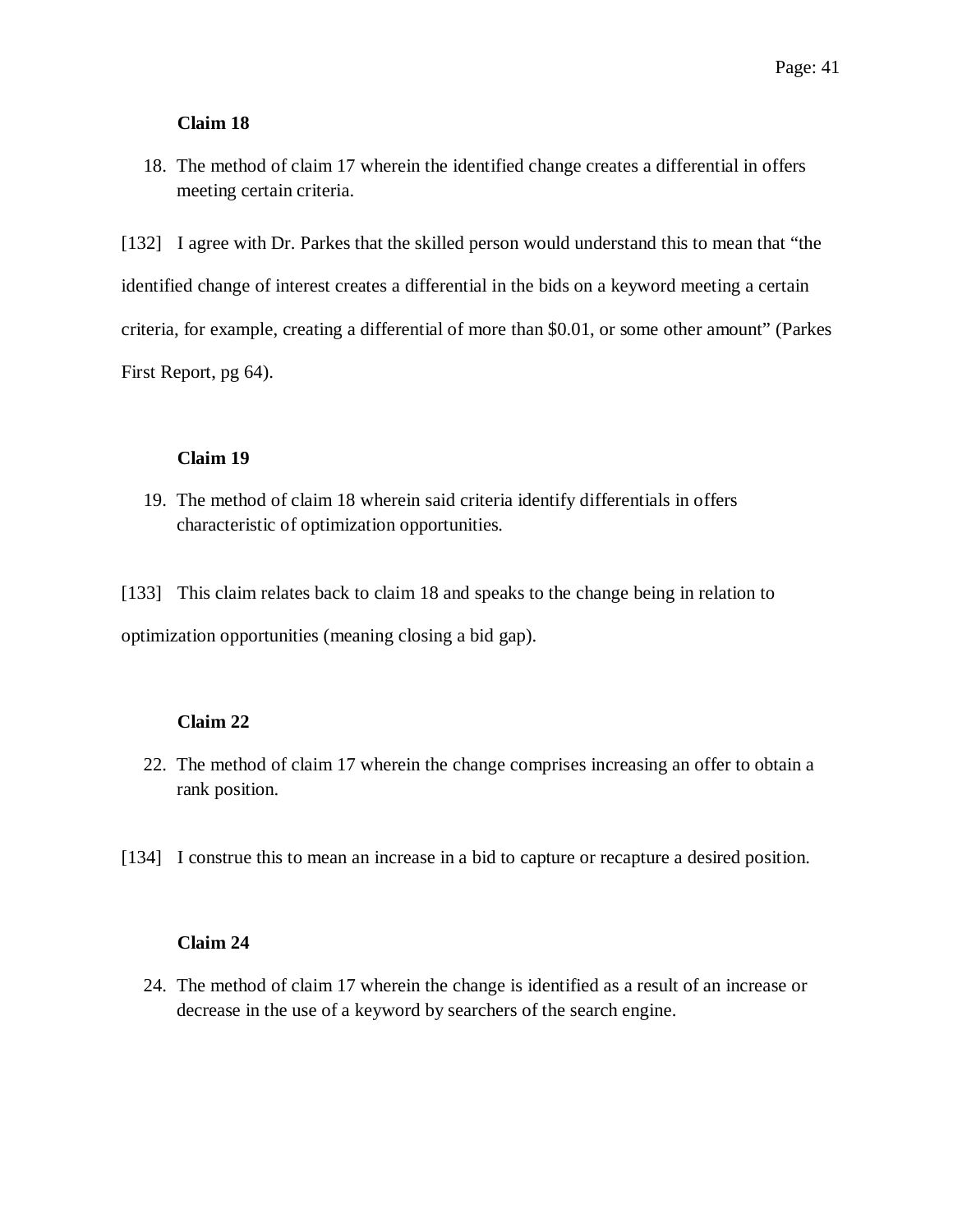**Claim 18**

18. The method of claim 17 wherein the identified change creates a differential in offers meeting certain criteria.

[132] I agree with Dr. Parkes that the skilled person would understand this to mean that "the identified change of interest creates a differential in the bids on a keyword meeting a certain criteria, for example, creating a differential of more than $0.01, or some other amount" (Parkes First Report, pg 64).

**Claim 19**

19. The method of claim 18 wherein said criteria identify differentials in offers characteristic of optimization opportunities.

[133] This claim relates back to claim 18 and speaks to the change being in relation to optimization opportunities (meaning closing a bid gap).

**Claim 22**

22. The method of claim 17 wherein the change comprises increasing an offer to obtain a rank position.

[134] I construe this to mean an increase in a bid to capture or recapture a desired position.

**Claim 24**

24. The method of claim 17 wherein the change is identified as a result of an increase or decrease in the use of a keyword by searchers of the search engine.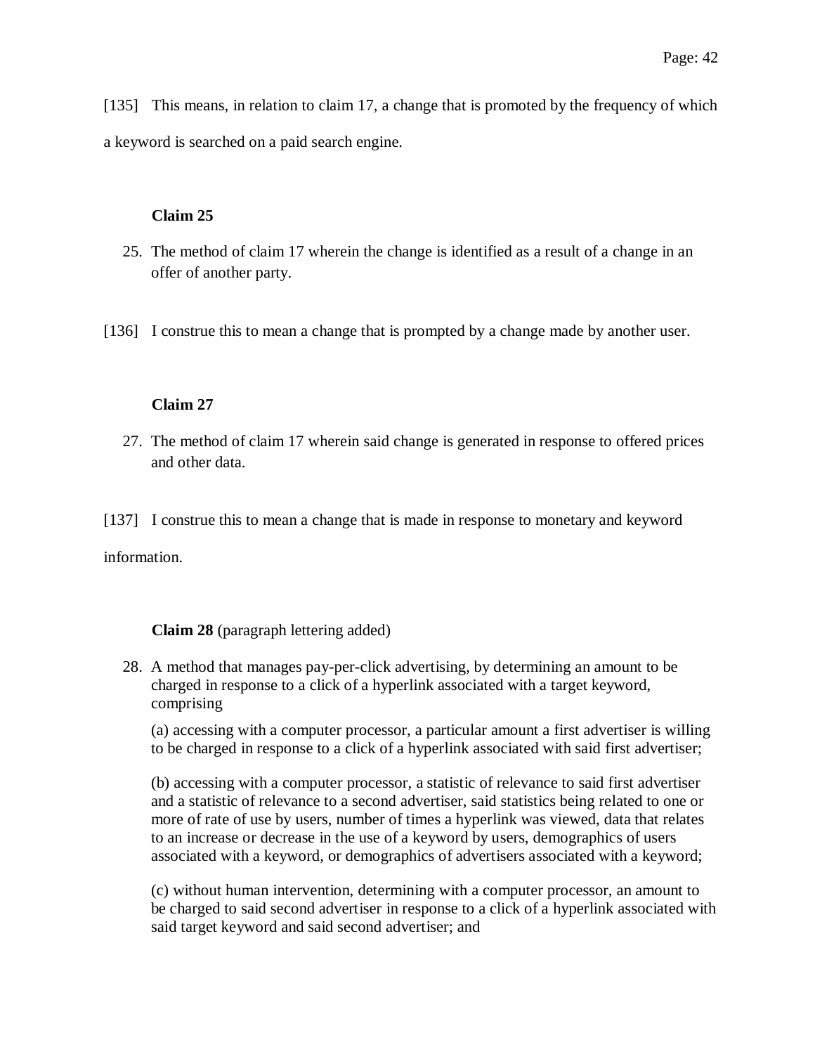[135] This means, in relation to claim 17, a change that is promoted by the frequency of which a keyword is searched on a paid search engine.

**Claim 25**

> 25. The method of claim 17 wherein the change is identified as a result of a change in an offer of another party.

[136] I construe this to mean a change that is prompted by a change made by another user.

**Claim 27**

> 27. The method of claim 17 wherein said change is generated in response to offered prices and other data.

[137] I construe this to mean a change that is made in response to monetary and keyword information.

**Claim 28** (paragraph lettering added)

> 28. A method that manages pay-per-click advertising, by determining an amount to be charged in response to a click of a hyperlink associated with a target keyword, comprising
>
> (a) accessing with a computer processor, a particular amount a first advertiser is willing to be charged in response to a click of a hyperlink associated with said first advertiser;
>
> (b) accessing with a computer processor, a statistic of relevance to said first advertiser and a statistic of relevance to a second advertiser, said statistics being related to one or more of rate of use by users, number of times a hyperlink was viewed, data that relates to an increase or decrease in the use of a keyword by users, demographics of users associated with a keyword, or demographics of advertisers associated with a keyword;
>
> (c) without human intervention, determining with a computer processor, an amount to be charged to said second advertiser in response to a click of a hyperlink associated with said target keyword and said second advertiser; and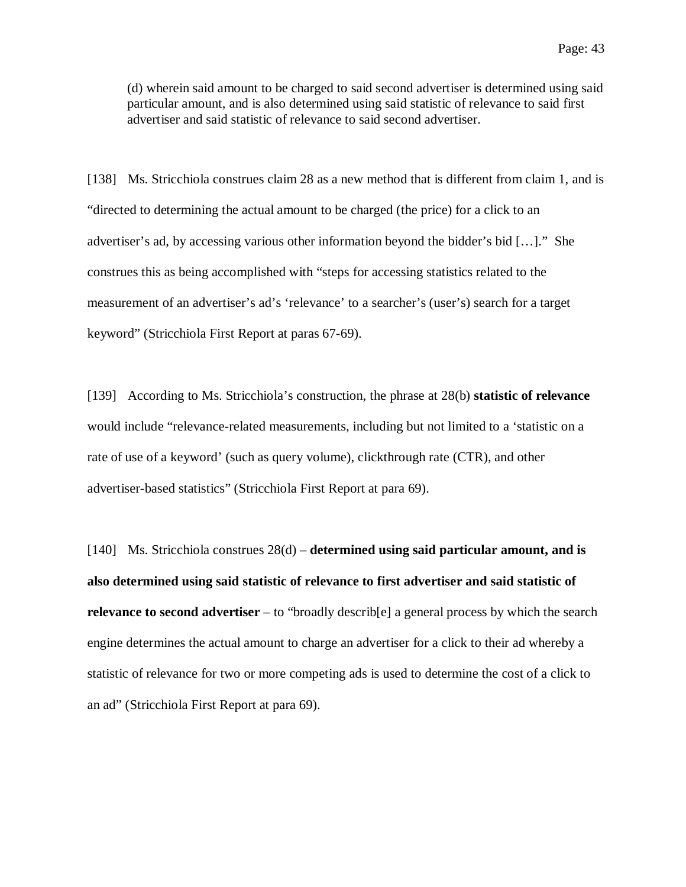> (d) wherein said amount to be charged to said second advertiser is determined using said particular amount, and is also determined using said statistic of relevance to said first advertiser and said statistic of relevance to said second advertiser.

[138] Ms. Stricchiola construes claim 28 as a new method that is different from claim 1, and is "directed to determining the actual amount to be charged (the price) for a click to an advertiser's ad, by accessing various other information beyond the bidder's bid […]." She construes this as being accomplished with "steps for accessing statistics related to the measurement of an advertiser's ad's 'relevance' to a searcher's (user's) search for a target keyword" (Stricchiola First Report at paras 67-69).

[139] According to Ms. Stricchiola's construction, the phrase at 28(b) **statistic of relevance** would include "relevance-related measurements, including but not limited to a 'statistic on a rate of use of a keyword' (such as query volume), clickthrough rate (CTR), and other advertiser-based statistics" (Stricchiola First Report at para 69).

[140] Ms. Stricchiola construes 28(d) – **determined using said particular amount, and is also determined using said statistic of relevance to first advertiser and said statistic of relevance to second advertiser** – to "broadly describ[e] a general process by which the search engine determines the actual amount to charge an advertiser for a click to their ad whereby a statistic of relevance for two or more competing ads is used to determine the cost of a click to an ad" (Stricchiola First Report at para 69).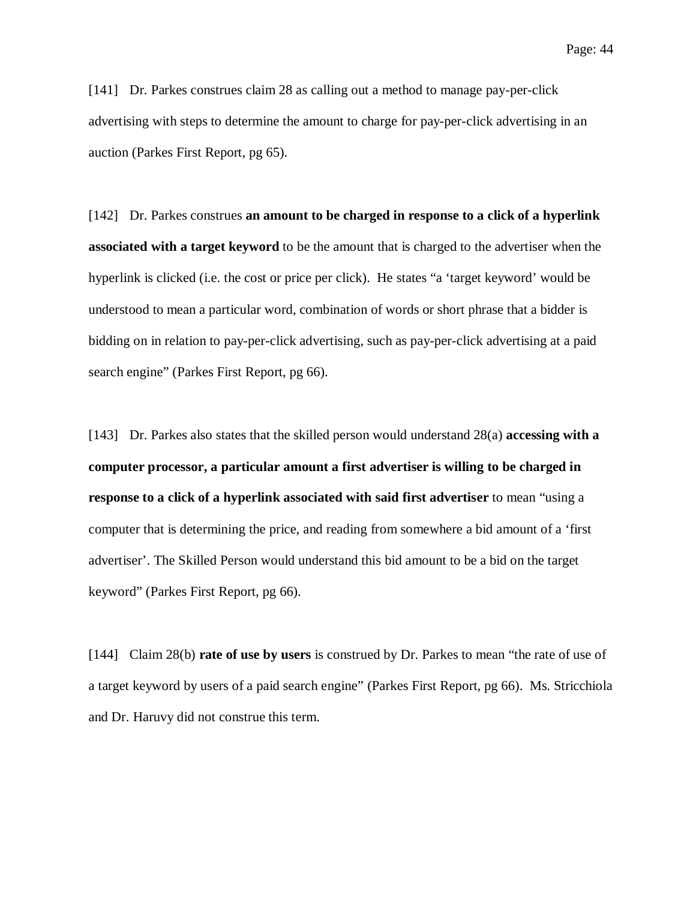[141] Dr. Parkes construes claim 28 as calling out a method to manage pay-per-click advertising with steps to determine the amount to charge for pay-per-click advertising in an auction (Parkes First Report, pg 65).

[142] Dr. Parkes construes **an amount to be charged in response to a click of a hyperlink associated with a target keyword** to be the amount that is charged to the advertiser when the hyperlink is clicked (i.e. the cost or price per click). He states "a 'target keyword' would be understood to mean a particular word, combination of words or short phrase that a bidder is bidding on in relation to pay-per-click advertising, such as pay-per-click advertising at a paid search engine" (Parkes First Report, pg 66).

[143] Dr. Parkes also states that the skilled person would understand 28(a) **accessing with a computer processor, a particular amount a first advertiser is willing to be charged in response to a click of a hyperlink associated with said first advertiser** to mean "using a computer that is determining the price, and reading from somewhere a bid amount of a 'first advertiser'. The Skilled Person would understand this bid amount to be a bid on the target keyword" (Parkes First Report, pg 66).

[144] Claim 28(b) **rate of use by users** is construed by Dr. Parkes to mean "the rate of use of a target keyword by users of a paid search engine" (Parkes First Report, pg 66). Ms. Stricchiola and Dr. Haruvy did not construe this term.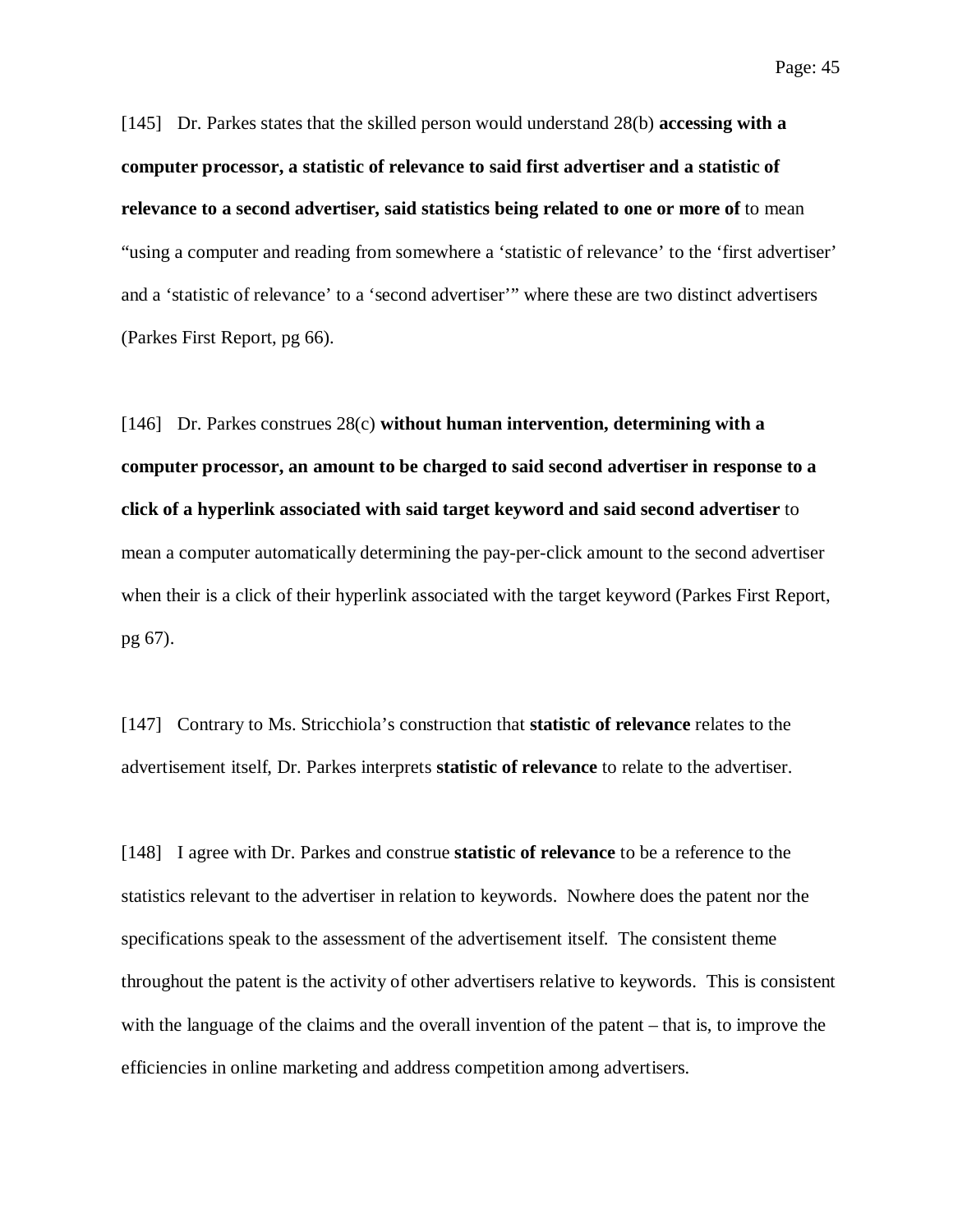[145] Dr. Parkes states that the skilled person would understand 28(b) **accessing with a computer processor, a statistic of relevance to said first advertiser and a statistic of relevance to a second advertiser, said statistics being related to one or more of** to mean "using a computer and reading from somewhere a 'statistic of relevance' to the 'first advertiser' and a 'statistic of relevance' to a 'second advertiser'" where these are two distinct advertisers (Parkes First Report, pg 66).

[146] Dr. Parkes construes 28(c) **without human intervention, determining with a computer processor, an amount to be charged to said second advertiser in response to a click of a hyperlink associated with said target keyword and said second advertiser** to mean a computer automatically determining the pay-per-click amount to the second advertiser when their is a click of their hyperlink associated with the target keyword (Parkes First Report, pg 67).

[147] Contrary to Ms. Stricchiola's construction that **statistic of relevance** relates to the advertisement itself, Dr. Parkes interprets **statistic of relevance** to relate to the advertiser.

[148] I agree with Dr. Parkes and construe **statistic of relevance** to be a reference to the statistics relevant to the advertiser in relation to keywords. Nowhere does the patent nor the specifications speak to the assessment of the advertisement itself. The consistent theme throughout the patent is the activity of other advertisers relative to keywords. This is consistent with the language of the claims and the overall invention of the patent – that is, to improve the efficiencies in online marketing and address competition among advertisers.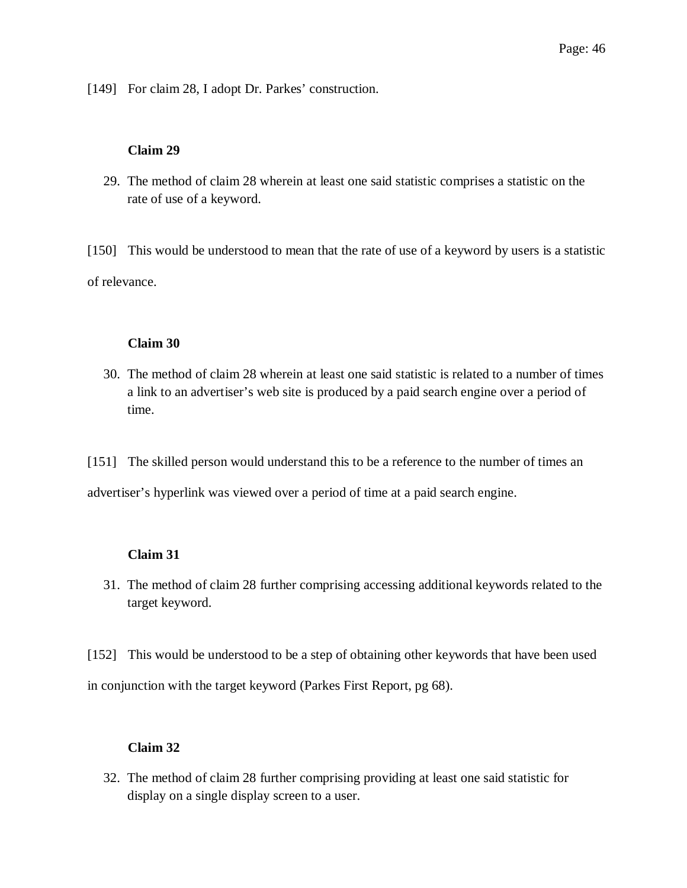[149] For claim 28, I adopt Dr. Parkes' construction.

**Claim 29**

29. The method of claim 28 wherein at least one said statistic comprises a statistic on the rate of use of a keyword.

[150] This would be understood to mean that the rate of use of a keyword by users is a statistic of relevance.

**Claim 30**

30. The method of claim 28 wherein at least one said statistic is related to a number of times a link to an advertiser's web site is produced by a paid search engine over a period of time.

[151] The skilled person would understand this to be a reference to the number of times an advertiser's hyperlink was viewed over a period of time at a paid search engine.

**Claim 31**

31. The method of claim 28 further comprising accessing additional keywords related to the target keyword.

[152] This would be understood to be a step of obtaining other keywords that have been used in conjunction with the target keyword (Parkes First Report, pg 68).

**Claim 32**

32. The method of claim 28 further comprising providing at least one said statistic for display on a single display screen to a user.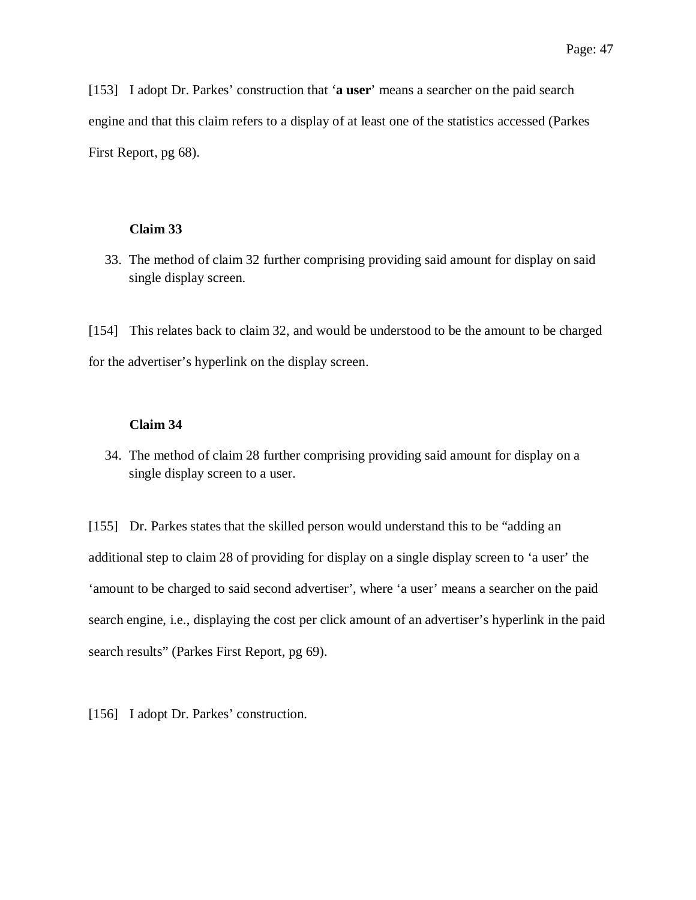[153] I adopt Dr. Parkes' construction that '**a user**' means a searcher on the paid search engine and that this claim refers to a display of at least one of the statistics accessed (Parkes First Report, pg 68).

**Claim 33**

33. The method of claim 32 further comprising providing said amount for display on said single display screen.

[154] This relates back to claim 32, and would be understood to be the amount to be charged for the advertiser's hyperlink on the display screen.

**Claim 34**

34. The method of claim 28 further comprising providing said amount for display on a single display screen to a user.

[155] Dr. Parkes states that the skilled person would understand this to be "adding an additional step to claim 28 of providing for display on a single display screen to 'a user' the 'amount to be charged to said second advertiser', where 'a user' means a searcher on the paid search engine, i.e., displaying the cost per click amount of an advertiser's hyperlink in the paid search results" (Parkes First Report, pg 69).

[156] I adopt Dr. Parkes' construction.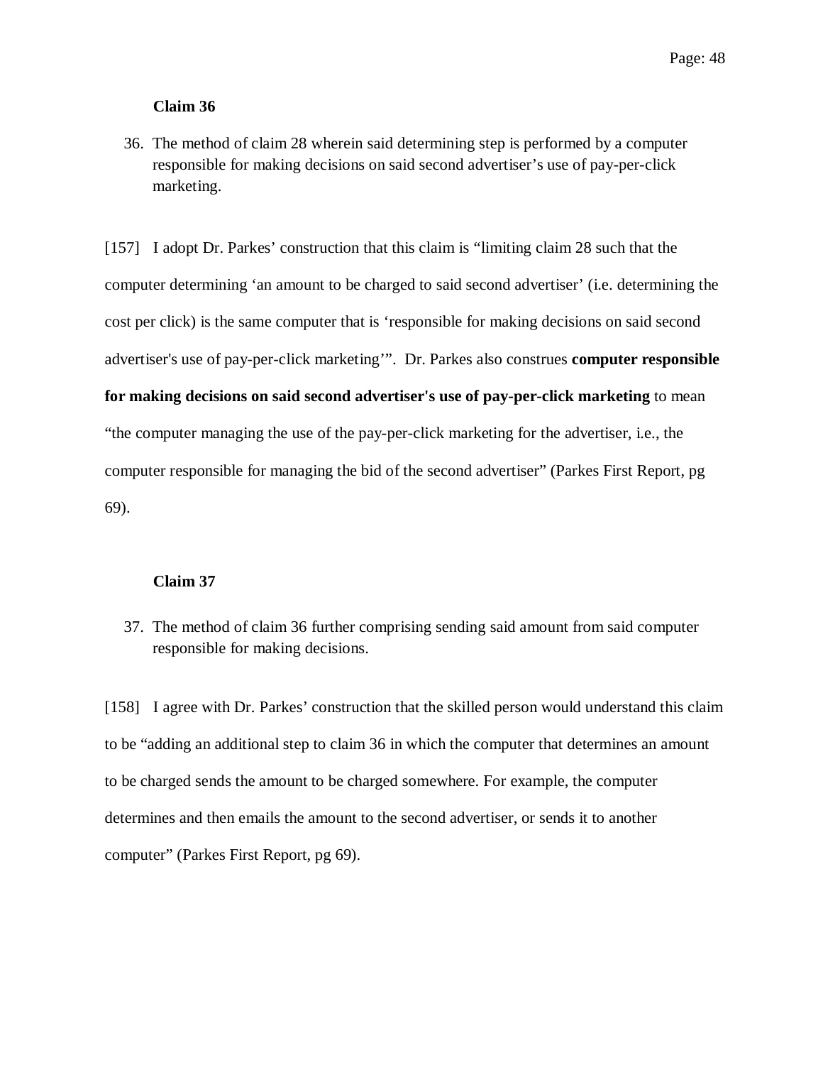**Claim 36**

36. The method of claim 28 wherein said determining step is performed by a computer responsible for making decisions on said second advertiser's use of pay-per-click marketing.

[157] I adopt Dr. Parkes' construction that this claim is "limiting claim 28 such that the computer determining 'an amount to be charged to said second advertiser' (i.e. determining the cost per click) is the same computer that is 'responsible for making decisions on said second advertiser's use of pay-per-click marketing'". Dr. Parkes also construes **computer responsible for making decisions on said second advertiser's use of pay-per-click marketing** to mean "the computer managing the use of the pay-per-click marketing for the advertiser, i.e., the computer responsible for managing the bid of the second advertiser" (Parkes First Report, pg 69).

**Claim 37**

37. The method of claim 36 further comprising sending said amount from said computer responsible for making decisions.

[158] I agree with Dr. Parkes' construction that the skilled person would understand this claim to be "adding an additional step to claim 36 in which the computer that determines an amount to be charged sends the amount to be charged somewhere. For example, the computer determines and then emails the amount to the second advertiser, or sends it to another computer" (Parkes First Report, pg 69).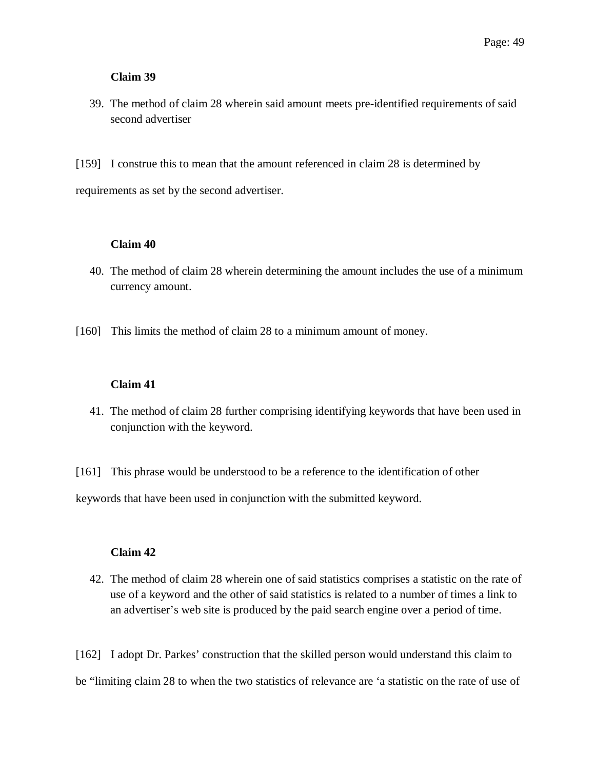**Claim 39**

39. The method of claim 28 wherein said amount meets pre-identified requirements of said second advertiser

[159] I construe this to mean that the amount referenced in claim 28 is determined by requirements as set by the second advertiser.

**Claim 40**

40. The method of claim 28 wherein determining the amount includes the use of a minimum currency amount.

[160] This limits the method of claim 28 to a minimum amount of money.

**Claim 41**

41. The method of claim 28 further comprising identifying keywords that have been used in conjunction with the keyword.

[161] This phrase would be understood to be a reference to the identification of other keywords that have been used in conjunction with the submitted keyword.

**Claim 42**

42. The method of claim 28 wherein one of said statistics comprises a statistic on the rate of use of a keyword and the other of said statistics is related to a number of times a link to an advertiser's web site is produced by the paid search engine over a period of time.

[162] I adopt Dr. Parkes' construction that the skilled person would understand this claim to be "limiting claim 28 to when the two statistics of relevance are 'a statistic on the rate of use of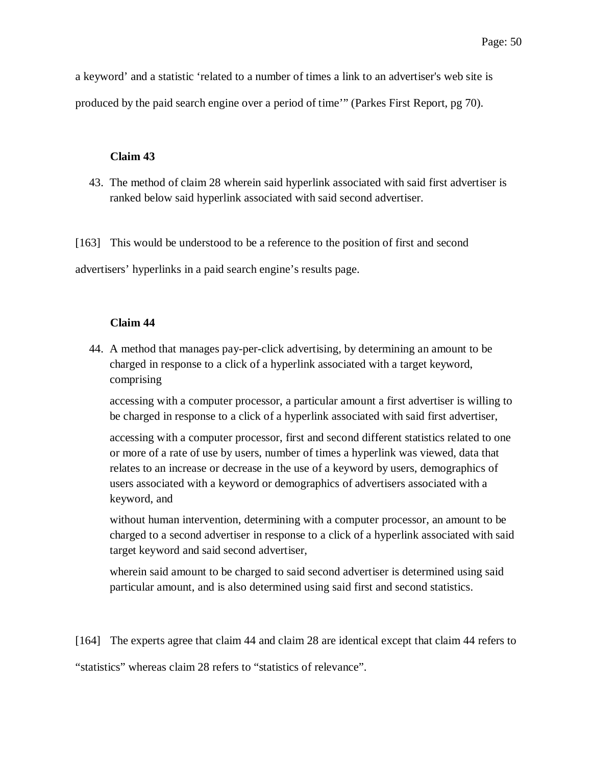a keyword' and a statistic 'related to a number of times a link to an advertiser's web site is produced by the paid search engine over a period of time'" (Parkes First Report, pg 70).

**Claim 43**

43. The method of claim 28 wherein said hyperlink associated with said first advertiser is ranked below said hyperlink associated with said second advertiser.

[163] This would be understood to be a reference to the position of first and second advertisers' hyperlinks in a paid search engine's results page.

**Claim 44**

44. A method that manages pay-per-click advertising, by determining an amount to be charged in response to a click of a hyperlink associated with a target keyword, comprising

    accessing with a computer processor, a particular amount a first advertiser is willing to be charged in response to a click of a hyperlink associated with said first advertiser,

    accessing with a computer processor, first and second different statistics related to one or more of a rate of use by users, number of times a hyperlink was viewed, data that relates to an increase or decrease in the use of a keyword by users, demographics of users associated with a keyword or demographics of advertisers associated with a keyword, and

    without human intervention, determining with a computer processor, an amount to be charged to a second advertiser in response to a click of a hyperlink associated with said target keyword and said second advertiser,

    wherein said amount to be charged to said second advertiser is determined using said particular amount, and is also determined using said first and second statistics.

[164] The experts agree that claim 44 and claim 28 are identical except that claim 44 refers to "statistics" whereas claim 28 refers to "statistics of relevance".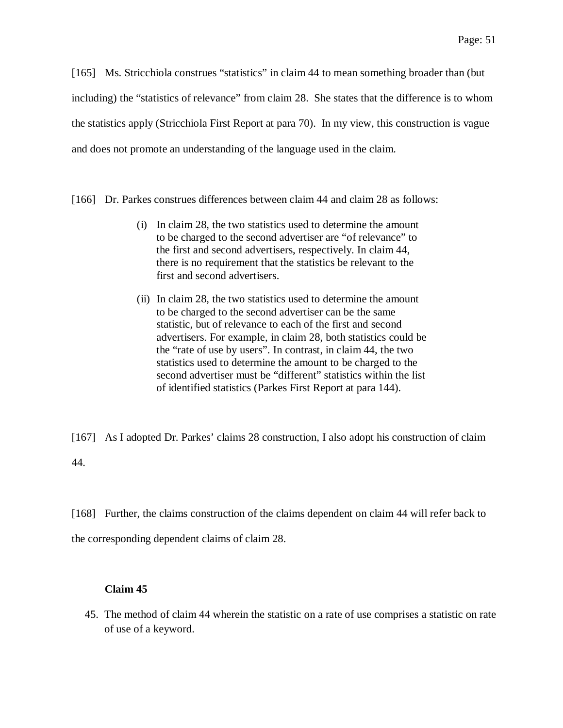[165] Ms. Stricchiola construes “statistics” in claim 44 to mean something broader than (but including) the “statistics of relevance” from claim 28. She states that the difference is to whom the statistics apply (Stricchiola First Report at para 70). In my view, this construction is vague and does not promote an understanding of the language used in the claim.

[166] Dr. Parkes construes differences between claim 44 and claim 28 as follows:

> (i) In claim 28, the two statistics used to determine the amount to be charged to the second advertiser are “of relevance” to the first and second advertisers, respectively. In claim 44, there is no requirement that the statistics be relevant to the first and second advertisers.
>
> (ii) In claim 28, the two statistics used to determine the amount to be charged to the second advertiser can be the same statistic, but of relevance to each of the first and second advertisers. For example, in claim 28, both statistics could be the “rate of use by users”. In contrast, in claim 44, the two statistics used to determine the amount to be charged to the second advertiser must be “different” statistics within the list of identified statistics (Parkes First Report at para 144).

[167] As I adopted Dr. Parkes’ claims 28 construction, I also adopt his construction of claim 44.

[168] Further, the claims construction of the claims dependent on claim 44 will refer back to the corresponding dependent claims of claim 28.

**Claim 45**

45. The method of claim 44 wherein the statistic on a rate of use comprises a statistic on rate of use of a keyword.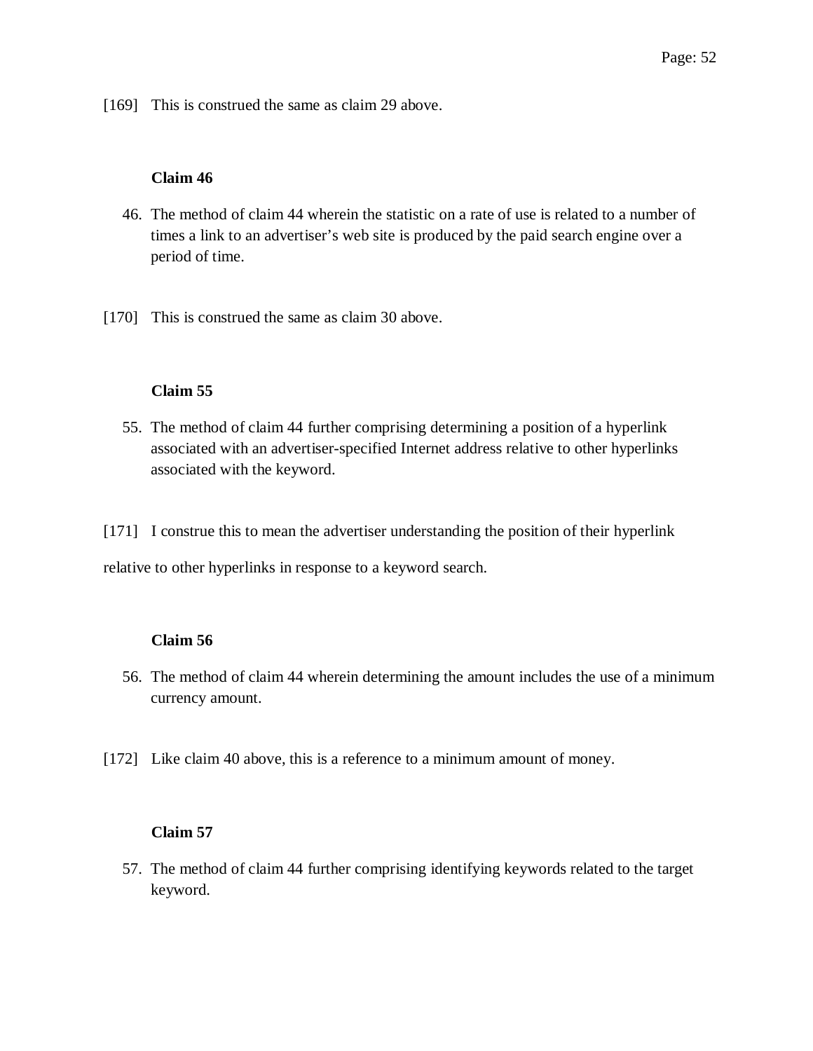[169] This is construed the same as claim 29 above.

**Claim 46**

46. The method of claim 44 wherein the statistic on a rate of use is related to a number of times a link to an advertiser's web site is produced by the paid search engine over a period of time.

[170] This is construed the same as claim 30 above.

**Claim 55**

55. The method of claim 44 further comprising determining a position of a hyperlink associated with an advertiser-specified Internet address relative to other hyperlinks associated with the keyword.

[171] I construe this to mean the advertiser understanding the position of their hyperlink relative to other hyperlinks in response to a keyword search.

**Claim 56**

56. The method of claim 44 wherein determining the amount includes the use of a minimum currency amount.

[172] Like claim 40 above, this is a reference to a minimum amount of money.

**Claim 57**

57. The method of claim 44 further comprising identifying keywords related to the target keyword.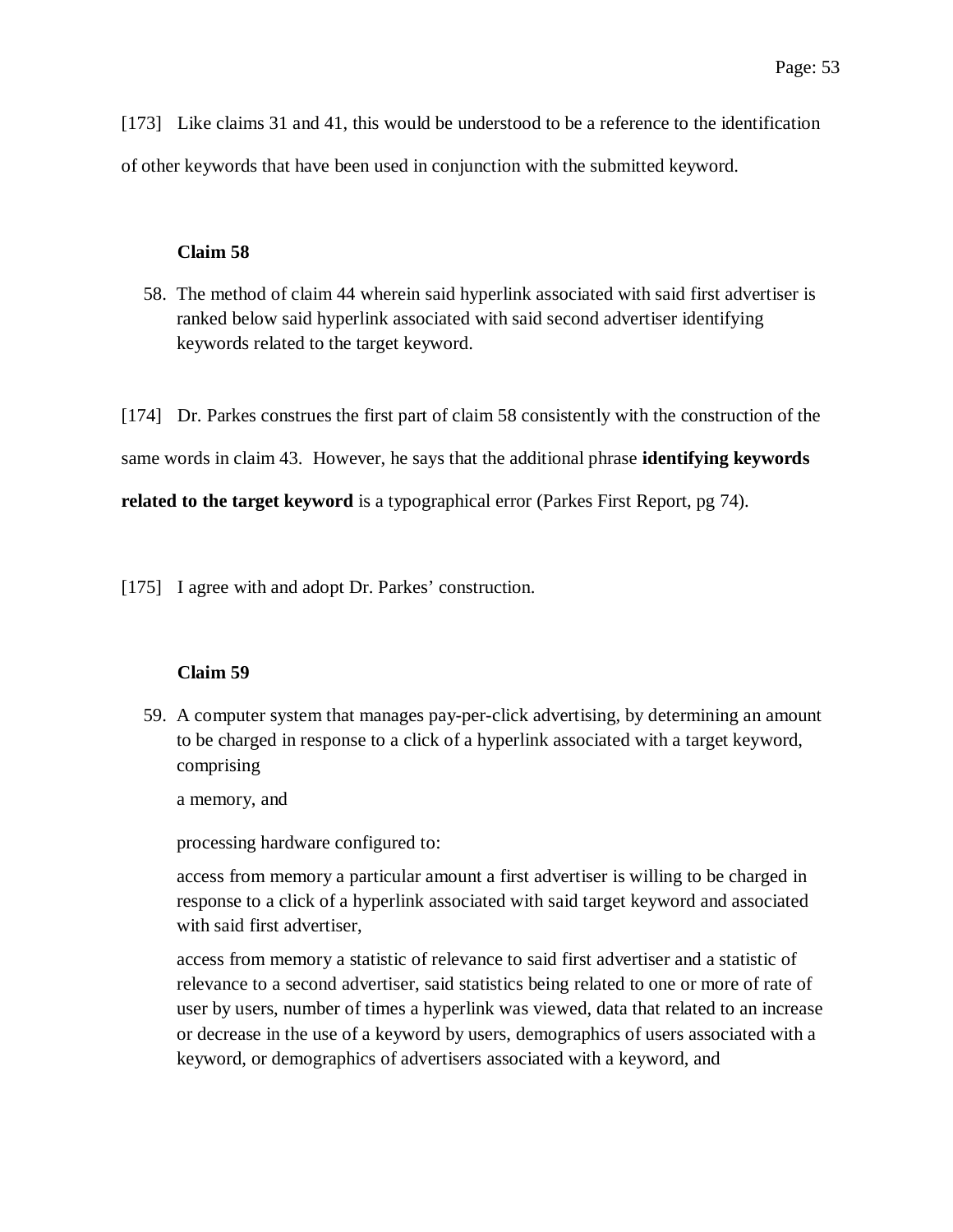[173] Like claims 31 and 41, this would be understood to be a reference to the identification of other keywords that have been used in conjunction with the submitted keyword.

**Claim 58**

58. The method of claim 44 wherein said hyperlink associated with said first advertiser is ranked below said hyperlink associated with said second advertiser identifying keywords related to the target keyword.

[174] Dr. Parkes construes the first part of claim 58 consistently with the construction of the same words in claim 43. However, he says that the additional phrase **identifying keywords related to the target keyword** is a typographical error (Parkes First Report, pg 74).

[175] I agree with and adopt Dr. Parkes' construction.

**Claim 59**

59. A computer system that manages pay-per-click advertising, by determining an amount to be charged in response to a click of a hyperlink associated with a target keyword, comprising

    a memory, and

    processing hardware configured to:

    access from memory a particular amount a first advertiser is willing to be charged in response to a click of a hyperlink associated with said target keyword and associated with said first advertiser,

    access from memory a statistic of relevance to said first advertiser and a statistic of relevance to a second advertiser, said statistics being related to one or more of rate of user by users, number of times a hyperlink was viewed, data that related to an increase or decrease in the use of a keyword by users, demographics of users associated with a keyword, or demographics of advertisers associated with a keyword, and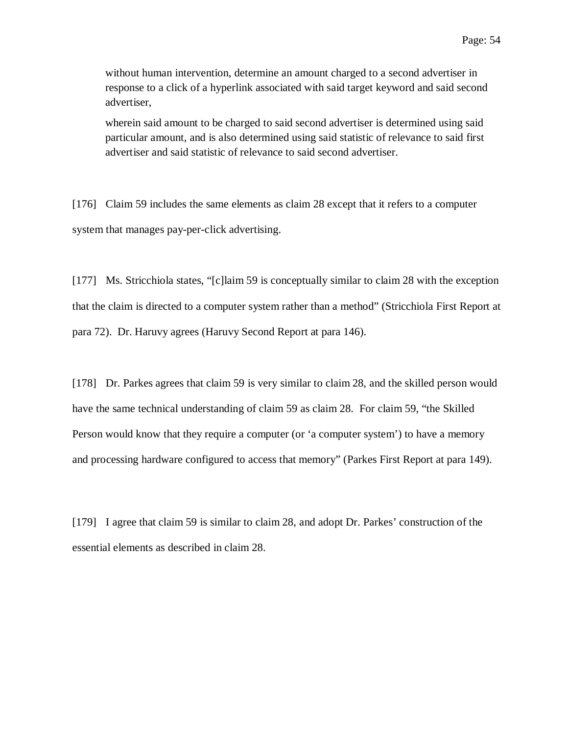> without human intervention, determine an amount charged to a second advertiser in response to a click of a hyperlink associated with said target keyword and said second advertiser,
>
> wherein said amount to be charged to said second advertiser is determined using said particular amount, and is also determined using said statistic of relevance to said first advertiser and said statistic of relevance to said second advertiser.

[176] Claim 59 includes the same elements as claim 28 except that it refers to a computer system that manages pay-per-click advertising.

[177] Ms. Stricchiola states, "[c]laim 59 is conceptually similar to claim 28 with the exception that the claim is directed to a computer system rather than a method" (Stricchiola First Report at para 72). Dr. Haruvy agrees (Haruvy Second Report at para 146).

[178] Dr. Parkes agrees that claim 59 is very similar to claim 28, and the skilled person would have the same technical understanding of claim 59 as claim 28. For claim 59, "the Skilled Person would know that they require a computer (or 'a computer system') to have a memory and processing hardware configured to access that memory" (Parkes First Report at para 149).

[179] I agree that claim 59 is similar to claim 28, and adopt Dr. Parkes' construction of the essential elements as described in claim 28.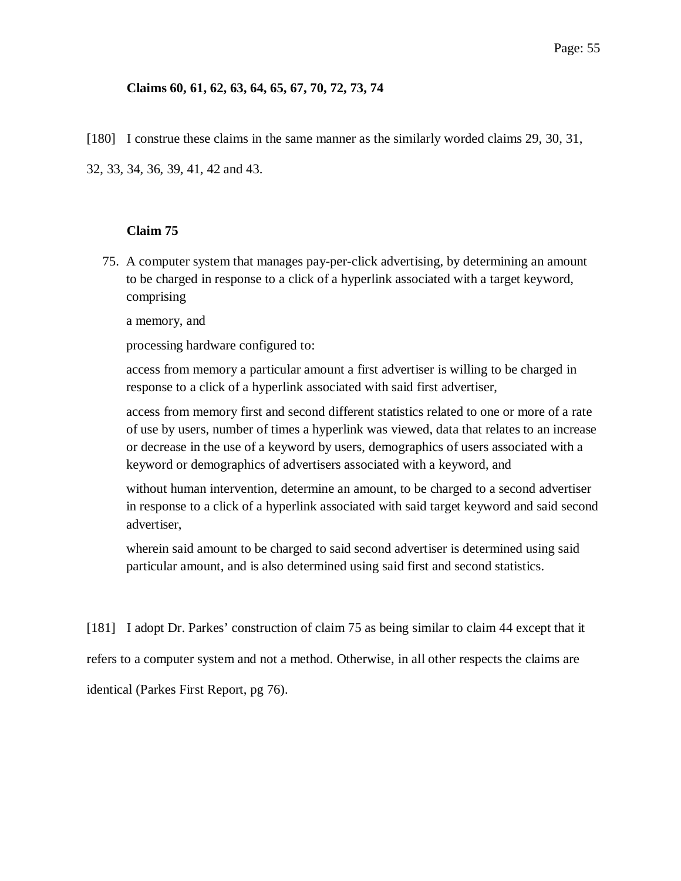**Claims 60, 61, 62, 63, 64, 65, 67, 70, 72, 73, 74**

[180] I construe these claims in the same manner as the similarly worded claims 29, 30, 31, 32, 33, 34, 36, 39, 41, 42 and 43.

**Claim 75**

> 75. A computer system that manages pay-per-click advertising, by determining an amount to be charged in response to a click of a hyperlink associated with a target keyword, comprising
>
> a memory, and
>
> processing hardware configured to:
>
> access from memory a particular amount a first advertiser is willing to be charged in response to a click of a hyperlink associated with said first advertiser,
>
> access from memory first and second different statistics related to one or more of a rate of use by users, number of times a hyperlink was viewed, data that relates to an increase or decrease in the use of a keyword by users, demographics of users associated with a keyword or demographics of advertisers associated with a keyword, and
>
> without human intervention, determine an amount, to be charged to a second advertiser in response to a click of a hyperlink associated with said target keyword and said second advertiser,
>
> wherein said amount to be charged to said second advertiser is determined using said particular amount, and is also determined using said first and second statistics.

[181] I adopt Dr. Parkes' construction of claim 75 as being similar to claim 44 except that it refers to a computer system and not a method. Otherwise, in all other respects the claims are identical (Parkes First Report, pg 76).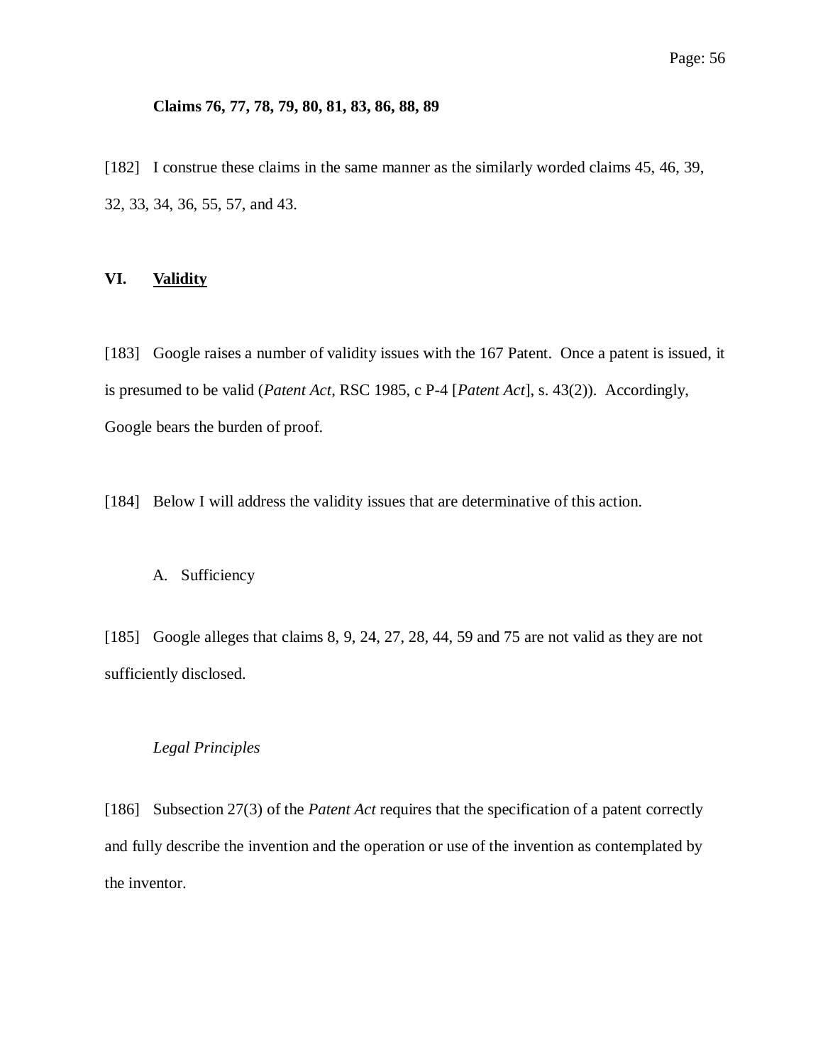**Claims 76, 77, 78, 79, 80, 81, 83, 86, 88, 89**

[182] I construe these claims in the same manner as the similarly worded claims 45, 46, 39, 32, 33, 34, 36, 55, 57, and 43.

## VI. Validity

[183] Google raises a number of validity issues with the 167 Patent. Once a patent is issued, it is presumed to be valid (*Patent Act*, RSC 1985, c P-4 [*Patent Act*], s. 43(2)). Accordingly, Google bears the burden of proof.

[184] Below I will address the validity issues that are determinative of this action.

### A. Sufficiency

[185] Google alleges that claims 8, 9, 24, 27, 28, 44, 59 and 75 are not valid as they are not sufficiently disclosed.

*Legal Principles*

[186] Subsection 27(3) of the *Patent Act* requires that the specification of a patent correctly and fully describe the invention and the operation or use of the invention as contemplated by the inventor.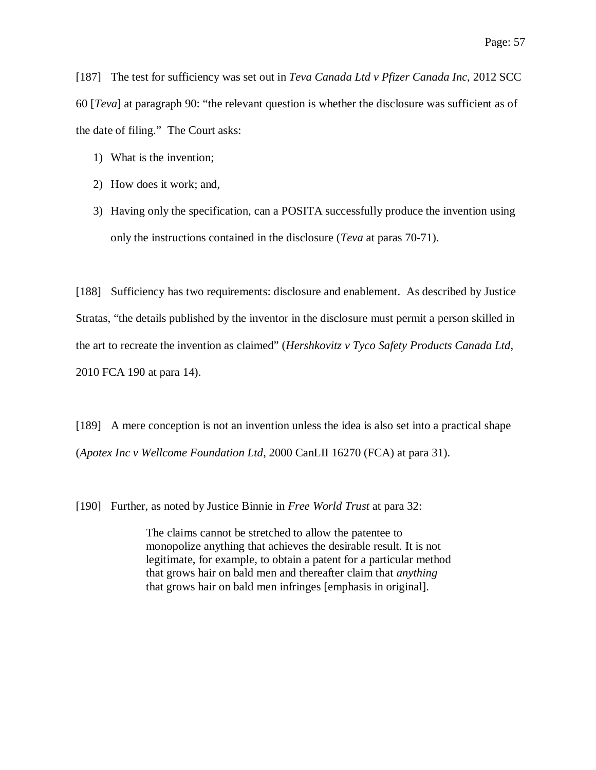[187] The test for sufficiency was set out in *Teva Canada Ltd v Pfizer Canada Inc*, 2012 SCC 60 [*Teva*] at paragraph 90: "the relevant question is whether the disclosure was sufficient as of the date of filing." The Court asks:

1) What is the invention;
2) How does it work; and,
3) Having only the specification, can a POSITA successfully produce the invention using only the instructions contained in the disclosure (*Teva* at paras 70-71).

[188] Sufficiency has two requirements: disclosure and enablement. As described by Justice Stratas, "the details published by the inventor in the disclosure must permit a person skilled in the art to recreate the invention as claimed" (*Hershkovitz v Tyco Safety Products Canada Ltd*, 2010 FCA 190 at para 14).

[189] A mere conception is not an invention unless the idea is also set into a practical shape (*Apotex Inc v Wellcome Foundation Ltd*, 2000 CanLII 16270 (FCA) at para 31).

[190] Further, as noted by Justice Binnie in *Free World Trust* at para 32:

> The claims cannot be stretched to allow the patentee to monopolize anything that achieves the desirable result. It is not legitimate, for example, to obtain a patent for a particular method that grows hair on bald men and thereafter claim that *anything* that grows hair on bald men infringes [emphasis in original].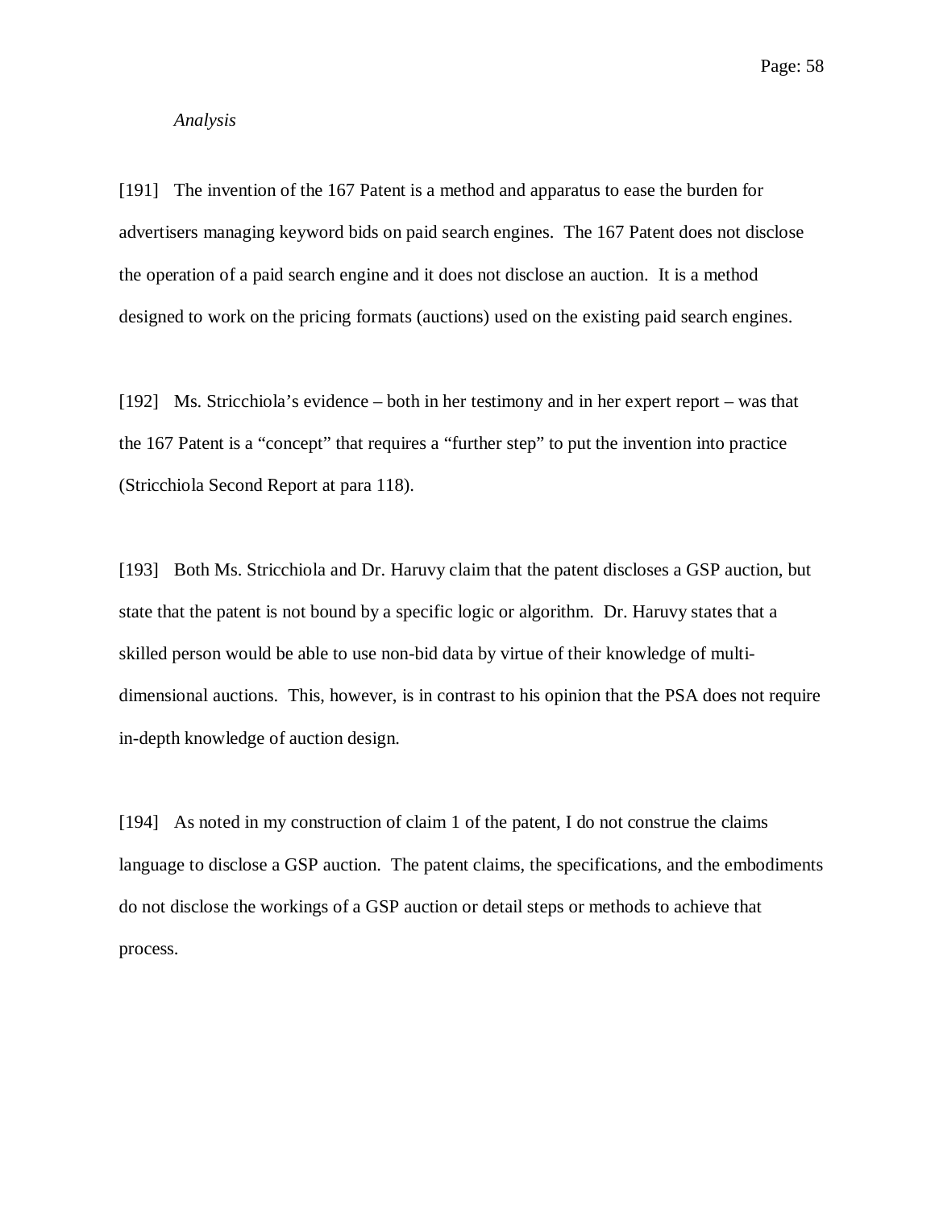*Analysis*

[191] The invention of the 167 Patent is a method and apparatus to ease the burden for advertisers managing keyword bids on paid search engines. The 167 Patent does not disclose the operation of a paid search engine and it does not disclose an auction. It is a method designed to work on the pricing formats (auctions) used on the existing paid search engines.

[192] Ms. Stricchiola's evidence – both in her testimony and in her expert report – was that the 167 Patent is a "concept" that requires a "further step" to put the invention into practice (Stricchiola Second Report at para 118).

[193] Both Ms. Stricchiola and Dr. Haruvy claim that the patent discloses a GSP auction, but state that the patent is not bound by a specific logic or algorithm. Dr. Haruvy states that a skilled person would be able to use non-bid data by virtue of their knowledge of multi-dimensional auctions. This, however, is in contrast to his opinion that the PSA does not require in-depth knowledge of auction design.

[194] As noted in my construction of claim 1 of the patent, I do not construe the claims language to disclose a GSP auction. The patent claims, the specifications, and the embodiments do not disclose the workings of a GSP auction or detail steps or methods to achieve that process.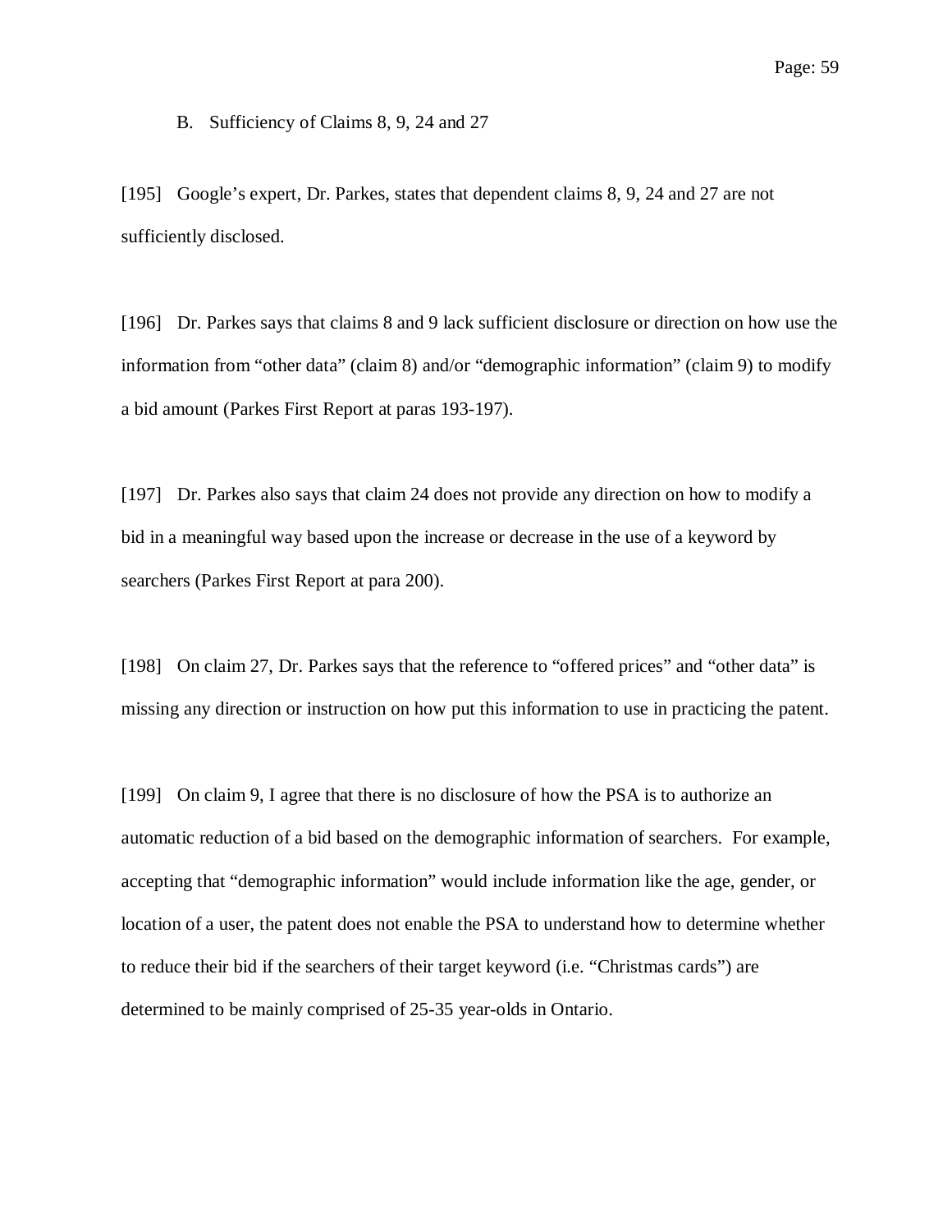### B. Sufficiency of Claims 8, 9, 24 and 27

[195] Google’s expert, Dr. Parkes, states that dependent claims 8, 9, 24 and 27 are not sufficiently disclosed.

[196] Dr. Parkes says that claims 8 and 9 lack sufficient disclosure or direction on how use the information from “other data” (claim 8) and/or “demographic information” (claim 9) to modify a bid amount (Parkes First Report at paras 193-197).

[197] Dr. Parkes also says that claim 24 does not provide any direction on how to modify a bid in a meaningful way based upon the increase or decrease in the use of a keyword by searchers (Parkes First Report at para 200).

[198] On claim 27, Dr. Parkes says that the reference to “offered prices” and “other data” is missing any direction or instruction on how put this information to use in practicing the patent.

[199] On claim 9, I agree that there is no disclosure of how the PSA is to authorize an automatic reduction of a bid based on the demographic information of searchers. For example, accepting that “demographic information” would include information like the age, gender, or location of a user, the patent does not enable the PSA to understand how to determine whether to reduce their bid if the searchers of their target keyword (i.e. “Christmas cards”) are determined to be mainly comprised of 25-35 year-olds in Ontario.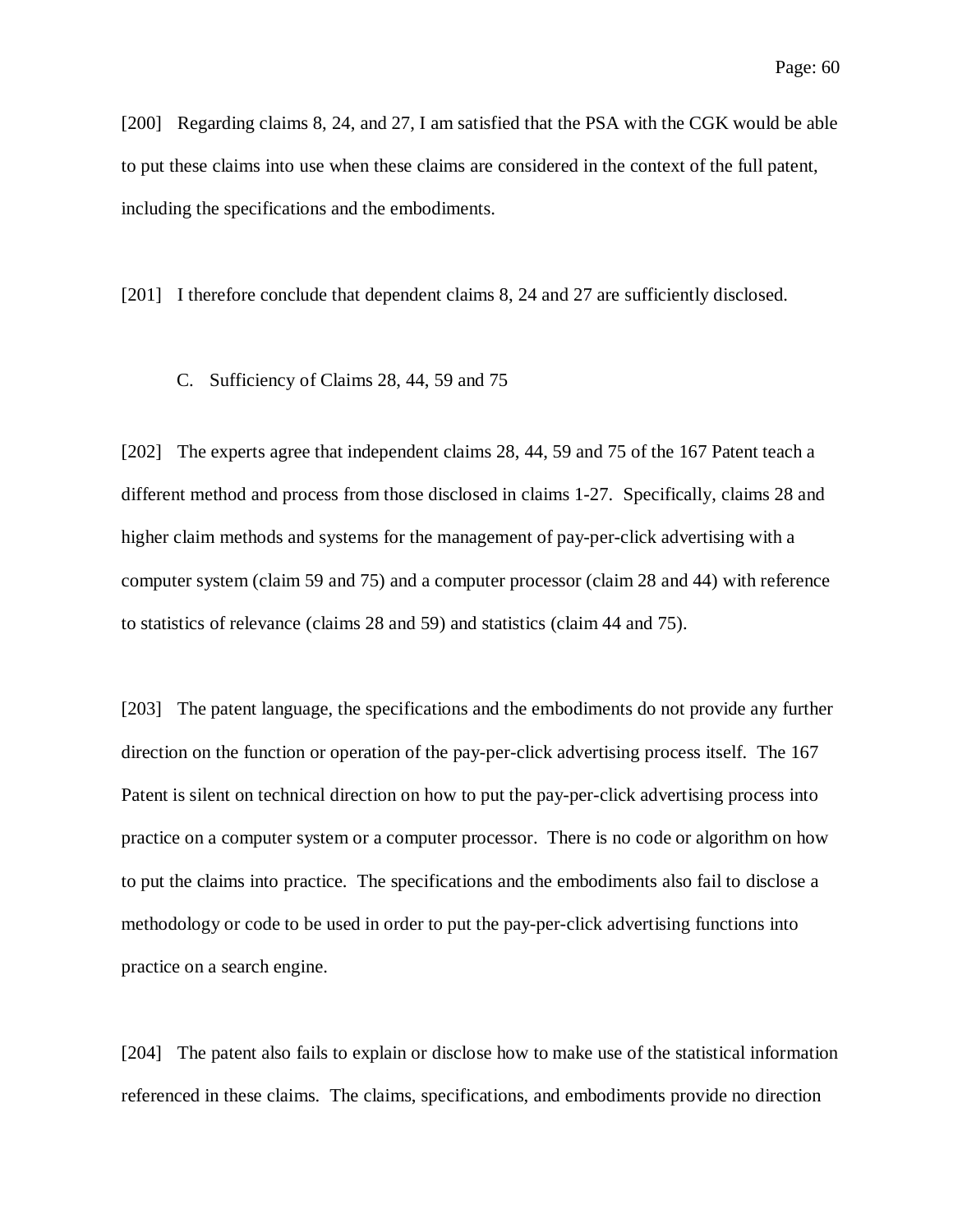[200] Regarding claims 8, 24, and 27, I am satisfied that the PSA with the CGK would be able to put these claims into use when these claims are considered in the context of the full patent, including the specifications and the embodiments.

[201] I therefore conclude that dependent claims 8, 24 and 27 are sufficiently disclosed.

### C. Sufficiency of Claims 28, 44, 59 and 75

[202] The experts agree that independent claims 28, 44, 59 and 75 of the 167 Patent teach a different method and process from those disclosed in claims 1-27. Specifically, claims 28 and higher claim methods and systems for the management of pay-per-click advertising with a computer system (claim 59 and 75) and a computer processor (claim 28 and 44) with reference to statistics of relevance (claims 28 and 59) and statistics (claim 44 and 75).

[203] The patent language, the specifications and the embodiments do not provide any further direction on the function or operation of the pay-per-click advertising process itself. The 167 Patent is silent on technical direction on how to put the pay-per-click advertising process into practice on a computer system or a computer processor. There is no code or algorithm on how to put the claims into practice. The specifications and the embodiments also fail to disclose a methodology or code to be used in order to put the pay-per-click advertising functions into practice on a search engine.

[204] The patent also fails to explain or disclose how to make use of the statistical information referenced in these claims. The claims, specifications, and embodiments provide no direction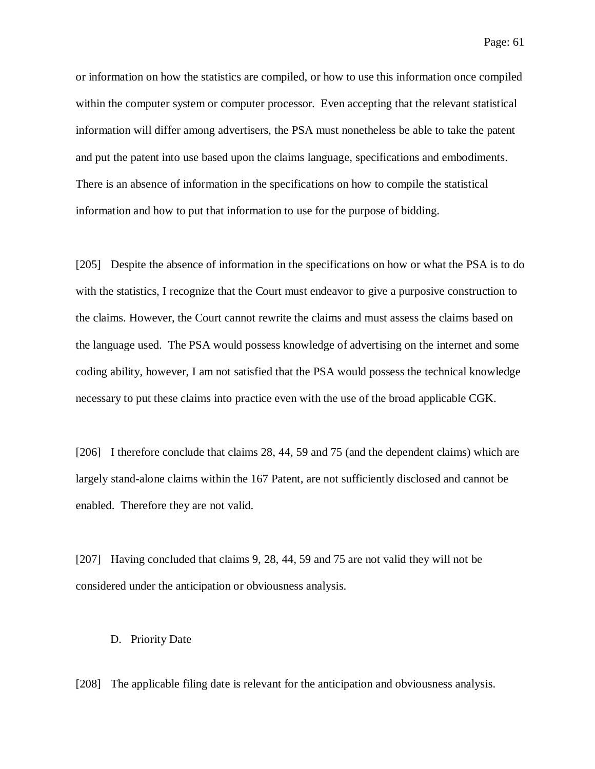or information on how the statistics are compiled, or how to use this information once compiled within the computer system or computer processor. Even accepting that the relevant statistical information will differ among advertisers, the PSA must nonetheless be able to take the patent and put the patent into use based upon the claims language, specifications and embodiments. There is an absence of information in the specifications on how to compile the statistical information and how to put that information to use for the purpose of bidding.

[205] Despite the absence of information in the specifications on how or what the PSA is to do with the statistics, I recognize that the Court must endeavor to give a purposive construction to the claims. However, the Court cannot rewrite the claims and must assess the claims based on the language used. The PSA would possess knowledge of advertising on the internet and some coding ability, however, I am not satisfied that the PSA would possess the technical knowledge necessary to put these claims into practice even with the use of the broad applicable CGK.

[206] I therefore conclude that claims 28, 44, 59 and 75 (and the dependent claims) which are largely stand-alone claims within the 167 Patent, are not sufficiently disclosed and cannot be enabled. Therefore they are not valid.

[207] Having concluded that claims 9, 28, 44, 59 and 75 are not valid they will not be considered under the anticipation or obviousness analysis.

D. Priority Date

[208] The applicable filing date is relevant for the anticipation and obviousness analysis.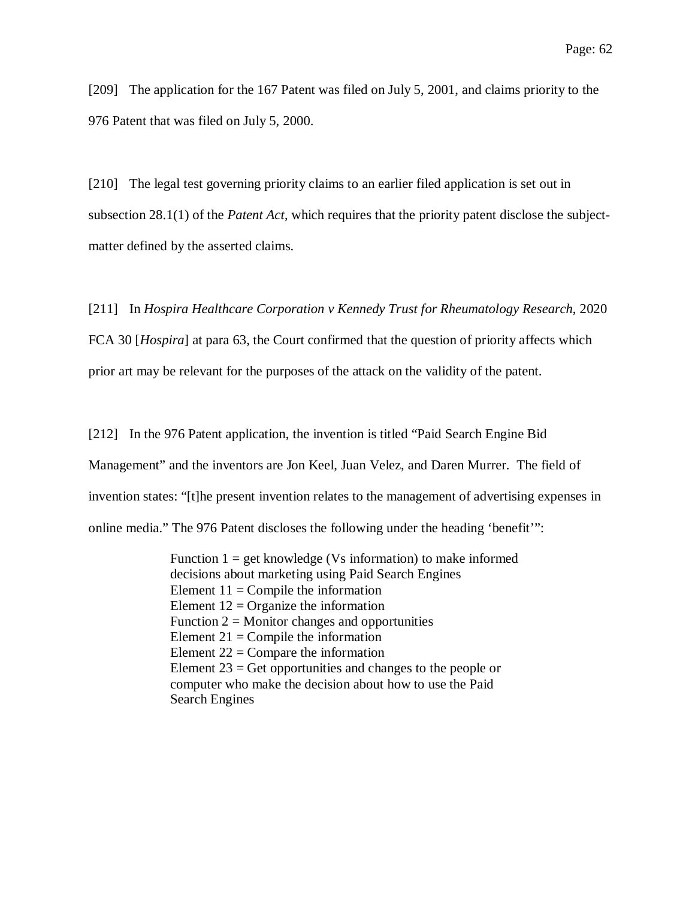[209] The application for the 167 Patent was filed on July 5, 2001, and claims priority to the 976 Patent that was filed on July 5, 2000.

[210] The legal test governing priority claims to an earlier filed application is set out in subsection 28.1(1) of the *Patent Act*, which requires that the priority patent disclose the subject-matter defined by the asserted claims.

[211] In *Hospira Healthcare Corporation v Kennedy Trust for Rheumatology Research*, 2020 FCA 30 [*Hospira*] at para 63, the Court confirmed that the question of priority affects which prior art may be relevant for the purposes of the attack on the validity of the patent.

[212] In the 976 Patent application, the invention is titled "Paid Search Engine Bid Management" and the inventors are Jon Keel, Juan Velez, and Daren Murrer. The field of invention states: "[t]he present invention relates to the management of advertising expenses in online media." The 976 Patent discloses the following under the heading 'benefit'":

> Function 1 = get knowledge (Vs information) to make informed decisions about marketing using Paid Search Engines
> Element 11 = Compile the information
> Element 12 = Organize the information
> Function 2 = Monitor changes and opportunities
> Element 21 = Compile the information
> Element 22 = Compare the information
> Element 23 = Get opportunities and changes to the people or computer who make the decision about how to use the Paid Search Engines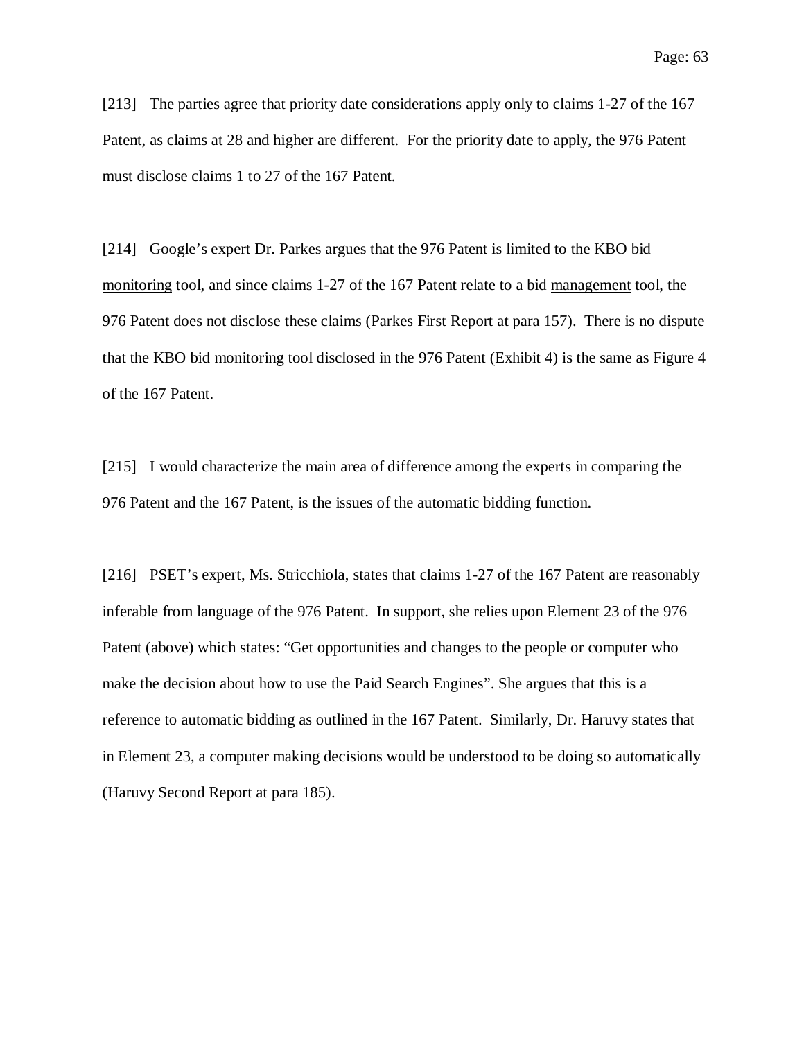[213] The parties agree that priority date considerations apply only to claims 1-27 of the 167 Patent, as claims at 28 and higher are different. For the priority date to apply, the 976 Patent must disclose claims 1 to 27 of the 167 Patent.

[214] Google's expert Dr. Parkes argues that the 976 Patent is limited to the KBO bid <u>monitoring</u> tool, and since claims 1-27 of the 167 Patent relate to a bid <u>management</u> tool, the 976 Patent does not disclose these claims (Parkes First Report at para 157). There is no dispute that the KBO bid monitoring tool disclosed in the 976 Patent (Exhibit 4) is the same as Figure 4 of the 167 Patent.

[215] I would characterize the main area of difference among the experts in comparing the 976 Patent and the 167 Patent, is the issues of the automatic bidding function.

[216] PSET's expert, Ms. Stricchiola, states that claims 1-27 of the 167 Patent are reasonably inferable from language of the 976 Patent. In support, she relies upon Element 23 of the 976 Patent (above) which states: "Get opportunities and changes to the people or computer who make the decision about how to use the Paid Search Engines". She argues that this is a reference to automatic bidding as outlined in the 167 Patent. Similarly, Dr. Haruvy states that in Element 23, a computer making decisions would be understood to be doing so automatically (Haruvy Second Report at para 185).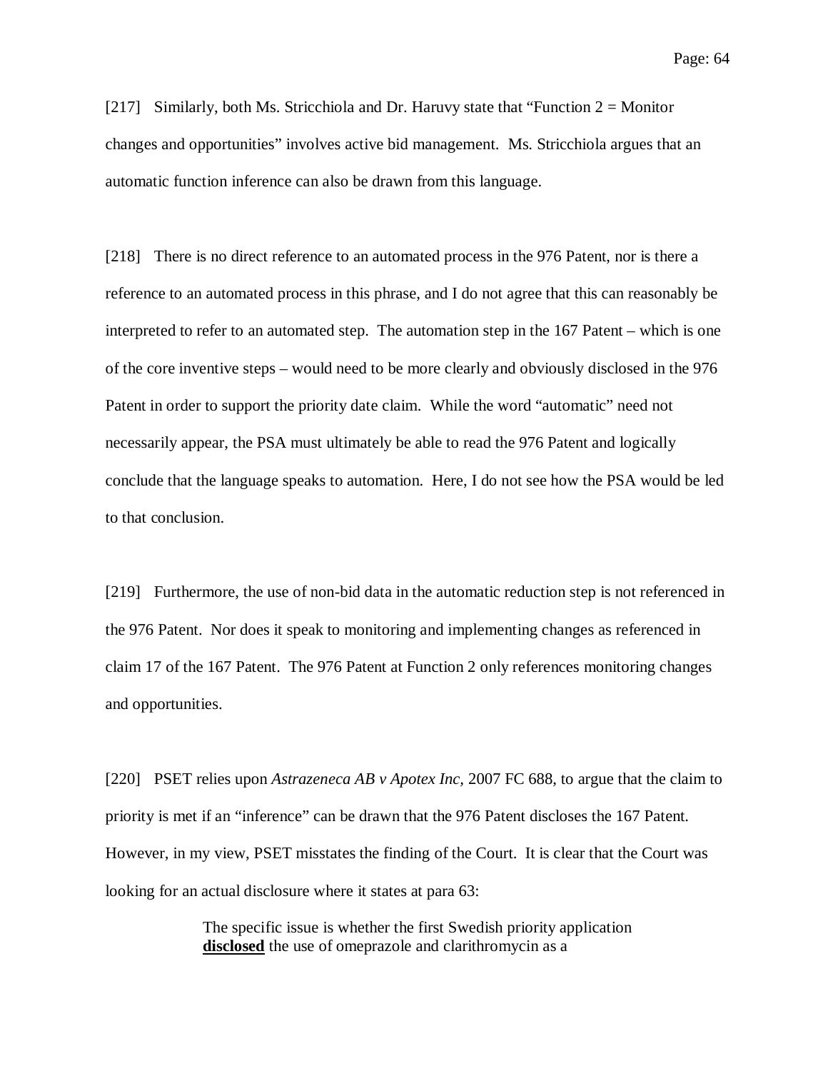[217] Similarly, both Ms. Stricchiola and Dr. Haruvy state that "Function 2 = Monitor changes and opportunities" involves active bid management. Ms. Stricchiola argues that an automatic function inference can also be drawn from this language.

[218] There is no direct reference to an automated process in the 976 Patent, nor is there a reference to an automated process in this phrase, and I do not agree that this can reasonably be interpreted to refer to an automated step. The automation step in the 167 Patent – which is one of the core inventive steps – would need to be more clearly and obviously disclosed in the 976 Patent in order to support the priority date claim. While the word "automatic" need not necessarily appear, the PSA must ultimately be able to read the 976 Patent and logically conclude that the language speaks to automation. Here, I do not see how the PSA would be led to that conclusion.

[219] Furthermore, the use of non-bid data in the automatic reduction step is not referenced in the 976 Patent. Nor does it speak to monitoring and implementing changes as referenced in claim 17 of the 167 Patent. The 976 Patent at Function 2 only references monitoring changes and opportunities.

[220] PSET relies upon *Astrazeneca AB v Apotex Inc*, 2007 FC 688, to argue that the claim to priority is met if an "inference" can be drawn that the 976 Patent discloses the 167 Patent. However, in my view, PSET misstates the finding of the Court. It is clear that the Court was looking for an actual disclosure where it states at para 63:

> The specific issue is whether the first Swedish priority application **<u>disclosed</u>** the use of omeprazole and clarithromycin as a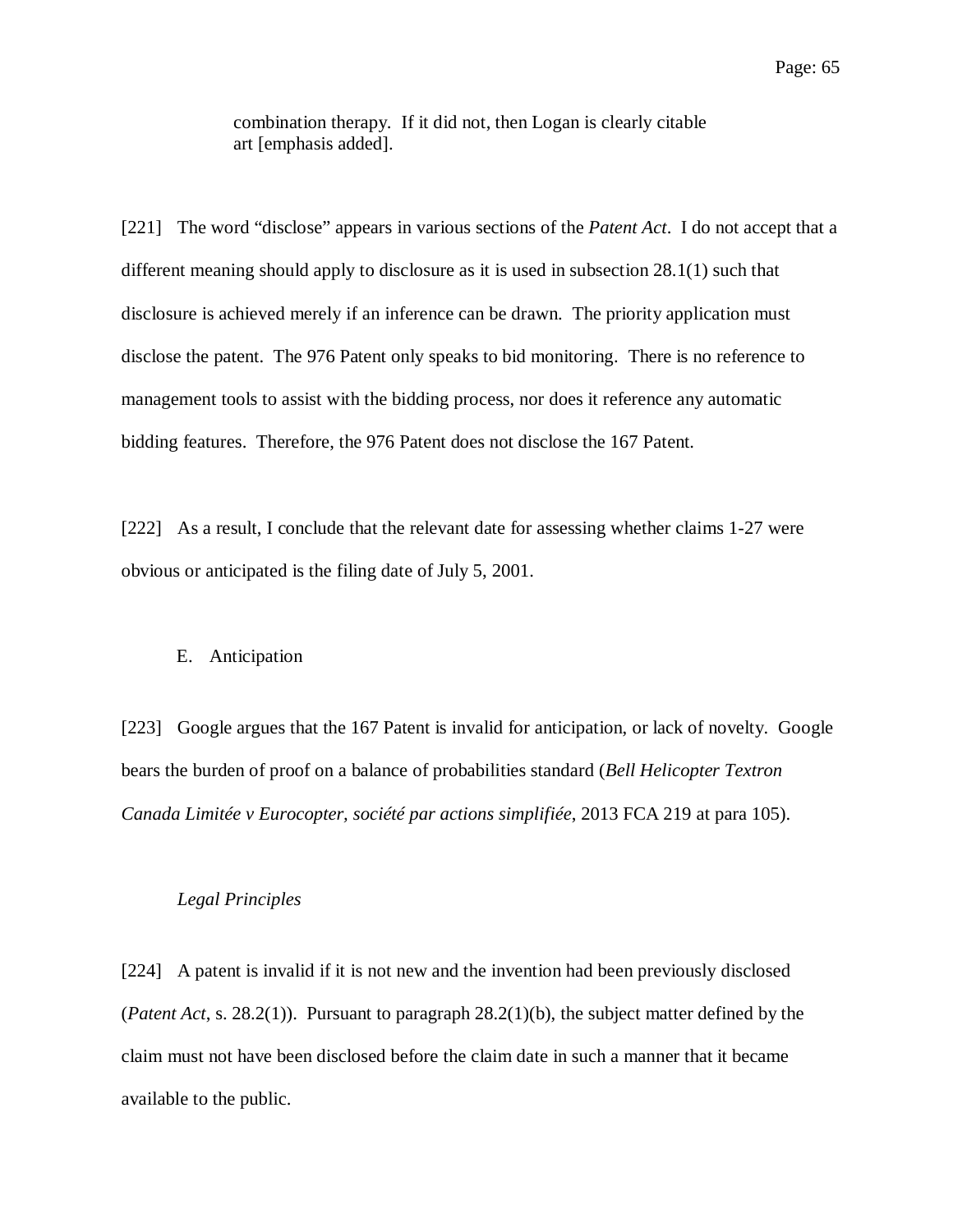> combination therapy. If it did not, then Logan is clearly citable art [emphasis added].

[221] The word "disclose" appears in various sections of the *Patent Act*. I do not accept that a different meaning should apply to disclosure as it is used in subsection 28.1(1) such that disclosure is achieved merely if an inference can be drawn. The priority application must disclose the patent. The 976 Patent only speaks to bid monitoring. There is no reference to management tools to assist with the bidding process, nor does it reference any automatic bidding features. Therefore, the 976 Patent does not disclose the 167 Patent.

[222] As a result, I conclude that the relevant date for assessing whether claims 1-27 were obvious or anticipated is the filing date of July 5, 2001.

## E. Anticipation

[223] Google argues that the 167 Patent is invalid for anticipation, or lack of novelty. Google bears the burden of proof on a balance of probabilities standard (*Bell Helicopter Textron Canada Limitée v Eurocopter, société par actions simplifiée*, 2013 FCA 219 at para 105).

### *Legal Principles*

[224] A patent is invalid if it is not new and the invention had been previously disclosed (*Patent Act*, s. 28.2(1)). Pursuant to paragraph 28.2(1)(b), the subject matter defined by the claim must not have been disclosed before the claim date in such a manner that it became available to the public.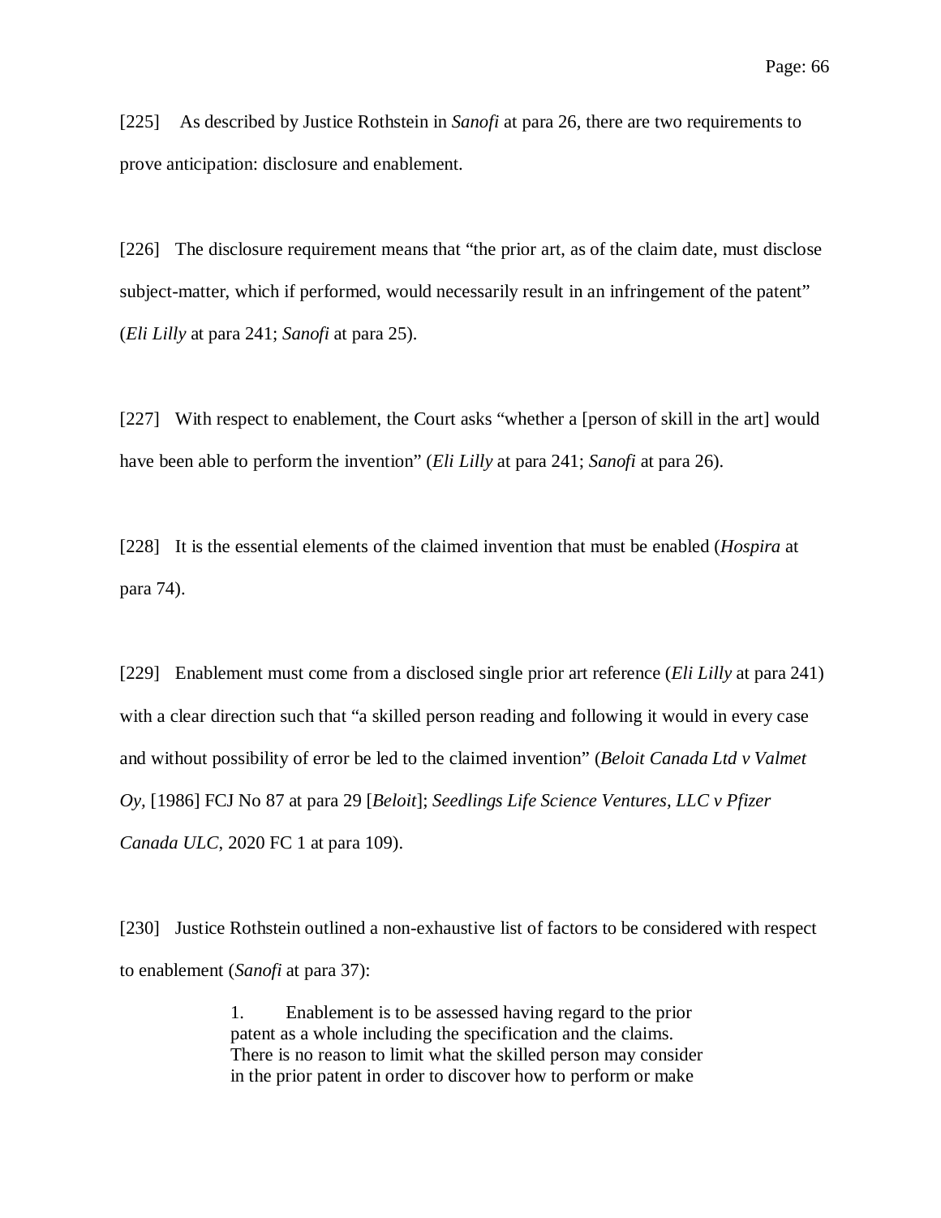[225] As described by Justice Rothstein in *Sanofi* at para 26, there are two requirements to prove anticipation: disclosure and enablement.

[226] The disclosure requirement means that "the prior art, as of the claim date, must disclose subject-matter, which if performed, would necessarily result in an infringement of the patent" (*Eli Lilly* at para 241; *Sanofi* at para 25).

[227] With respect to enablement, the Court asks "whether a [person of skill in the art] would have been able to perform the invention" (*Eli Lilly* at para 241; *Sanofi* at para 26).

[228] It is the essential elements of the claimed invention that must be enabled (*Hospira* at para 74).

[229] Enablement must come from a disclosed single prior art reference (*Eli Lilly* at para 241) with a clear direction such that "a skilled person reading and following it would in every case and without possibility of error be led to the claimed invention" (*Beloit Canada Ltd v Valmet Oy,* [1986] FCJ No 87 at para 29 [*Beloit*]; *Seedlings Life Science Ventures, LLC v Pfizer Canada ULC*, 2020 FC 1 at para 109).

[230] Justice Rothstein outlined a non-exhaustive list of factors to be considered with respect to enablement (*Sanofi* at para 37):

> 1. Enablement is to be assessed having regard to the prior patent as a whole including the specification and the claims. There is no reason to limit what the skilled person may consider in the prior patent in order to discover how to perform or make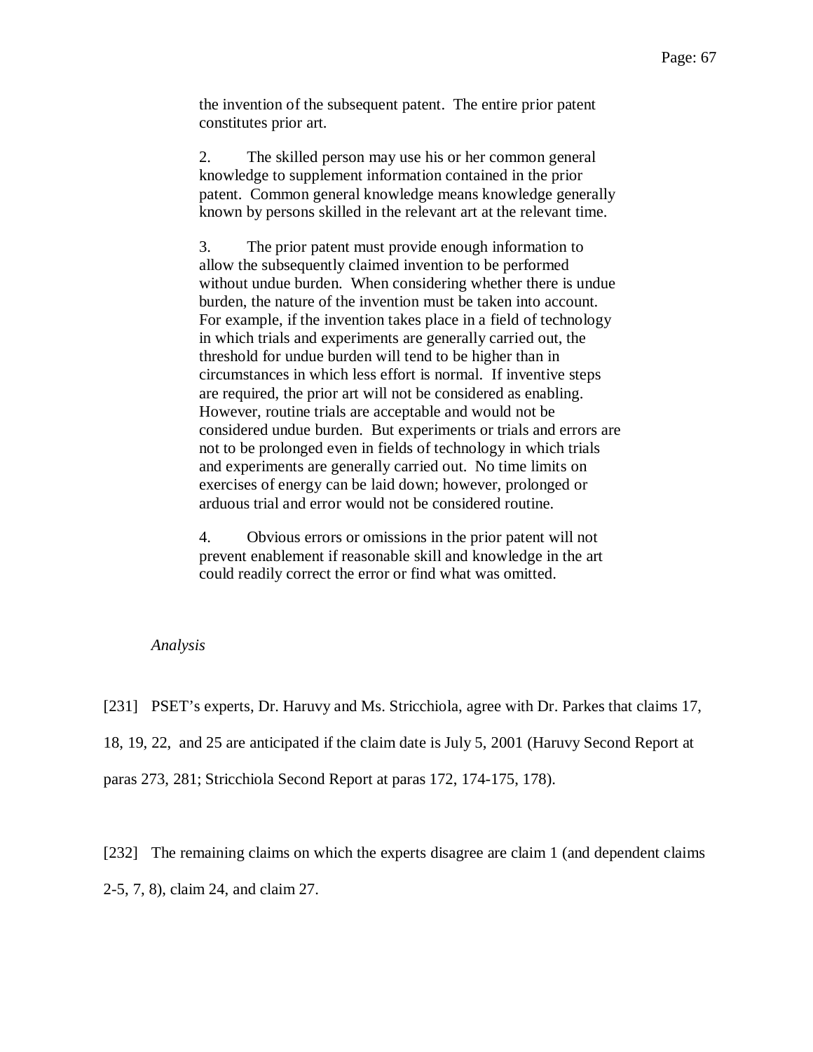> the invention of the subsequent patent. The entire prior patent constitutes prior art.
>
> 2. The skilled person may use his or her common general knowledge to supplement information contained in the prior patent. Common general knowledge means knowledge generally known by persons skilled in the relevant art at the relevant time.
>
> 3. The prior patent must provide enough information to allow the subsequently claimed invention to be performed without undue burden. When considering whether there is undue burden, the nature of the invention must be taken into account. For example, if the invention takes place in a field of technology in which trials and experiments are generally carried out, the threshold for undue burden will tend to be higher than in circumstances in which less effort is normal. If inventive steps are required, the prior art will not be considered as enabling. However, routine trials are acceptable and would not be considered undue burden. But experiments or trials and errors are not to be prolonged even in fields of technology in which trials and experiments are generally carried out. No time limits on exercises of energy can be laid down; however, prolonged or arduous trial and error would not be considered routine.
>
> 4. Obvious errors or omissions in the prior patent will not prevent enablement if reasonable skill and knowledge in the art could readily correct the error or find what was omitted.

*Analysis*

[231] PSET's experts, Dr. Haruvy and Ms. Stricchiola, agree with Dr. Parkes that claims 17, 18, 19, 22, and 25 are anticipated if the claim date is July 5, 2001 (Haruvy Second Report at paras 273, 281; Stricchiola Second Report at paras 172, 174-175, 178).

[232] The remaining claims on which the experts disagree are claim 1 (and dependent claims 2-5, 7, 8), claim 24, and claim 27.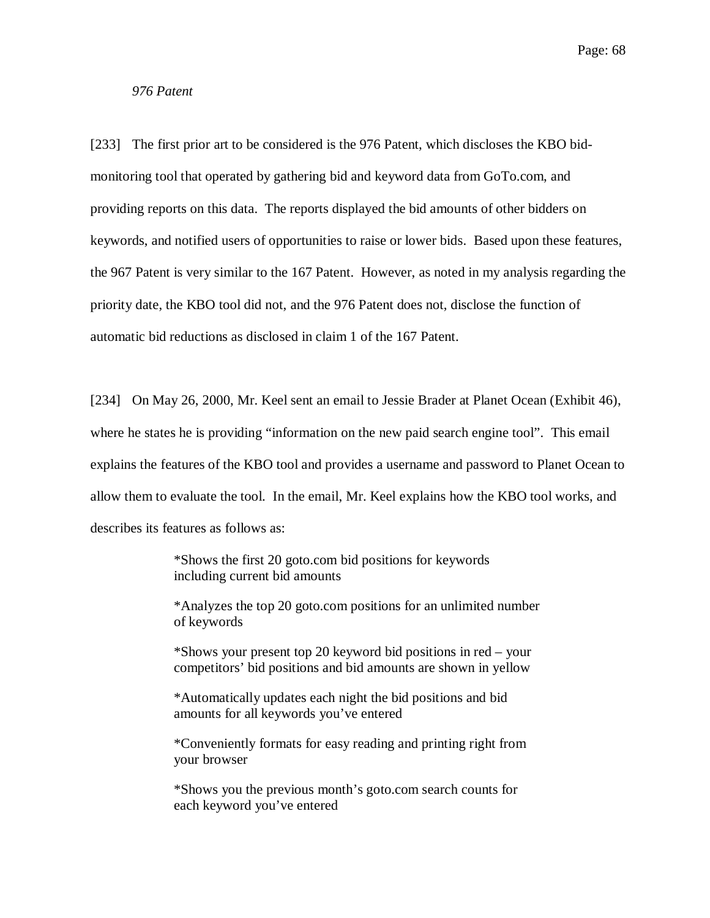*976 Patent*

[233] The first prior art to be considered is the 976 Patent, which discloses the KBO bid-monitoring tool that operated by gathering bid and keyword data from GoTo.com, and providing reports on this data. The reports displayed the bid amounts of other bidders on keywords, and notified users of opportunities to raise or lower bids. Based upon these features, the 967 Patent is very similar to the 167 Patent. However, as noted in my analysis regarding the priority date, the KBO tool did not, and the 976 Patent does not, disclose the function of automatic bid reductions as disclosed in claim 1 of the 167 Patent.

[234] On May 26, 2000, Mr. Keel sent an email to Jessie Brader at Planet Ocean (Exhibit 46), where he states he is providing "information on the new paid search engine tool". This email explains the features of the KBO tool and provides a username and password to Planet Ocean to allow them to evaluate the tool. In the email, Mr. Keel explains how the KBO tool works, and describes its features as follows as:

> *Shows the first 20 goto.com bid positions for keywords including current bid amounts
>
> *Analyzes the top 20 goto.com positions for an unlimited number of keywords
>
> *Shows your present top 20 keyword bid positions in red – your competitors' bid positions and bid amounts are shown in yellow
>
> *Automatically updates each night the bid positions and bid amounts for all keywords you've entered
>
> *Conveniently formats for easy reading and printing right from your browser
>
> *Shows you the previous month's goto.com search counts for each keyword you've entered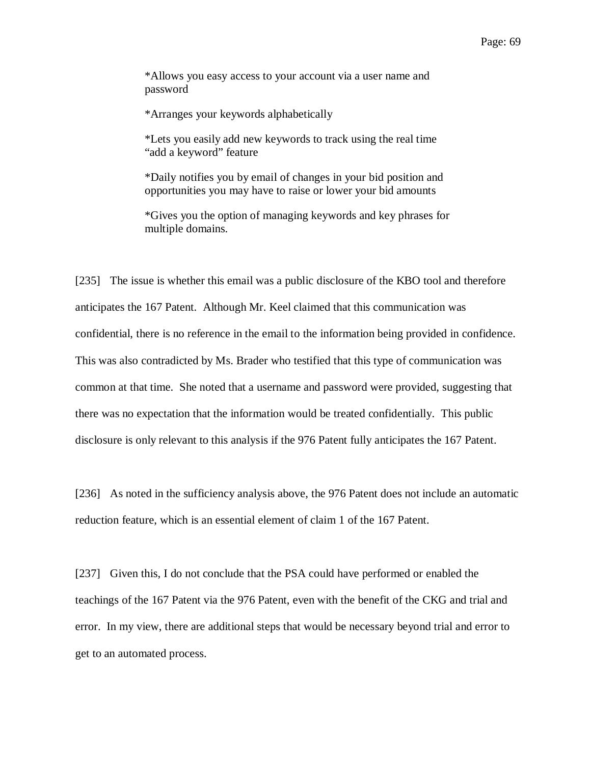> *Allows you easy access to your account via a user name and password
>
> *Arranges your keywords alphabetically
>
> *Lets you easily add new keywords to track using the real time "add a keyword" feature
>
> *Daily notifies you by email of changes in your bid position and opportunities you may have to raise or lower your bid amounts
>
> *Gives you the option of managing keywords and key phrases for multiple domains.

[235] The issue is whether this email was a public disclosure of the KBO tool and therefore anticipates the 167 Patent. Although Mr. Keel claimed that this communication was confidential, there is no reference in the email to the information being provided in confidence. This was also contradicted by Ms. Brader who testified that this type of communication was common at that time. She noted that a username and password were provided, suggesting that there was no expectation that the information would be treated confidentially. This public disclosure is only relevant to this analysis if the 976 Patent fully anticipates the 167 Patent.

[236] As noted in the sufficiency analysis above, the 976 Patent does not include an automatic reduction feature, which is an essential element of claim 1 of the 167 Patent.

[237] Given this, I do not conclude that the PSA could have performed or enabled the teachings of the 167 Patent via the 976 Patent, even with the benefit of the CKG and trial and error. In my view, there are additional steps that would be necessary beyond trial and error to get to an automated process.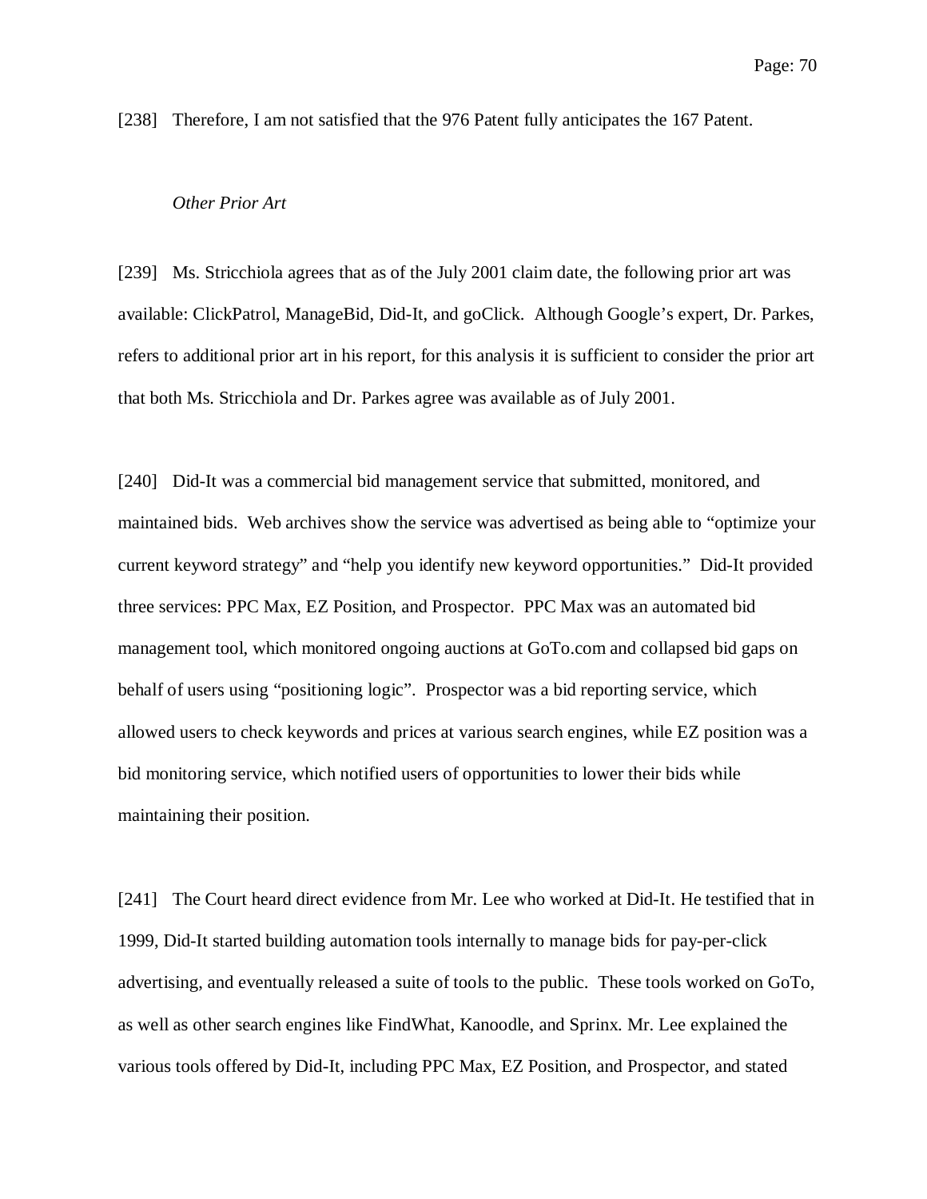[238] Therefore, I am not satisfied that the 976 Patent fully anticipates the 167 Patent.

*Other Prior Art*

[239] Ms. Stricchiola agrees that as of the July 2001 claim date, the following prior art was available: ClickPatrol, ManageBid, Did-It, and goClick. Although Google's expert, Dr. Parkes, refers to additional prior art in his report, for this analysis it is sufficient to consider the prior art that both Ms. Stricchiola and Dr. Parkes agree was available as of July 2001.

[240] Did-It was a commercial bid management service that submitted, monitored, and maintained bids. Web archives show the service was advertised as being able to "optimize your current keyword strategy" and "help you identify new keyword opportunities." Did-It provided three services: PPC Max, EZ Position, and Prospector. PPC Max was an automated bid management tool, which monitored ongoing auctions at GoTo.com and collapsed bid gaps on behalf of users using "positioning logic". Prospector was a bid reporting service, which allowed users to check keywords and prices at various search engines, while EZ position was a bid monitoring service, which notified users of opportunities to lower their bids while maintaining their position.

[241] The Court heard direct evidence from Mr. Lee who worked at Did-It. He testified that in 1999, Did-It started building automation tools internally to manage bids for pay-per-click advertising, and eventually released a suite of tools to the public. These tools worked on GoTo, as well as other search engines like FindWhat, Kanoodle, and Sprinx. Mr. Lee explained the various tools offered by Did-It, including PPC Max, EZ Position, and Prospector, and stated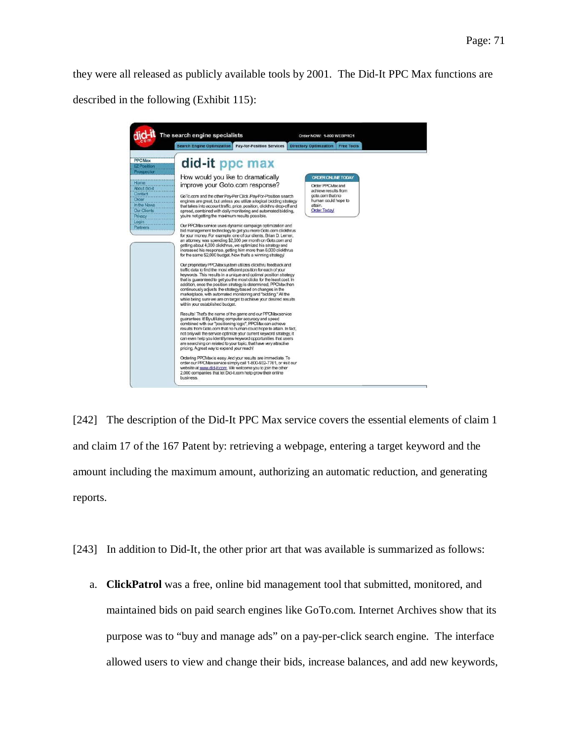they were all released as publicly available tools by 2001. The Did-It PPC Max functions are described in the following (Exhibit 115):

did-it The search engine specialists Order NOW! 1-800 WEBPRO1

Search Engine Optimization | Pay-for-Position Services | Directory Optimization | Free Tools

PPC Max
EZ Position
Prospector

Home
About did-it
Contact
Order
In the News
Our Clients
Privacy
Login
Partners

## did-it ppc max

How would you like to dramatically improve your Goto.com response?

GoTo.com and the other Pay-Per Click /Pay-For-Position search engines are great, but unless you utilize a logical bidding strategy that takes into account traffic, price, position, clickthru drop-off and spread, combined with daily monitoring and automated bidding, you're not getting the maximum results possible.

Our PPCMax service uses dynamic campaign optimization and bid management technology to get you more Goto.com clickthrus for your money. For example: one of our clients, Brian D. Lerner, an attorney, was spending $2,000 per month on Goto.com and getting about 4,000 clickthrus, we optimized his strategy and increased his response, getting him more than 6,000 clickthrus for the same $2,000 budget. Now that's a winning strategy!

Our proprietary PPCMax system utilizes clickthru feedback and traffic data to find the most efficient position for each of your keywords. This results in a unique and optimal position strategy that is guaranteed to get you the most clicks for the least cost. In addition, once the position strategy is determined, PPCMax then continuously adjusts the strategy based on changes in the marketplace, with automated monitoring and "bidding." All the while being sure we are on target to achieve your desired results within your established budget.

Results! That's the name of the game and our PPCMax service guarantees it! By utilizing computer accuracy and speed combined with our "positioning logic", PPCMax can achieve results from Goto.com that no human could hope to attain. In fact, not only will the service optimize your current keyword strategy, it can even help you identify new keyword opportunities that users are searching on related to your topic, that have very attractive pricing. A great way to expand your reach!

Ordering PPCMax is easy. And your results are immediate. To order our PPCMax service simply call 1-800-932-7761, or visit our website at www.did-it.com. We welcome you to join the other 2,000 companies that let Did-It.com help grow their online business.

ORDER ONLINE TODAY
Order PPCMax and achieve results from goto.com that no human could hope to attain.
Order Today!

[242] The description of the Did-It PPC Max service covers the essential elements of claim 1 and claim 17 of the 167 Patent by: retrieving a webpage, entering a target keyword and the amount including the maximum amount, authorizing an automatic reduction, and generating reports.

[243] In addition to Did-It, the other prior art that was available is summarized as follows:

a. **ClickPatrol** was a free, online bid management tool that submitted, monitored, and maintained bids on paid search engines like GoTo.com. Internet Archives show that its purpose was to "buy and manage ads" on a pay-per-click search engine. The interface allowed users to view and change their bids, increase balances, and add new keywords,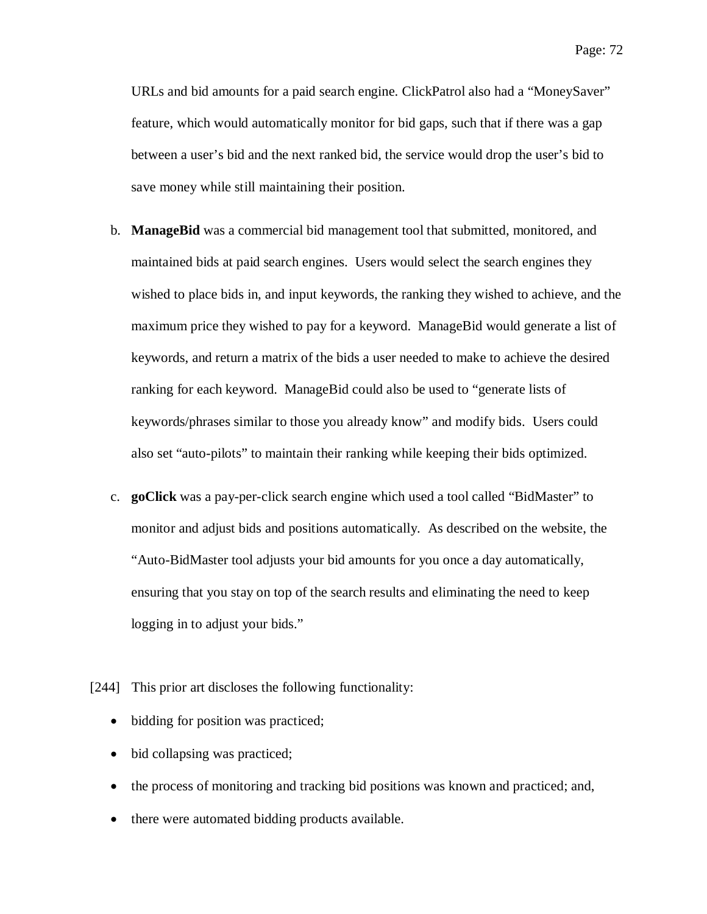URLs and bid amounts for a paid search engine. ClickPatrol also had a "MoneySaver" feature, which would automatically monitor for bid gaps, such that if there was a gap between a user's bid and the next ranked bid, the service would drop the user's bid to save money while still maintaining their position.

b. **ManageBid** was a commercial bid management tool that submitted, monitored, and maintained bids at paid search engines. Users would select the search engines they wished to place bids in, and input keywords, the ranking they wished to achieve, and the maximum price they wished to pay for a keyword. ManageBid would generate a list of keywords, and return a matrix of the bids a user needed to make to achieve the desired ranking for each keyword. ManageBid could also be used to "generate lists of keywords/phrases similar to those you already know" and modify bids. Users could also set "auto-pilots" to maintain their ranking while keeping their bids optimized.

c. **goClick** was a pay-per-click search engine which used a tool called "BidMaster" to monitor and adjust bids and positions automatically. As described on the website, the "Auto-BidMaster tool adjusts your bid amounts for you once a day automatically, ensuring that you stay on top of the search results and eliminating the need to keep logging in to adjust your bids."

[244] This prior art discloses the following functionality:

- bidding for position was practiced;
- bid collapsing was practiced;
- the process of monitoring and tracking bid positions was known and practiced; and,
- there were automated bidding products available.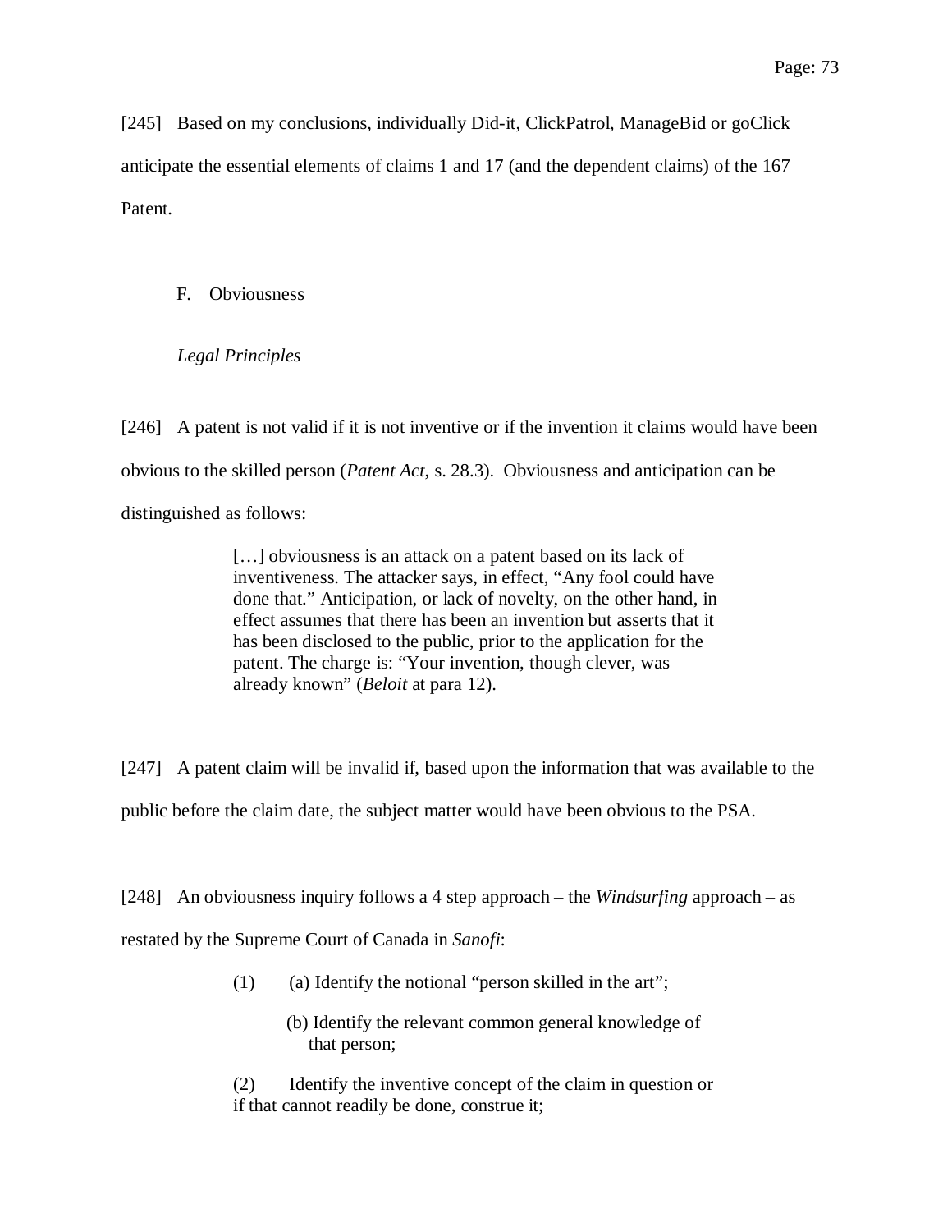[245] Based on my conclusions, individually Did-it, ClickPatrol, ManageBid or goClick anticipate the essential elements of claims 1 and 17 (and the dependent claims) of the 167 Patent.

## F. Obviousness

### *Legal Principles*

[246] A patent is not valid if it is not inventive or if the invention it claims would have been obvious to the skilled person (*Patent Act*, s. 28.3). Obviousness and anticipation can be distinguished as follows:

> […] obviousness is an attack on a patent based on its lack of inventiveness. The attacker says, in effect, "Any fool could have done that." Anticipation, or lack of novelty, on the other hand, in effect assumes that there has been an invention but asserts that it has been disclosed to the public, prior to the application for the patent. The charge is: "Your invention, though clever, was already known" (*Beloit* at para 12).

[247] A patent claim will be invalid if, based upon the information that was available to the public before the claim date, the subject matter would have been obvious to the PSA.

[248] An obviousness inquiry follows a 4 step approach – the *Windsurfing* approach – as restated by the Supreme Court of Canada in *Sanofi*:

> (1) (a) Identify the notional "person skilled in the art";
>
> (b) Identify the relevant common general knowledge of that person;
>
> (2) Identify the inventive concept of the claim in question or if that cannot readily be done, construe it;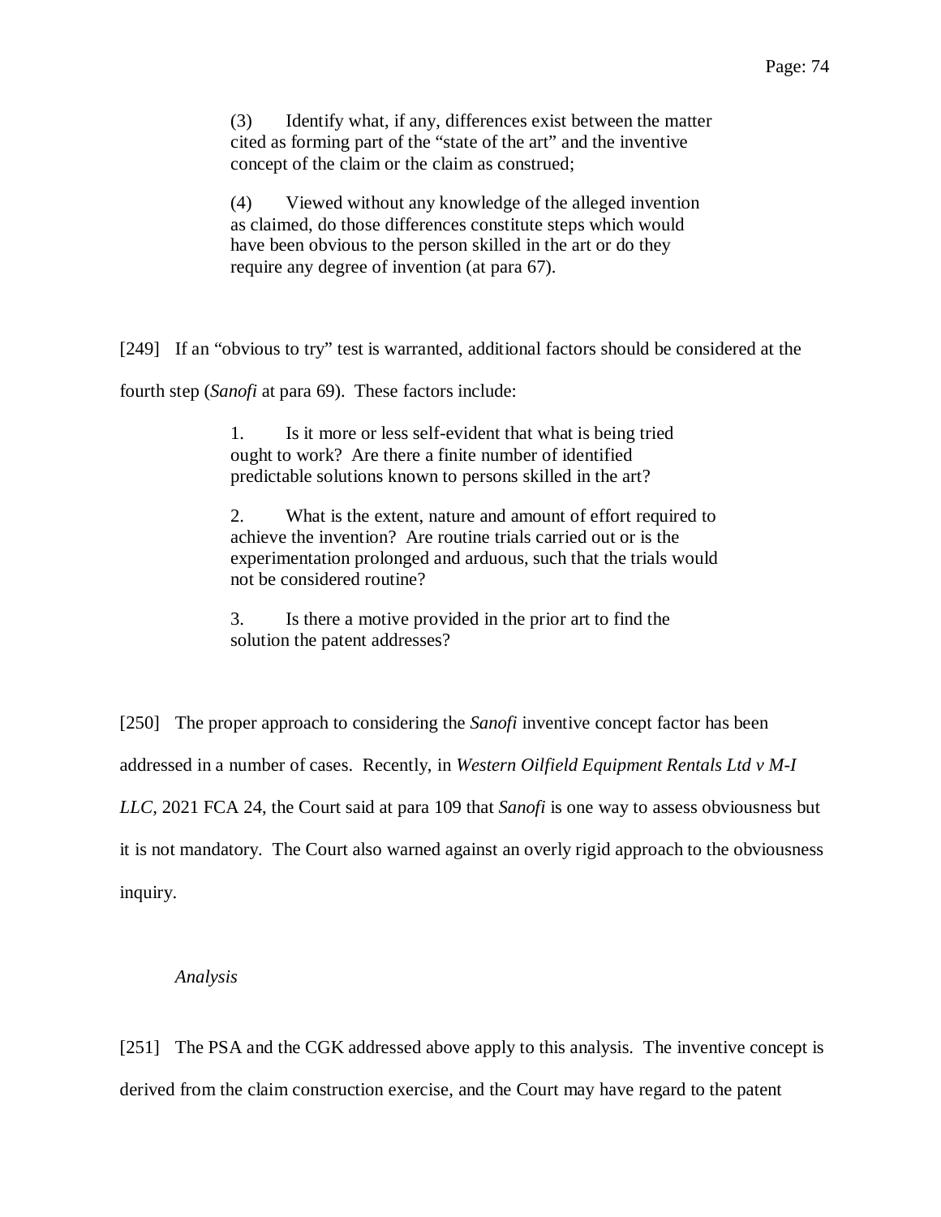> (3) Identify what, if any, differences exist between the matter cited as forming part of the "state of the art" and the inventive concept of the claim or the claim as construed;
>
> (4) Viewed without any knowledge of the alleged invention as claimed, do those differences constitute steps which would have been obvious to the person skilled in the art or do they require any degree of invention (at para 67).

[249] If an "obvious to try" test is warranted, additional factors should be considered at the fourth step (*Sanofi* at para 69). These factors include:

> 1. Is it more or less self-evident that what is being tried ought to work? Are there a finite number of identified predictable solutions known to persons skilled in the art?
>
> 2. What is the extent, nature and amount of effort required to achieve the invention? Are routine trials carried out or is the experimentation prolonged and arduous, such that the trials would not be considered routine?
>
> 3. Is there a motive provided in the prior art to find the solution the patent addresses?

[250] The proper approach to considering the *Sanofi* inventive concept factor has been addressed in a number of cases. Recently, in *Western Oilfield Equipment Rentals Ltd v M-I LLC*, 2021 FCA 24, the Court said at para 109 that *Sanofi* is one way to assess obviousness but it is not mandatory. The Court also warned against an overly rigid approach to the obviousness inquiry.

*Analysis*

[251] The PSA and the CGK addressed above apply to this analysis. The inventive concept is derived from the claim construction exercise, and the Court may have regard to the patent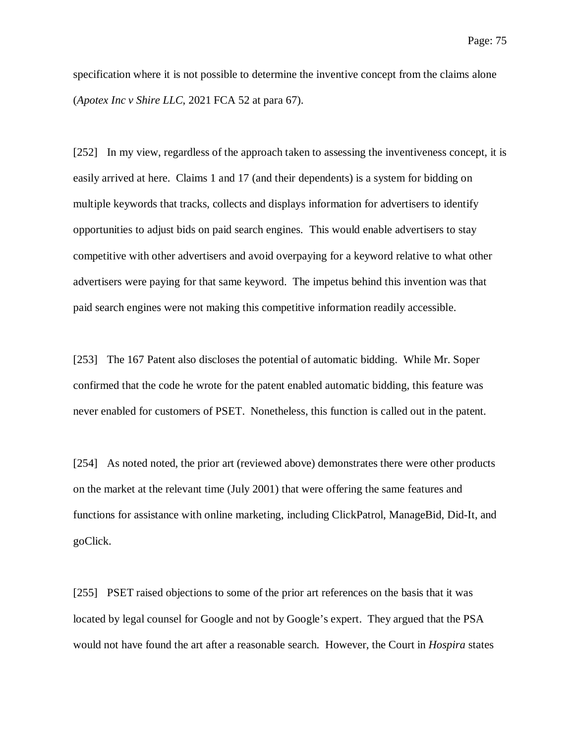specification where it is not possible to determine the inventive concept from the claims alone (*Apotex Inc v Shire LLC*, 2021 FCA 52 at para 67).

[252] In my view, regardless of the approach taken to assessing the inventiveness concept, it is easily arrived at here. Claims 1 and 17 (and their dependents) is a system for bidding on multiple keywords that tracks, collects and displays information for advertisers to identify opportunities to adjust bids on paid search engines. This would enable advertisers to stay competitive with other advertisers and avoid overpaying for a keyword relative to what other advertisers were paying for that same keyword. The impetus behind this invention was that paid search engines were not making this competitive information readily accessible.

[253] The 167 Patent also discloses the potential of automatic bidding. While Mr. Soper confirmed that the code he wrote for the patent enabled automatic bidding, this feature was never enabled for customers of PSET. Nonetheless, this function is called out in the patent.

[254] As noted noted, the prior art (reviewed above) demonstrates there were other products on the market at the relevant time (July 2001) that were offering the same features and functions for assistance with online marketing, including ClickPatrol, ManageBid, Did-It, and goClick.

[255] PSET raised objections to some of the prior art references on the basis that it was located by legal counsel for Google and not by Google's expert. They argued that the PSA would not have found the art after a reasonable search. However, the Court in *Hospira* states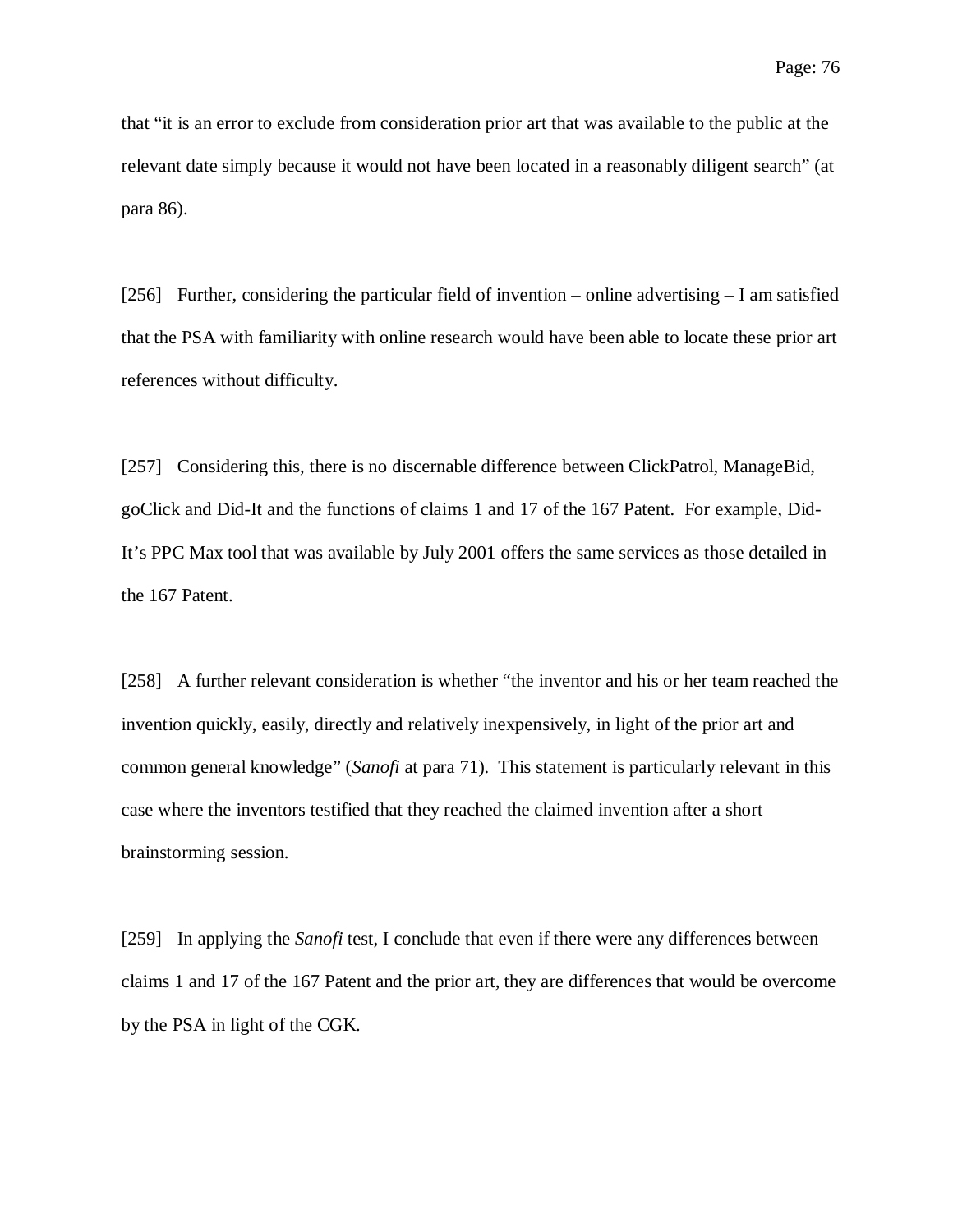that "it is an error to exclude from consideration prior art that was available to the public at the relevant date simply because it would not have been located in a reasonably diligent search" (at para 86).

[256] Further, considering the particular field of invention – online advertising – I am satisfied that the PSA with familiarity with online research would have been able to locate these prior art references without difficulty.

[257] Considering this, there is no discernable difference between ClickPatrol, ManageBid, goClick and Did-It and the functions of claims 1 and 17 of the 167 Patent. For example, Did-It's PPC Max tool that was available by July 2001 offers the same services as those detailed in the 167 Patent.

[258] A further relevant consideration is whether "the inventor and his or her team reached the invention quickly, easily, directly and relatively inexpensively, in light of the prior art and common general knowledge" (*Sanofi* at para 71). This statement is particularly relevant in this case where the inventors testified that they reached the claimed invention after a short brainstorming session.

[259] In applying the *Sanofi* test, I conclude that even if there were any differences between claims 1 and 17 of the 167 Patent and the prior art, they are differences that would be overcome by the PSA in light of the CGK.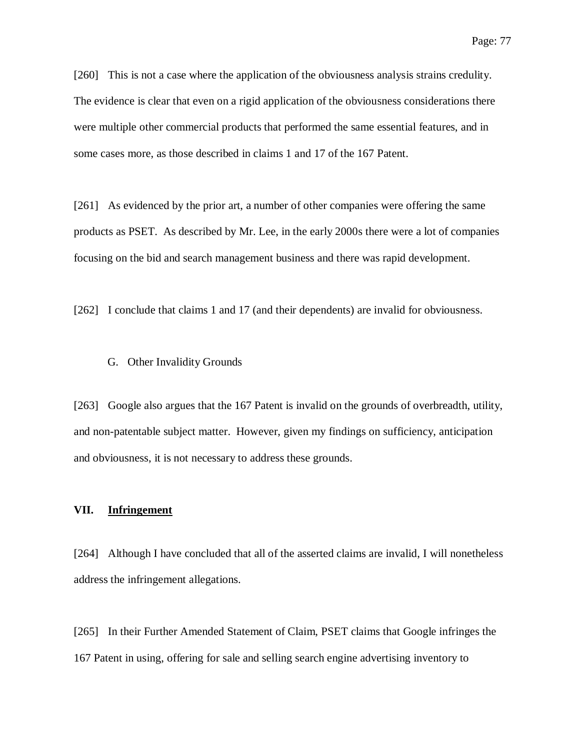[260] This is not a case where the application of the obviousness analysis strains credulity. The evidence is clear that even on a rigid application of the obviousness considerations there were multiple other commercial products that performed the same essential features, and in some cases more, as those described in claims 1 and 17 of the 167 Patent.

[261] As evidenced by the prior art, a number of other companies were offering the same products as PSET. As described by Mr. Lee, in the early 2000s there were a lot of companies focusing on the bid and search management business and there was rapid development.

[262] I conclude that claims 1 and 17 (and their dependents) are invalid for obviousness.

### G. Other Invalidity Grounds

[263] Google also argues that the 167 Patent is invalid on the grounds of overbreadth, utility, and non-patentable subject matter. However, given my findings on sufficiency, anticipation and obviousness, it is not necessary to address these grounds.

## VII. <u>Infringement</u>

[264] Although I have concluded that all of the asserted claims are invalid, I will nonetheless address the infringement allegations.

[265] In their Further Amended Statement of Claim, PSET claims that Google infringes the 167 Patent in using, offering for sale and selling search engine advertising inventory to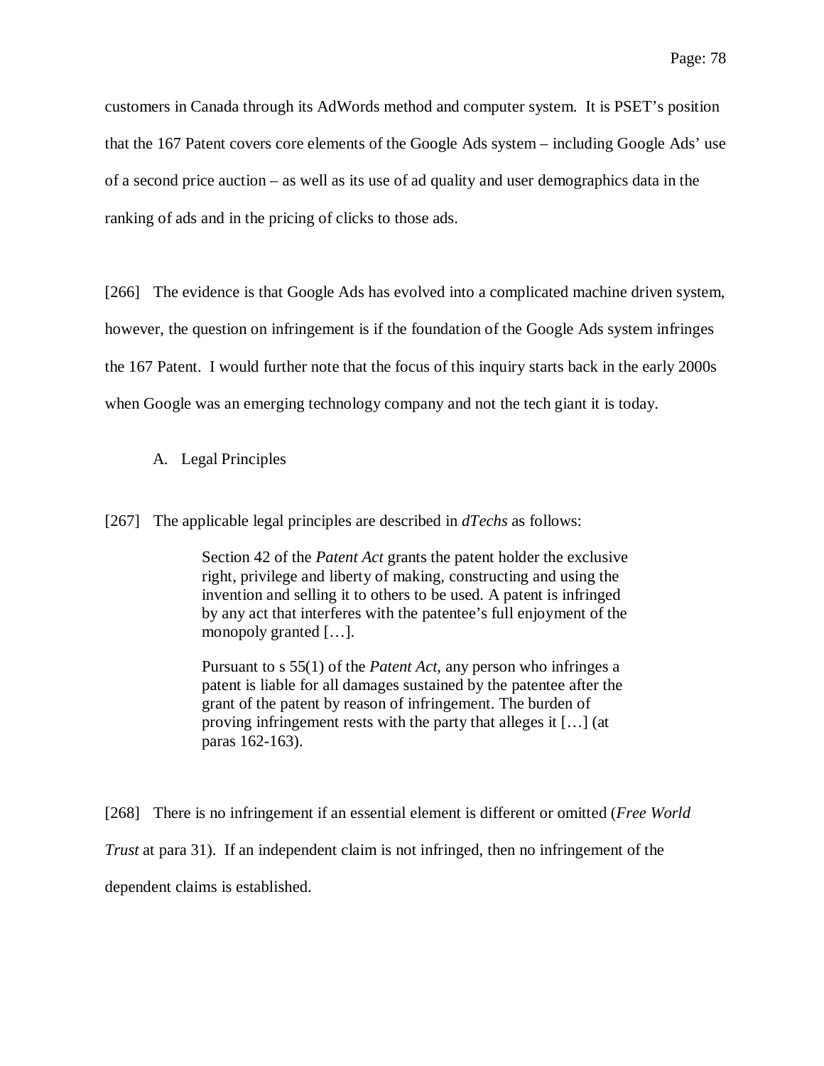customers in Canada through its AdWords method and computer system. It is PSET's position that the 167 Patent covers core elements of the Google Ads system – including Google Ads' use of a second price auction – as well as its use of ad quality and user demographics data in the ranking of ads and in the pricing of clicks to those ads.

[266] The evidence is that Google Ads has evolved into a complicated machine driven system, however, the question on infringement is if the foundation of the Google Ads system infringes the 167 Patent. I would further note that the focus of this inquiry starts back in the early 2000s when Google was an emerging technology company and not the tech giant it is today.

### A. Legal Principles

[267] The applicable legal principles are described in *dTechs* as follows:

> Section 42 of the *Patent Act* grants the patent holder the exclusive right, privilege and liberty of making, constructing and using the invention and selling it to others to be used. A patent is infringed by any act that interferes with the patentee's full enjoyment of the monopoly granted […].
>
> Pursuant to s 55(1) of the *Patent Act*, any person who infringes a patent is liable for all damages sustained by the patentee after the grant of the patent by reason of infringement. The burden of proving infringement rests with the party that alleges it […] (at paras 162-163).

[268] There is no infringement if an essential element is different or omitted (*Free World Trust* at para 31). If an independent claim is not infringed, then no infringement of the dependent claims is established.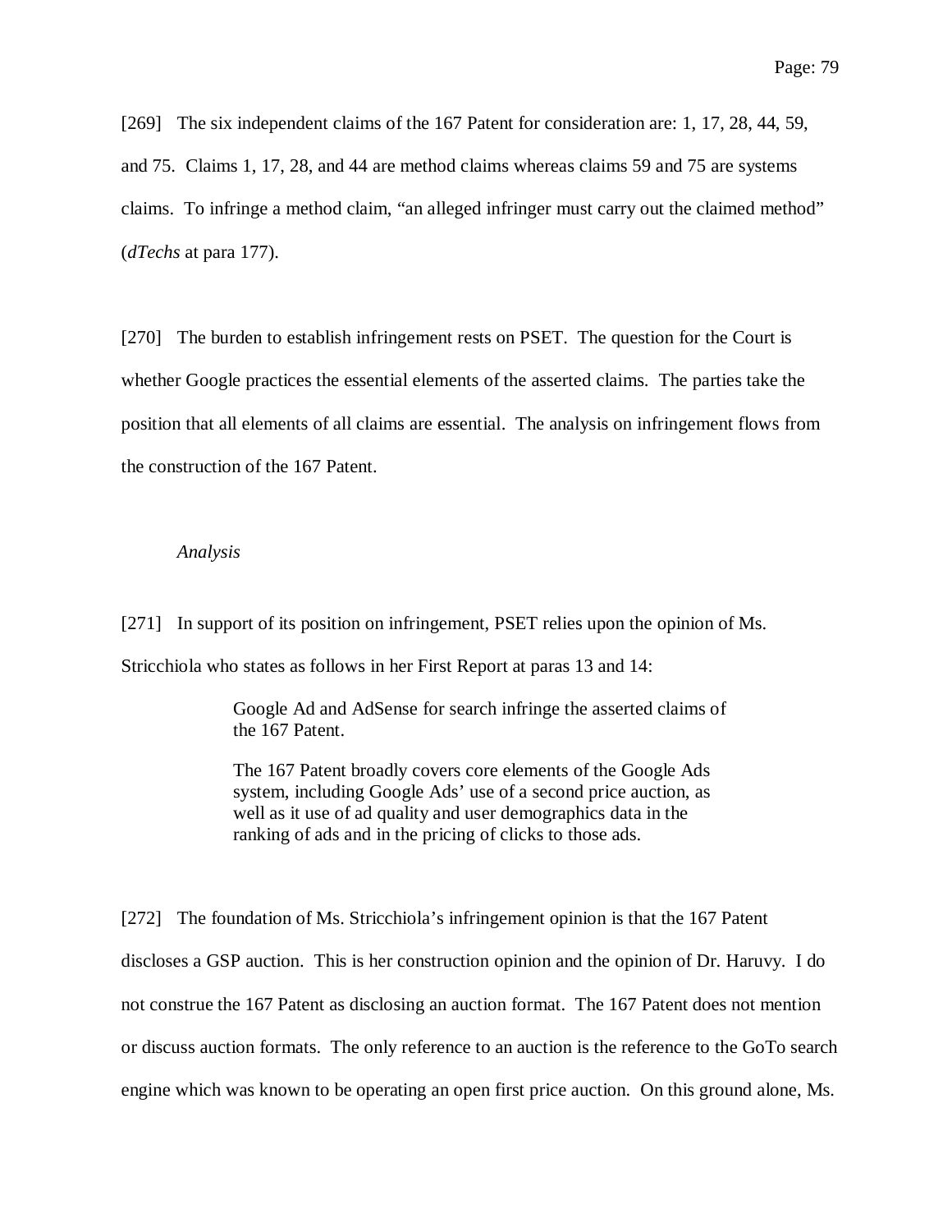[269] The six independent claims of the 167 Patent for consideration are: 1, 17, 28, 44, 59, and 75. Claims 1, 17, 28, and 44 are method claims whereas claims 59 and 75 are systems claims. To infringe a method claim, "an alleged infringer must carry out the claimed method" (*dTechs* at para 177).

[270] The burden to establish infringement rests on PSET. The question for the Court is whether Google practices the essential elements of the asserted claims. The parties take the position that all elements of all claims are essential. The analysis on infringement flows from the construction of the 167 Patent.

*Analysis*

[271] In support of its position on infringement, PSET relies upon the opinion of Ms. Stricchiola who states as follows in her First Report at paras 13 and 14:

> Google Ad and AdSense for search infringe the asserted claims of the 167 Patent.
>
> The 167 Patent broadly covers core elements of the Google Ads system, including Google Ads' use of a second price auction, as well as it use of ad quality and user demographics data in the ranking of ads and in the pricing of clicks to those ads.

[272] The foundation of Ms. Stricchiola's infringement opinion is that the 167 Patent discloses a GSP auction. This is her construction opinion and the opinion of Dr. Haruvy. I do not construe the 167 Patent as disclosing an auction format. The 167 Patent does not mention or discuss auction formats. The only reference to an auction is the reference to the GoTo search engine which was known to be operating an open first price auction. On this ground alone, Ms.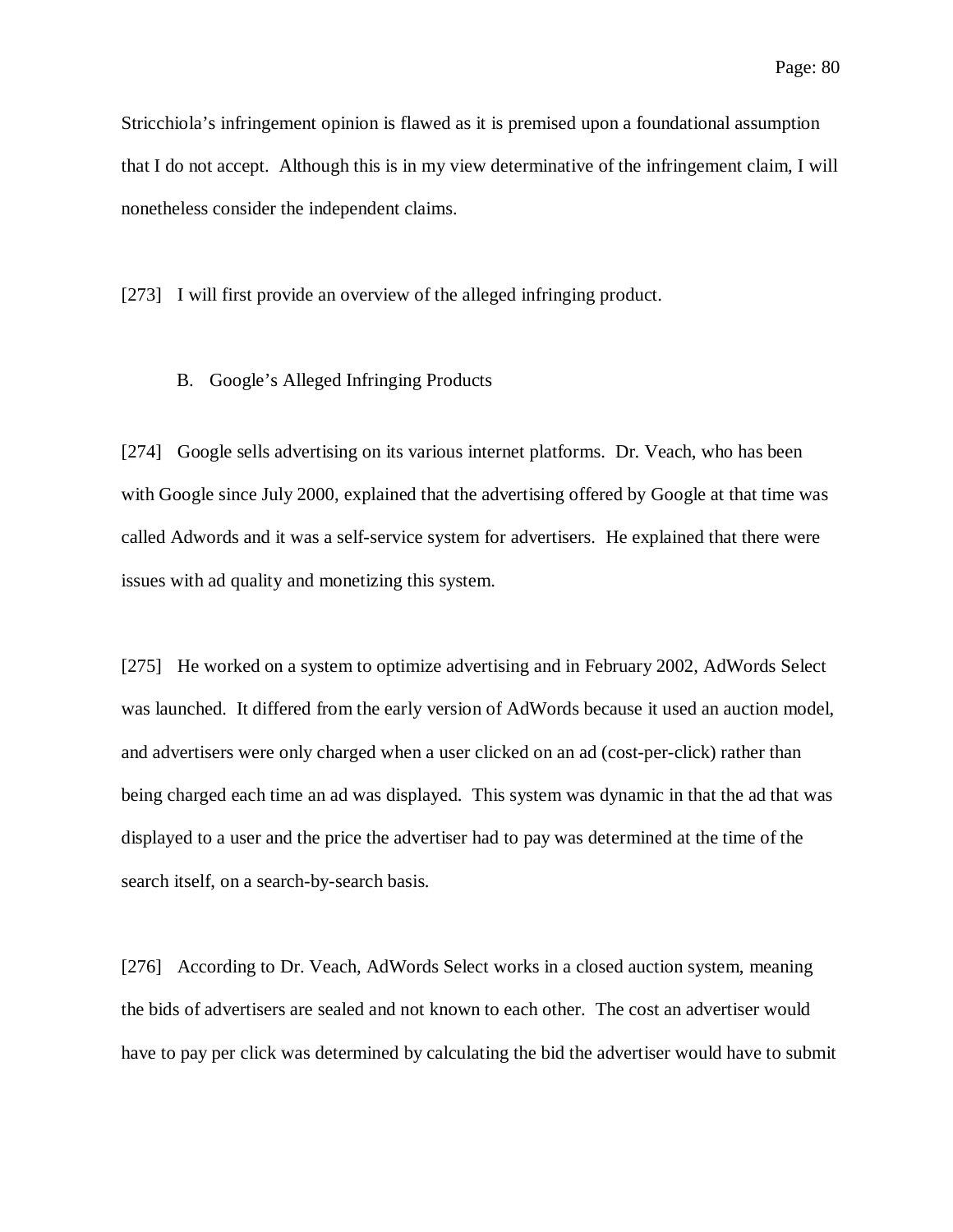Stricchiola's infringement opinion is flawed as it is premised upon a foundational assumption that I do not accept. Although this is in my view determinative of the infringement claim, I will nonetheless consider the independent claims.

[273] I will first provide an overview of the alleged infringing product.

### B. Google's Alleged Infringing Products

[274] Google sells advertising on its various internet platforms. Dr. Veach, who has been with Google since July 2000, explained that the advertising offered by Google at that time was called Adwords and it was a self-service system for advertisers. He explained that there were issues with ad quality and monetizing this system.

[275] He worked on a system to optimize advertising and in February 2002, AdWords Select was launched. It differed from the early version of AdWords because it used an auction model, and advertisers were only charged when a user clicked on an ad (cost-per-click) rather than being charged each time an ad was displayed. This system was dynamic in that the ad that was displayed to a user and the price the advertiser had to pay was determined at the time of the search itself, on a search-by-search basis.

[276] According to Dr. Veach, AdWords Select works in a closed auction system, meaning the bids of advertisers are sealed and not known to each other. The cost an advertiser would have to pay per click was determined by calculating the bid the advertiser would have to submit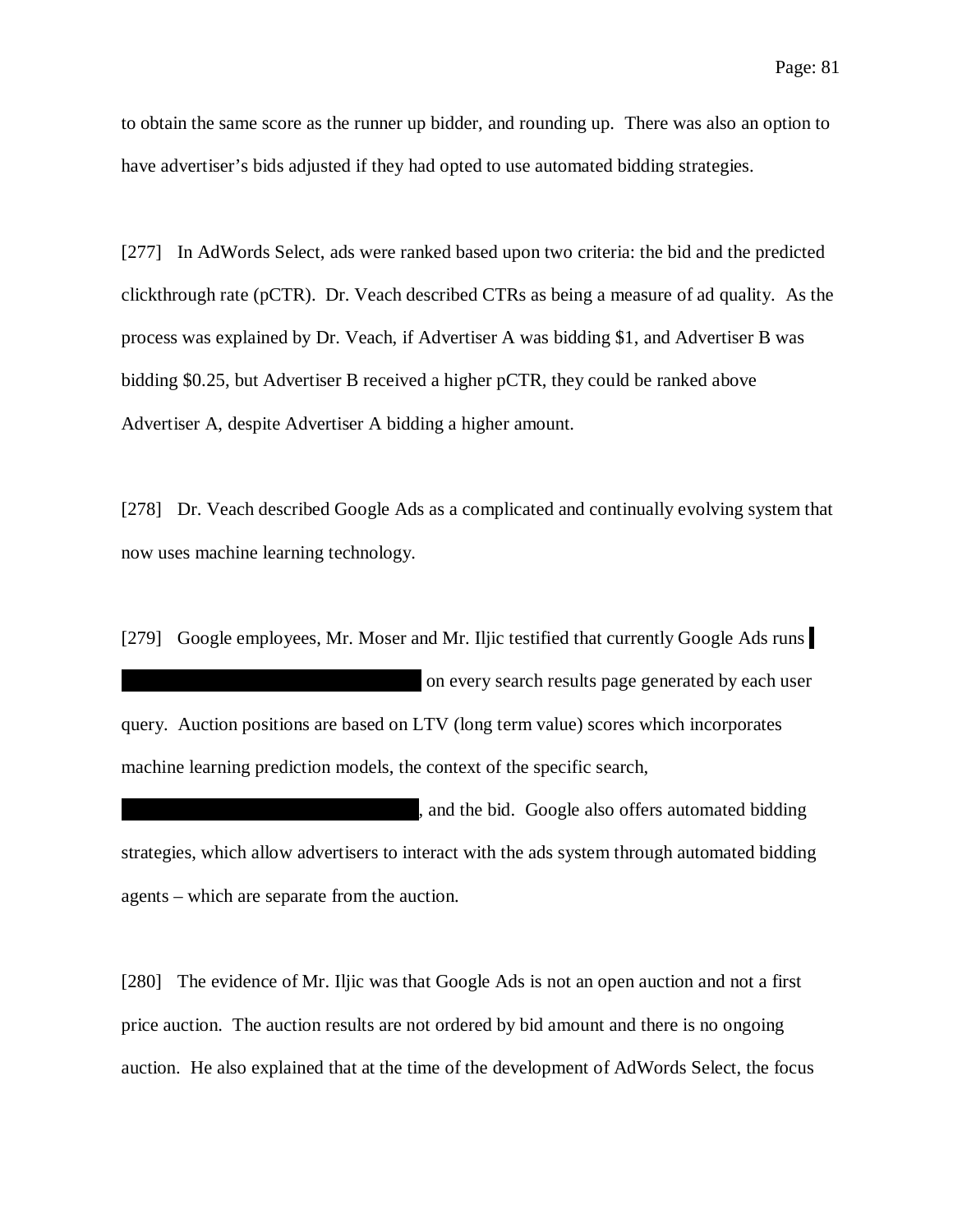to obtain the same score as the runner up bidder, and rounding up. There was also an option to have advertiser's bids adjusted if they had opted to use automated bidding strategies.

[277] In AdWords Select, ads were ranked based upon two criteria: the bid and the predicted clickthrough rate (pCTR). Dr. Veach described CTRs as being a measure of ad quality. As the process was explained by Dr. Veach, if Advertiser A was bidding $1, and Advertiser B was bidding $0.25, but Advertiser B received a higher pCTR, they could be ranked above Advertiser A, despite Advertiser A bidding a higher amount.

[278] Dr. Veach described Google Ads as a complicated and continually evolving system that now uses machine learning technology.

[279] Google employees, Mr. Moser and Mr. Iljic testified that currently Google Ads runs ████████████████████████ on every search results page generated by each user query. Auction positions are based on LTV (long term value) scores which incorporates machine learning prediction models, the context of the specific search, ████████████████████████, and the bid. Google also offers automated bidding strategies, which allow advertisers to interact with the ads system through automated bidding agents – which are separate from the auction.

[280] The evidence of Mr. Iljic was that Google Ads is not an open auction and not a first price auction. The auction results are not ordered by bid amount and there is no ongoing auction. He also explained that at the time of the development of AdWords Select, the focus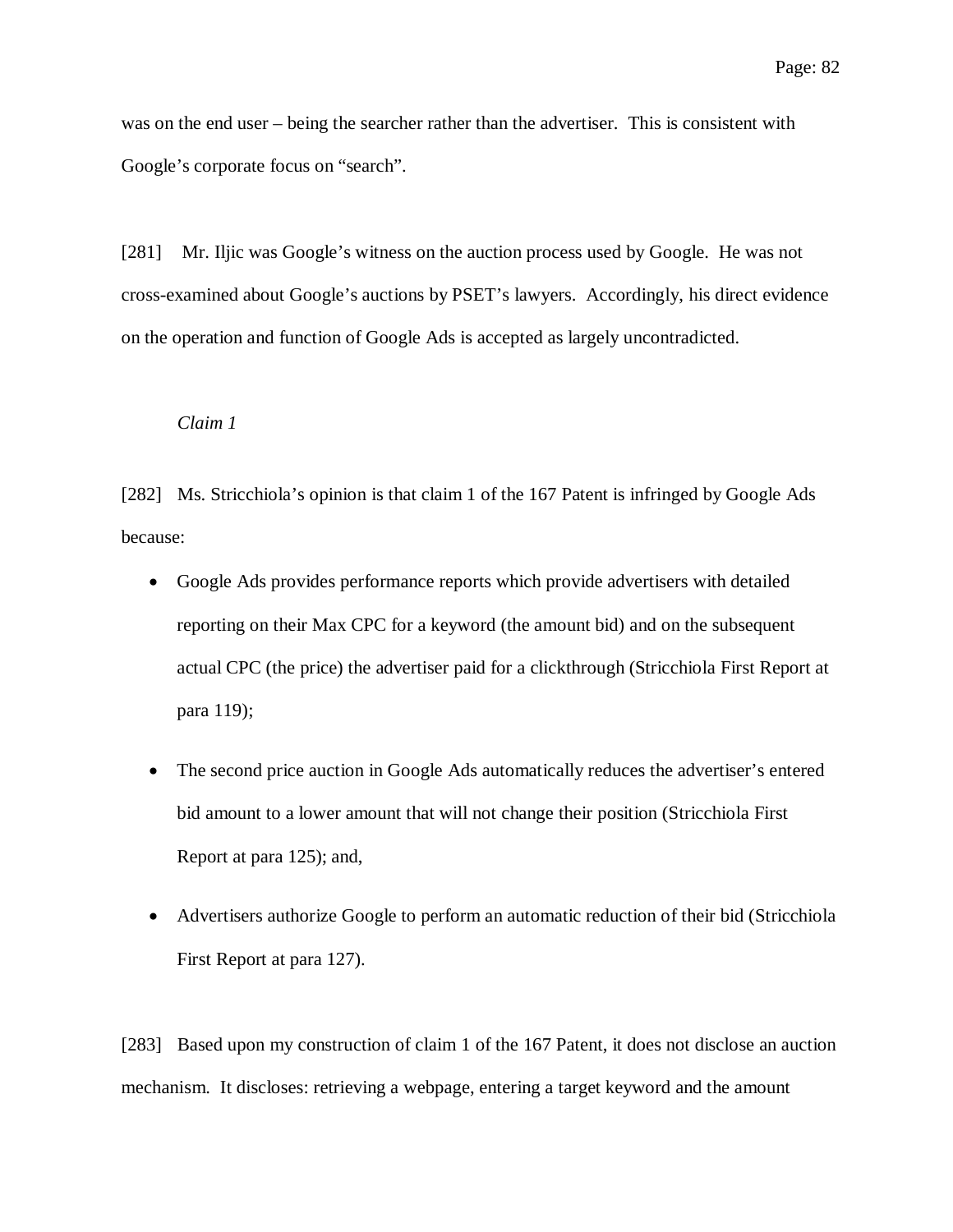was on the end user – being the searcher rather than the advertiser. This is consistent with Google's corporate focus on "search".

[281] Mr. Iljic was Google's witness on the auction process used by Google. He was not cross-examined about Google's auctions by PSET's lawyers. Accordingly, his direct evidence on the operation and function of Google Ads is accepted as largely uncontradicted.

*Claim 1*

[282] Ms. Stricchiola's opinion is that claim 1 of the 167 Patent is infringed by Google Ads because:

- Google Ads provides performance reports which provide advertisers with detailed reporting on their Max CPC for a keyword (the amount bid) and on the subsequent actual CPC (the price) the advertiser paid for a clickthrough (Stricchiola First Report at para 119);
- The second price auction in Google Ads automatically reduces the advertiser's entered bid amount to a lower amount that will not change their position (Stricchiola First Report at para 125); and,
- Advertisers authorize Google to perform an automatic reduction of their bid (Stricchiola First Report at para 127).

[283] Based upon my construction of claim 1 of the 167 Patent, it does not disclose an auction mechanism. It discloses: retrieving a webpage, entering a target keyword and the amount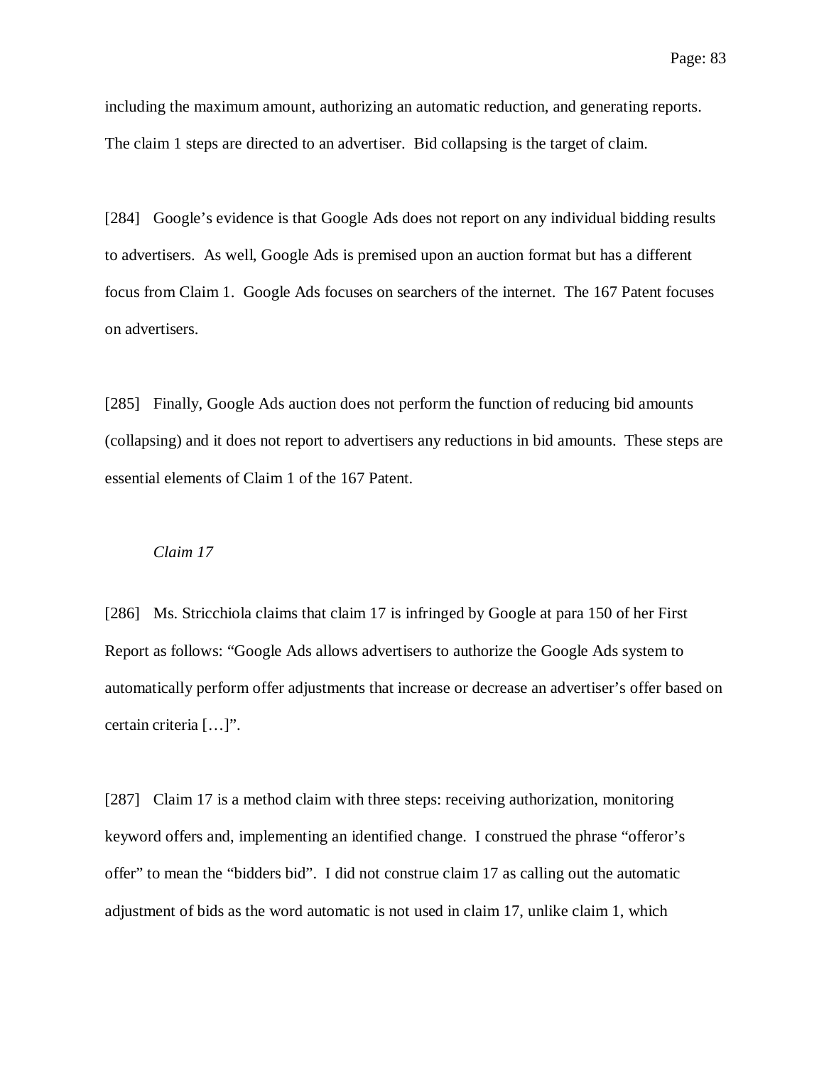including the maximum amount, authorizing an automatic reduction, and generating reports. The claim 1 steps are directed to an advertiser. Bid collapsing is the target of claim.

[284] Google's evidence is that Google Ads does not report on any individual bidding results to advertisers. As well, Google Ads is premised upon an auction format but has a different focus from Claim 1. Google Ads focuses on searchers of the internet. The 167 Patent focuses on advertisers.

[285] Finally, Google Ads auction does not perform the function of reducing bid amounts (collapsing) and it does not report to advertisers any reductions in bid amounts. These steps are essential elements of Claim 1 of the 167 Patent.

*Claim 17*

[286] Ms. Stricchiola claims that claim 17 is infringed by Google at para 150 of her First Report as follows: "Google Ads allows advertisers to authorize the Google Ads system to automatically perform offer adjustments that increase or decrease an advertiser's offer based on certain criteria […]".

[287] Claim 17 is a method claim with three steps: receiving authorization, monitoring keyword offers and, implementing an identified change. I construed the phrase "offeror's offer" to mean the "bidders bid". I did not construe claim 17 as calling out the automatic adjustment of bids as the word automatic is not used in claim 17, unlike claim 1, which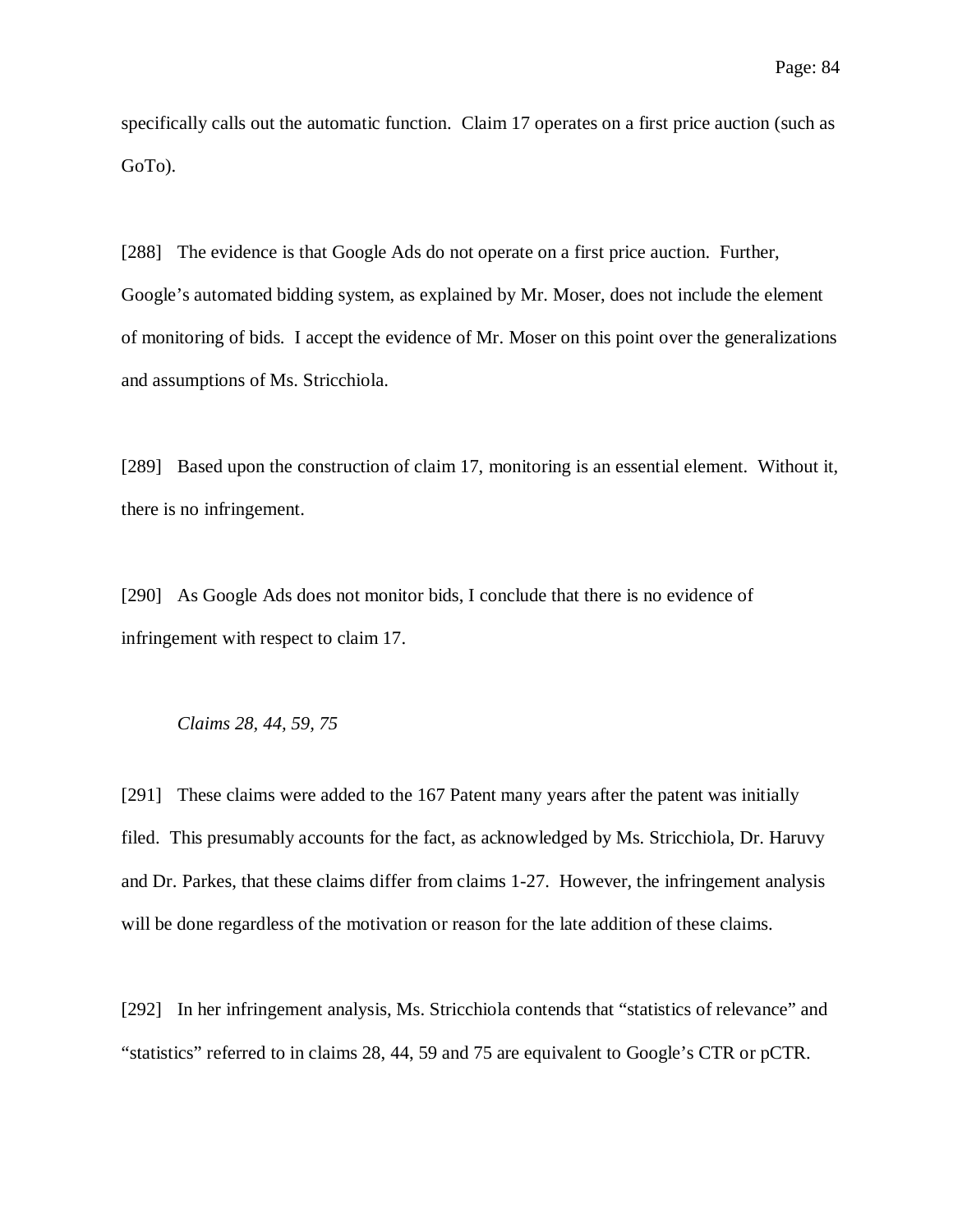specifically calls out the automatic function. Claim 17 operates on a first price auction (such as GoTo).

[288] The evidence is that Google Ads do not operate on a first price auction. Further, Google's automated bidding system, as explained by Mr. Moser, does not include the element of monitoring of bids. I accept the evidence of Mr. Moser on this point over the generalizations and assumptions of Ms. Stricchiola.

[289] Based upon the construction of claim 17, monitoring is an essential element. Without it, there is no infringement.

[290] As Google Ads does not monitor bids, I conclude that there is no evidence of infringement with respect to claim 17.

*Claims 28, 44, 59, 75*

[291] These claims were added to the 167 Patent many years after the patent was initially filed. This presumably accounts for the fact, as acknowledged by Ms. Stricchiola, Dr. Haruvy and Dr. Parkes, that these claims differ from claims 1-27. However, the infringement analysis will be done regardless of the motivation or reason for the late addition of these claims.

[292] In her infringement analysis, Ms. Stricchiola contends that "statistics of relevance" and "statistics" referred to in claims 28, 44, 59 and 75 are equivalent to Google's CTR or pCTR.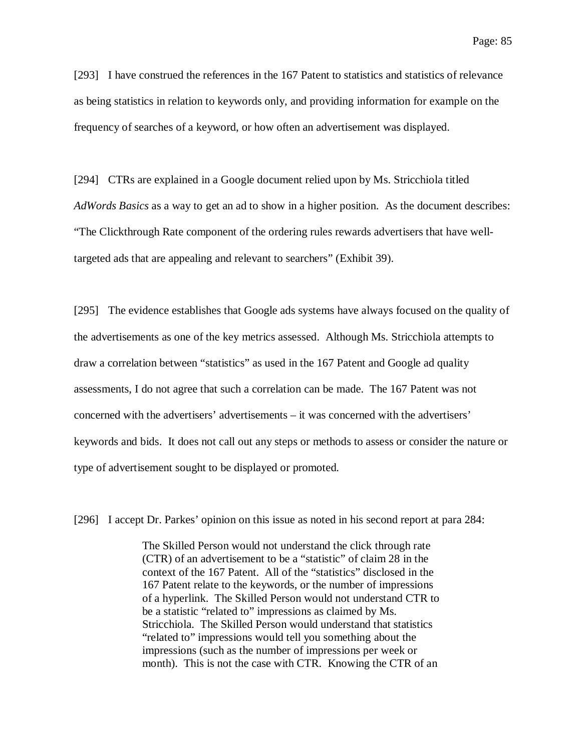[293] I have construed the references in the 167 Patent to statistics and statistics of relevance as being statistics in relation to keywords only, and providing information for example on the frequency of searches of a keyword, or how often an advertisement was displayed.

[294] CTRs are explained in a Google document relied upon by Ms. Stricchiola titled *AdWords Basics* as a way to get an ad to show in a higher position. As the document describes: "The Clickthrough Rate component of the ordering rules rewards advertisers that have well-targeted ads that are appealing and relevant to searchers" (Exhibit 39).

[295] The evidence establishes that Google ads systems have always focused on the quality of the advertisements as one of the key metrics assessed. Although Ms. Stricchiola attempts to draw a correlation between "statistics" as used in the 167 Patent and Google ad quality assessments, I do not agree that such a correlation can be made. The 167 Patent was not concerned with the advertisers' advertisements – it was concerned with the advertisers' keywords and bids. It does not call out any steps or methods to assess or consider the nature or type of advertisement sought to be displayed or promoted.

[296] I accept Dr. Parkes' opinion on this issue as noted in his second report at para 284:

> The Skilled Person would not understand the click through rate (CTR) of an advertisement to be a "statistic" of claim 28 in the context of the 167 Patent. All of the "statistics" disclosed in the 167 Patent relate to the keywords, or the number of impressions of a hyperlink. The Skilled Person would not understand CTR to be a statistic "related to" impressions as claimed by Ms. Stricchiola. The Skilled Person would understand that statistics "related to" impressions would tell you something about the impressions (such as the number of impressions per week or month). This is not the case with CTR. Knowing the CTR of an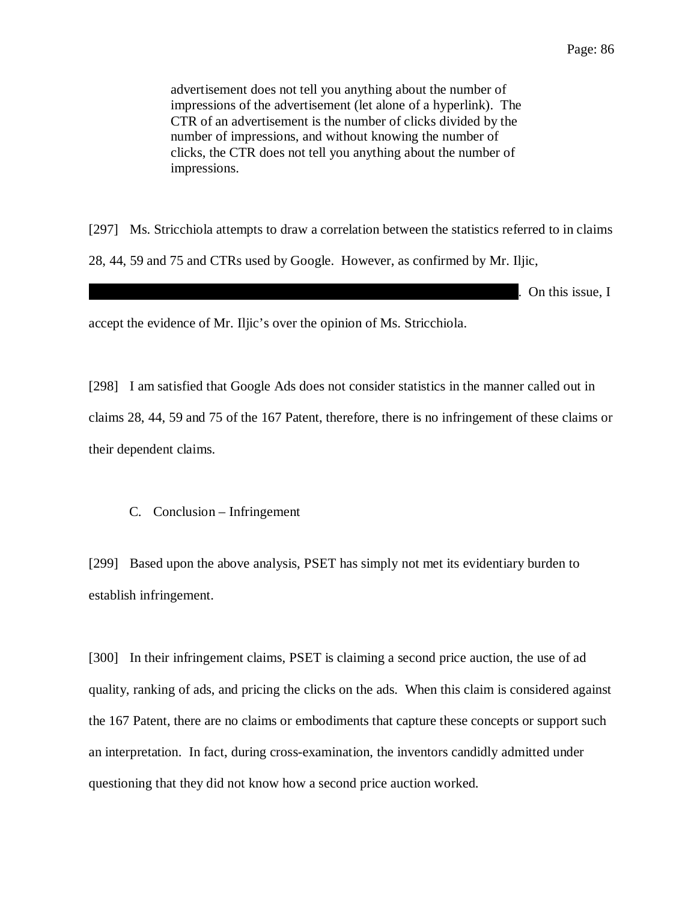> advertisement does not tell you anything about the number of impressions of the advertisement (let alone of a hyperlink). The CTR of an advertisement is the number of clicks divided by the number of impressions, and without knowing the number of clicks, the CTR does not tell you anything about the number of impressions.

[297] Ms. Stricchiola attempts to draw a correlation between the statistics referred to in claims 28, 44, 59 and 75 and CTRs used by Google. However, as confirmed by Mr. Iljic, ███████████████████████████████████████. On this issue, I accept the evidence of Mr. Iljic's over the opinion of Ms. Stricchiola.

[298] I am satisfied that Google Ads does not consider statistics in the manner called out in claims 28, 44, 59 and 75 of the 167 Patent, therefore, there is no infringement of these claims or their dependent claims.

### C. Conclusion – Infringement

[299] Based upon the above analysis, PSET has simply not met its evidentiary burden to establish infringement.

[300] In their infringement claims, PSET is claiming a second price auction, the use of ad quality, ranking of ads, and pricing the clicks on the ads. When this claim is considered against the 167 Patent, there are no claims or embodiments that capture these concepts or support such an interpretation. In fact, during cross-examination, the inventors candidly admitted under questioning that they did not know how a second price auction worked.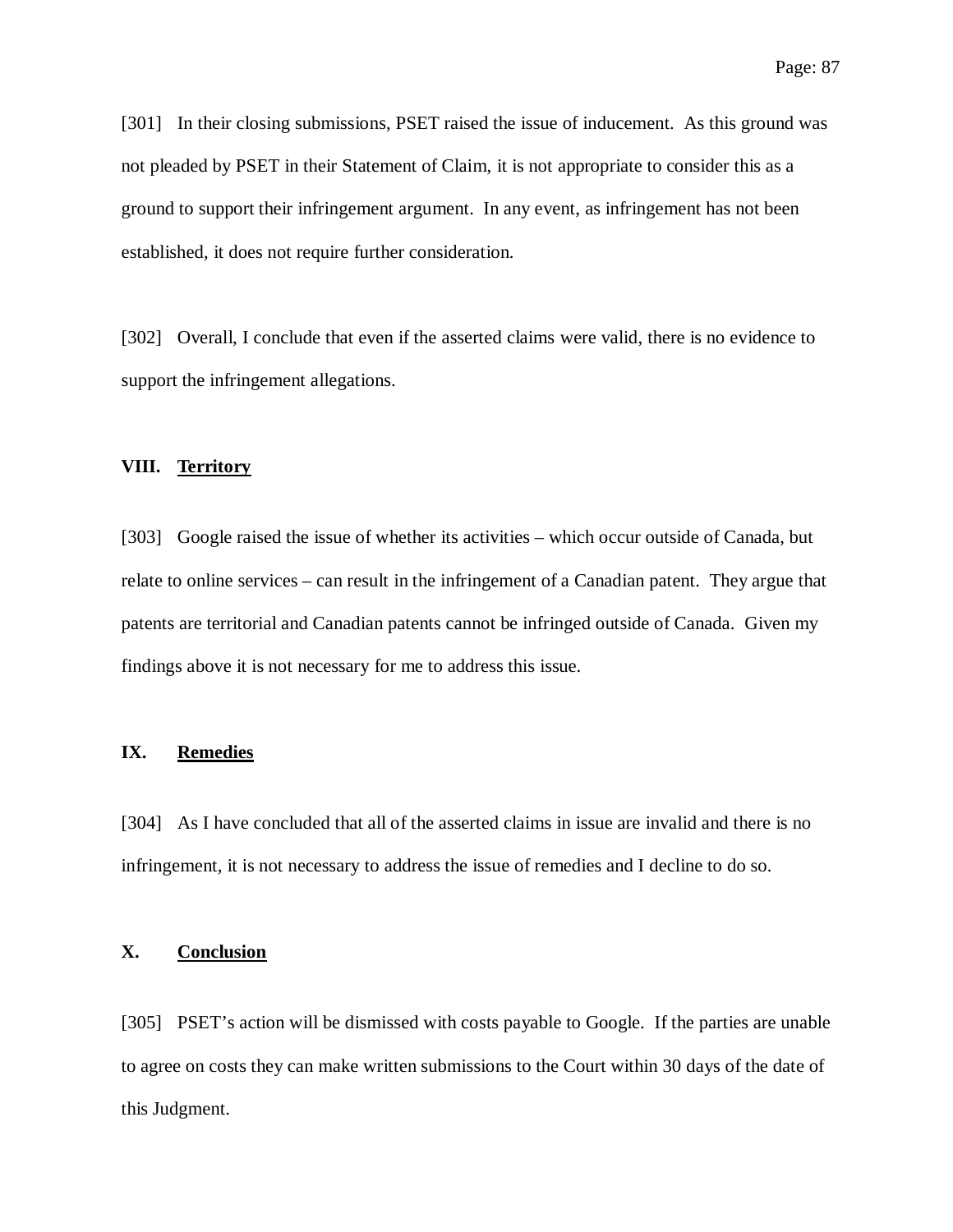[301] In their closing submissions, PSET raised the issue of inducement. As this ground was not pleaded by PSET in their Statement of Claim, it is not appropriate to consider this as a ground to support their infringement argument. In any event, as infringement has not been established, it does not require further consideration.

[302] Overall, I conclude that even if the asserted claims were valid, there is no evidence to support the infringement allegations.

## VIII. Territory

[303] Google raised the issue of whether its activities – which occur outside of Canada, but relate to online services – can result in the infringement of a Canadian patent. They argue that patents are territorial and Canadian patents cannot be infringed outside of Canada. Given my findings above it is not necessary for me to address this issue.

## IX. Remedies

[304] As I have concluded that all of the asserted claims in issue are invalid and there is no infringement, it is not necessary to address the issue of remedies and I decline to do so.

## X. Conclusion

[305] PSET's action will be dismissed with costs payable to Google. If the parties are unable to agree on costs they can make written submissions to the Court within 30 days of the date of this Judgment.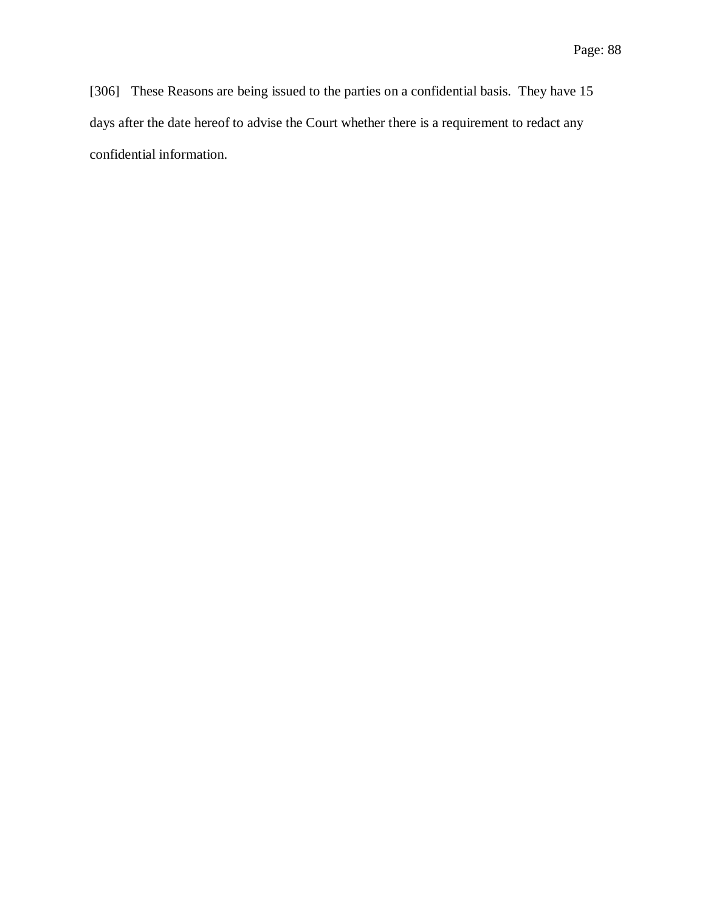[306] These Reasons are being issued to the parties on a confidential basis. They have 15 days after the date hereof to advise the Court whether there is a requirement to redact any confidential information.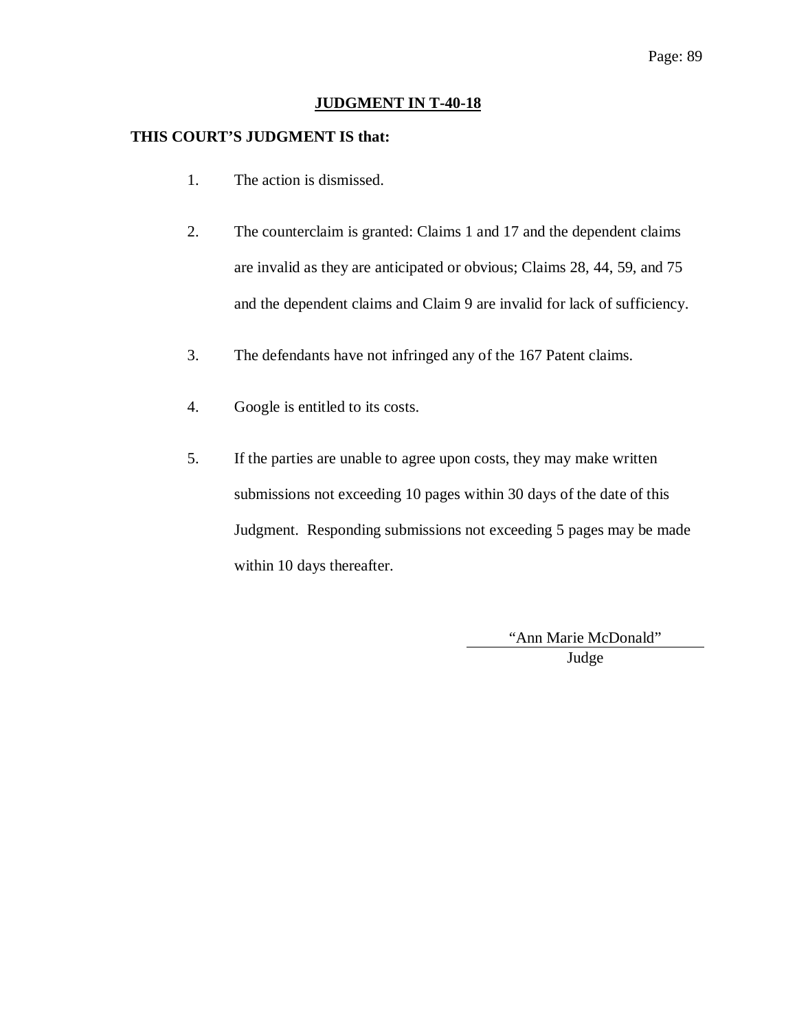**JUDGMENT IN T-40-18**

**THIS COURT'S JUDGMENT IS that:**

1. The action is dismissed.

2. The counterclaim is granted: Claims 1 and 17 and the dependent claims are invalid as they are anticipated or obvious; Claims 28, 44, 59, and 75 and the dependent claims and Claim 9 are invalid for lack of sufficiency.

3. The defendants have not infringed any of the 167 Patent claims.

4. Google is entitled to its costs.

5. If the parties are unable to agree upon costs, they may make written submissions not exceeding 10 pages within 30 days of the date of this Judgment. Responding submissions not exceeding 5 pages may be made within 10 days thereafter.

"Ann Marie McDonald"

Judge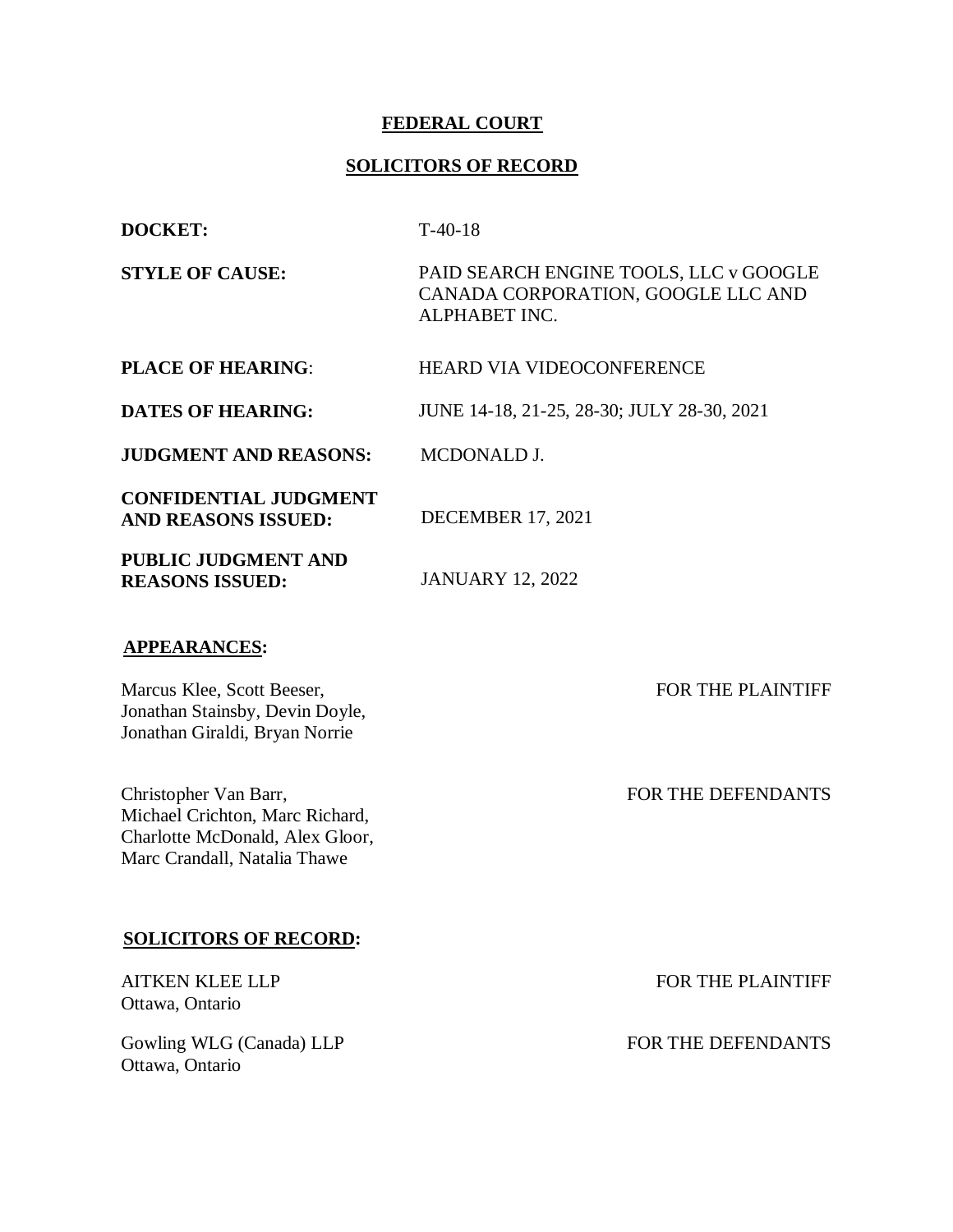**FEDERAL COURT**

**SOLICITORS OF RECORD**

| | |
|---|---|
| **DOCKET:** | T-40-18 |
| **STYLE OF CAUSE:** | PAID SEARCH ENGINE TOOLS, LLC v GOOGLE CANADA CORPORATION, GOOGLE LLC AND ALPHABET INC. |
| **PLACE OF HEARING**: | HEARD VIA VIDEOCONFERENCE |
| **DATES OF HEARING:** | JUNE 14-18, 21-25, 28-30; JULY 28-30, 2021 |
| **JUDGMENT AND REASONS:** | MCDONALD J. |
| **CONFIDENTIAL JUDGMENT AND REASONS ISSUED:** | DECEMBER 17, 2021 |
| **PUBLIC JUDGMENT AND REASONS ISSUED:** | JANUARY 12, 2022 |

**APPEARANCES:**

| | |
|---|---|
| Marcus Klee, Scott Beeser, Jonathan Stainsby, Devin Doyle, Jonathan Giraldi, Bryan Norrie | FOR THE PLAINTIFF |
| Christopher Van Barr, Michael Crichton, Marc Richard, Charlotte McDonald, Alex Gloor, Marc Crandall, Natalia Thawe | FOR THE DEFENDANTS |

**SOLICITORS OF RECORD:**

| | |
|---|---|
| AITKEN KLEE LLP<br>Ottawa, Ontario | FOR THE PLAINTIFF |
| Gowling WLG (Canada) LLP<br>Ottawa, Ontario | FOR THE DEFENDANTS |